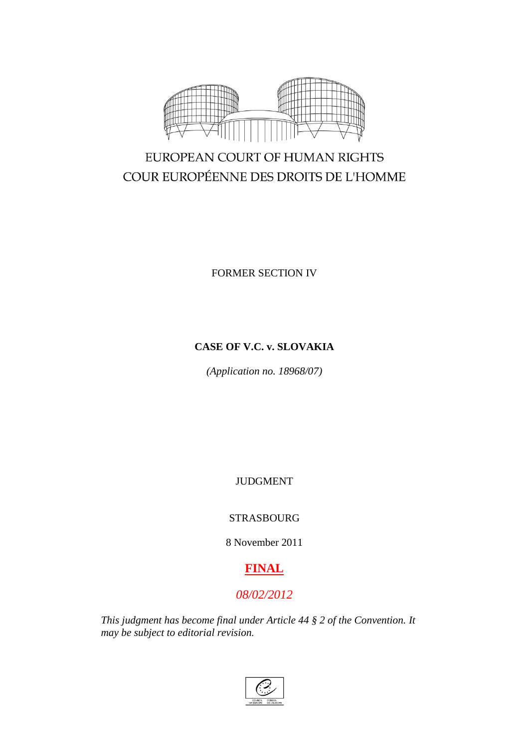EUROPEAN COURT OF HUMAN RIGHTS

COUR EUROPÉENNE DES DROITS DE L'HOMME

FORMER SECTION IV

**CASE OF V.C. v. SLOVAKIA**

*(Application no. 18968/07)*

JUDGMENT

STRASBOURG

8 November 2011

**FINAL**

*08/02/2012*

*This judgment has become final under Article 44 § 2 of the Convention. It may be subject to editorial revision.*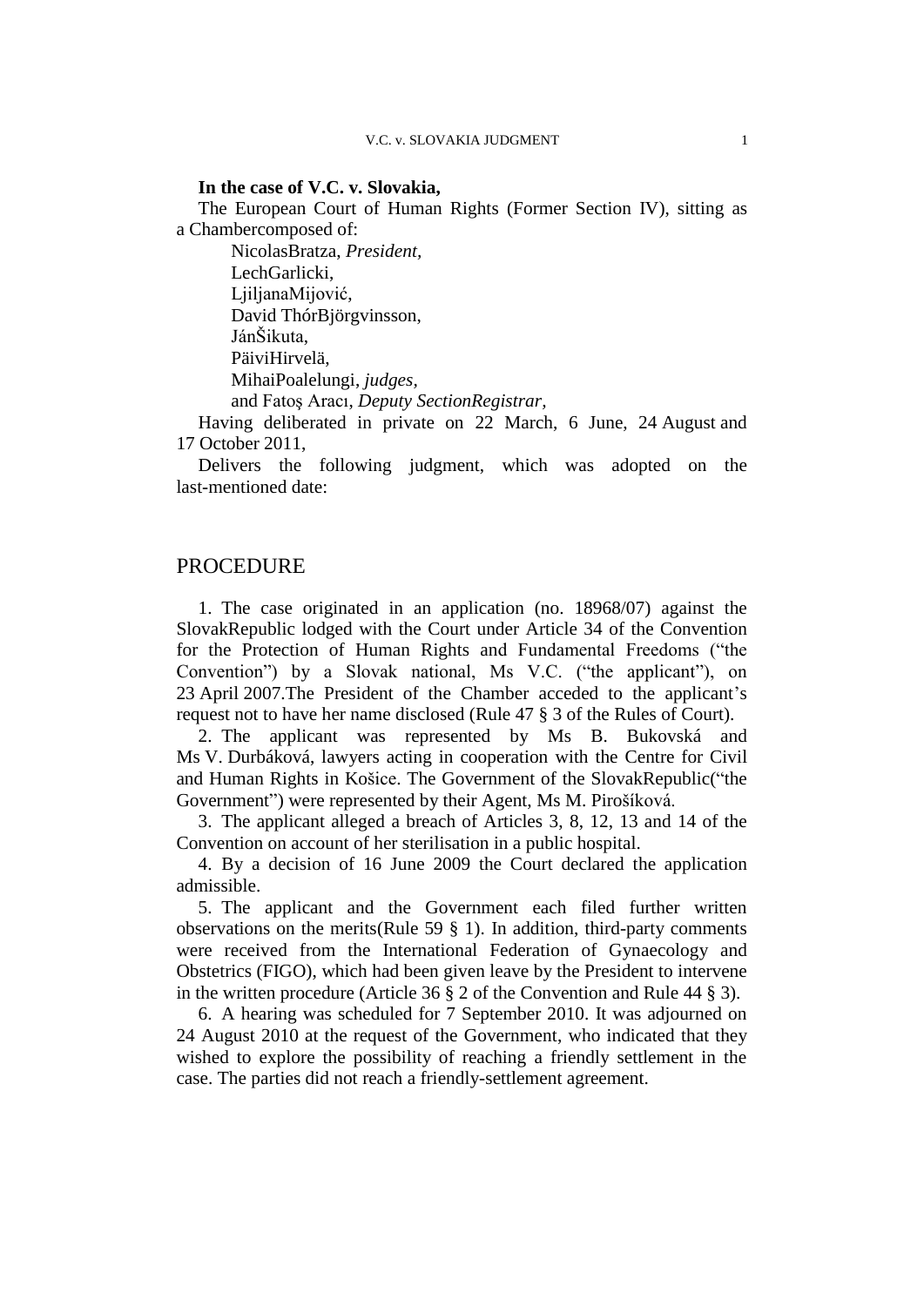**In the case of V.C. v. Slovakia,**

The European Court of Human Rights (Former Section IV), sitting as a Chambercomposed of:

NicolasBratza, *President,*
LechGarlicki,
LjiljanaMijović,
David ThórBjörgvinsson,
JánŠikuta,
PäiviHirvelä,
MihaiPoalelungi, *judges,*
and Fatoş Aracı, *Deputy SectionRegistrar,*

Having deliberated in private on 22 March, 6 June, 24 August and 17 October 2011,

Delivers the following judgment, which was adopted on the last-mentioned date:

## PROCEDURE

1. The case originated in an application (no. 18968/07) against the SlovakRepublic lodged with the Court under Article 34 of the Convention for the Protection of Human Rights and Fundamental Freedoms ("the Convention") by a Slovak national, Ms V.C. ("the applicant"), on 23 April 2007.The President of the Chamber acceded to the applicant's request not to have her name disclosed (Rule 47 § 3 of the Rules of Court).

2. The applicant was represented by Ms B. Bukovská and Ms V. Durbáková, lawyers acting in cooperation with the Centre for Civil and Human Rights in Košice. The Government of the SlovakRepublic("the Government") were represented by their Agent, Ms M. Pirošíková.

3. The applicant alleged a breach of Articles 3, 8, 12, 13 and 14 of the Convention on account of her sterilisation in a public hospital.

4. By a decision of 16 June 2009 the Court declared the application admissible.

5. The applicant and the Government each filed further written observations on the merits(Rule 59 § 1). In addition, third-party comments were received from the International Federation of Gynaecology and Obstetrics (FIGO), which had been given leave by the President to intervene in the written procedure (Article 36 § 2 of the Convention and Rule 44 § 3).

6. A hearing was scheduled for 7 September 2010. It was adjourned on 24 August 2010 at the request of the Government, who indicated that they wished to explore the possibility of reaching a friendly settlement in the case. The parties did not reach a friendly-settlement agreement.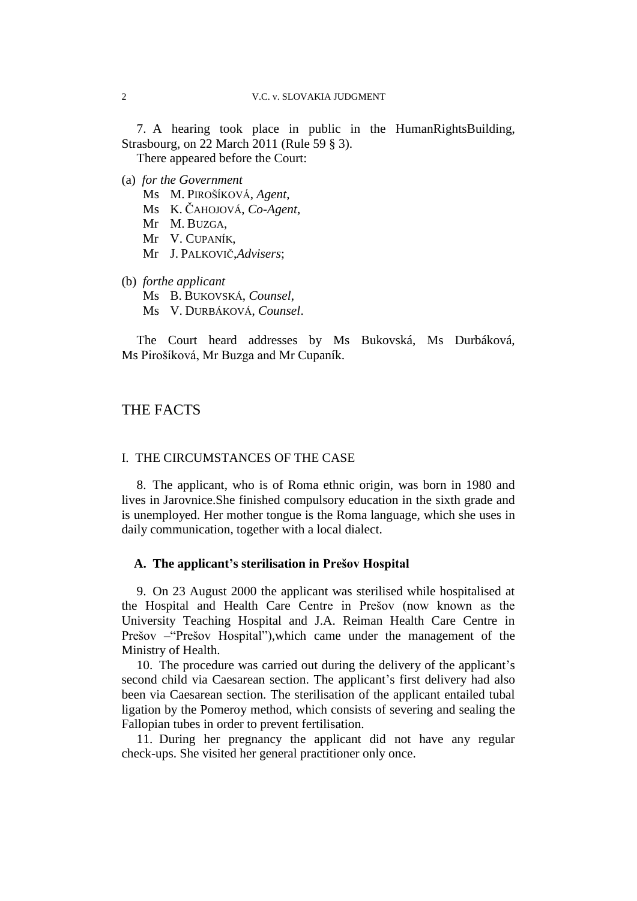7. A hearing took place in public in the HumanRightsBuilding, Strasbourg, on 22 March 2011 (Rule 59 § 3).

There appeared before the Court:

(a) *for the Government*
- Ms M. PIROŠÍKOVÁ, *Agent*,
- Ms K. ČAHOJOVÁ, *Co-Agent*,
- Mr M. BUZGA,
- Mr V. CUPANÍK,
- Mr J. PALKOVIČ,*Advisers*;

(b) *forthe applicant*
- Ms B. BUKOVSKÁ, *Counsel*,
- Ms V. DURBÁKOVÁ, *Counsel*.

The Court heard addresses by Ms Bukovská, Ms Durbáková, Ms Pirošíková, Mr Buzga and Mr Cupaník.

# THE FACTS

## I. THE CIRCUMSTANCES OF THE CASE

8. The applicant, who is of Roma ethnic origin, was born in 1980 and lives in Jarovnice.She finished compulsory education in the sixth grade and is unemployed. Her mother tongue is the Roma language, which she uses in daily communication, together with a local dialect.

### A. The applicant's sterilisation in Prešov Hospital

9. On 23 August 2000 the applicant was sterilised while hospitalised at the Hospital and Health Care Centre in Prešov (now known as the University Teaching Hospital and J.A. Reiman Health Care Centre in Prešov –"Prešov Hospital"),which came under the management of the Ministry of Health.

10. The procedure was carried out during the delivery of the applicant's second child via Caesarean section. The applicant's first delivery had also been via Caesarean section. The sterilisation of the applicant entailed tubal ligation by the Pomeroy method, which consists of severing and sealing the Fallopian tubes in order to prevent fertilisation.

11. During her pregnancy the applicant did not have any regular check-ups. She visited her general practitioner only once.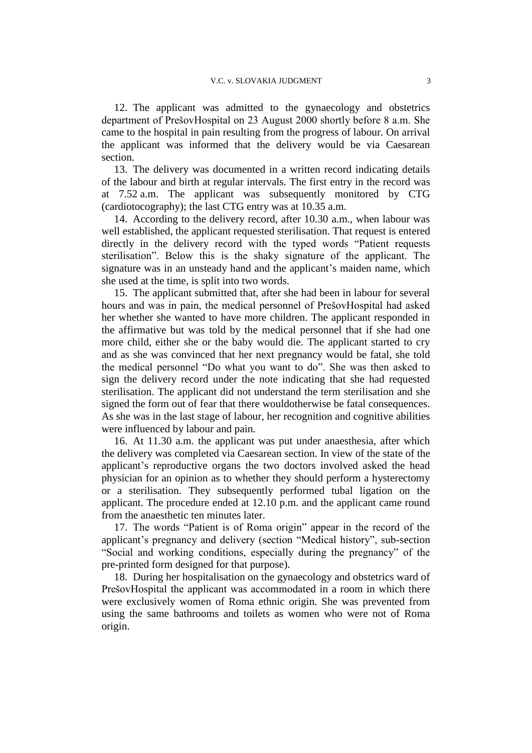12. The applicant was admitted to the gynaecology and obstetrics department of PrešovHospital on 23 August 2000 shortly before 8 a.m. She came to the hospital in pain resulting from the progress of labour. On arrival the applicant was informed that the delivery would be via Caesarean section.

13. The delivery was documented in a written record indicating details of the labour and birth at regular intervals. The first entry in the record was at 7.52 a.m. The applicant was subsequently monitored by CTG (cardiotocography); the last CTG entry was at 10.35 a.m.

14. According to the delivery record, after 10.30 a.m., when labour was well established, the applicant requested sterilisation. That request is entered directly in the delivery record with the typed words "Patient requests sterilisation". Below this is the shaky signature of the applicant. The signature was in an unsteady hand and the applicant's maiden name, which she used at the time, is split into two words.

15. The applicant submitted that, after she had been in labour for several hours and was in pain, the medical personnel of PrešovHospital had asked her whether she wanted to have more children. The applicant responded in the affirmative but was told by the medical personnel that if she had one more child, either she or the baby would die. The applicant started to cry and as she was convinced that her next pregnancy would be fatal, she told the medical personnel "Do what you want to do". She was then asked to sign the delivery record under the note indicating that she had requested sterilisation. The applicant did not understand the term sterilisation and she signed the form out of fear that there wouldotherwise be fatal consequences. As she was in the last stage of labour, her recognition and cognitive abilities were influenced by labour and pain.

16. At 11.30 a.m. the applicant was put under anaesthesia, after which the delivery was completed via Caesarean section. In view of the state of the applicant's reproductive organs the two doctors involved asked the head physician for an opinion as to whether they should perform a hysterectomy or a sterilisation. They subsequently performed tubal ligation on the applicant. The procedure ended at 12.10 p.m. and the applicant came round from the anaesthetic ten minutes later.

17. The words "Patient is of Roma origin" appear in the record of the applicant's pregnancy and delivery (section "Medical history", sub-section "Social and working conditions, especially during the pregnancy" of the pre-printed form designed for that purpose).

18. During her hospitalisation on the gynaecology and obstetrics ward of PrešovHospital the applicant was accommodated in a room in which there were exclusively women of Roma ethnic origin. She was prevented from using the same bathrooms and toilets as women who were not of Roma origin.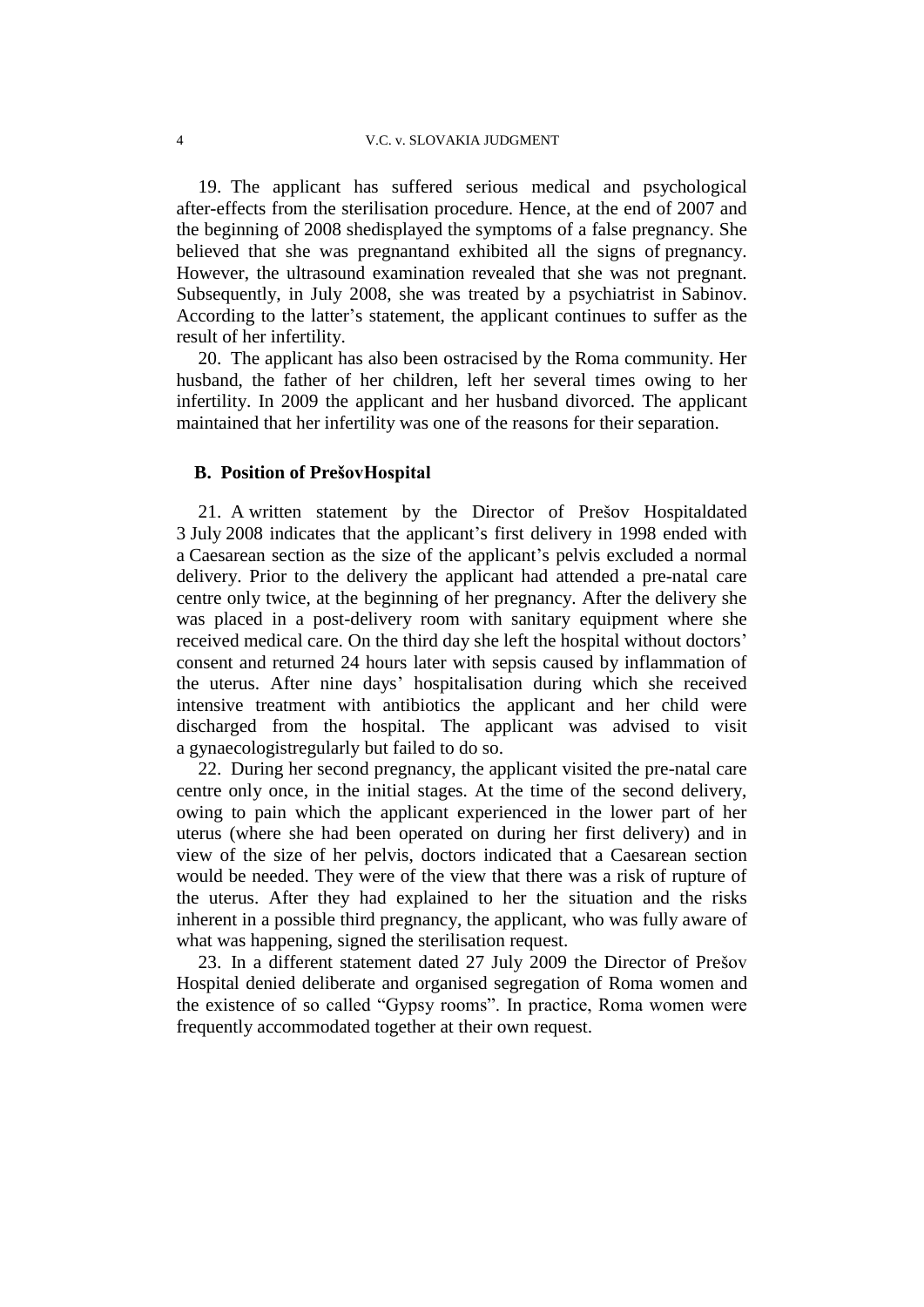19. The applicant has suffered serious medical and psychological after-effects from the sterilisation procedure. Hence, at the end of 2007 and the beginning of 2008 shedisplayed the symptoms of a false pregnancy. She believed that she was pregnantand exhibited all the signs of pregnancy. However, the ultrasound examination revealed that she was not pregnant. Subsequently, in July 2008, she was treated by a psychiatrist in Sabinov. According to the latter's statement, the applicant continues to suffer as the result of her infertility.

20. The applicant has also been ostracised by the Roma community. Her husband, the father of her children, left her several times owing to her infertility. In 2009 the applicant and her husband divorced. The applicant maintained that her infertility was one of the reasons for their separation.

### B. Position of PrešovHospital

21. A written statement by the Director of Prešov Hospitaldated 3 July 2008 indicates that the applicant's first delivery in 1998 ended with a Caesarean section as the size of the applicant's pelvis excluded a normal delivery. Prior to the delivery the applicant had attended a pre-natal care centre only twice, at the beginning of her pregnancy. After the delivery she was placed in a post-delivery room with sanitary equipment where she received medical care. On the third day she left the hospital without doctors' consent and returned 24 hours later with sepsis caused by inflammation of the uterus. After nine days' hospitalisation during which she received intensive treatment with antibiotics the applicant and her child were discharged from the hospital. The applicant was advised to visit a gynaecologistregularly but failed to do so.

22. During her second pregnancy, the applicant visited the pre-natal care centre only once, in the initial stages. At the time of the second delivery, owing to pain which the applicant experienced in the lower part of her uterus (where she had been operated on during her first delivery) and in view of the size of her pelvis, doctors indicated that a Caesarean section would be needed. They were of the view that there was a risk of rupture of the uterus. After they had explained to her the situation and the risks inherent in a possible third pregnancy, the applicant, who was fully aware of what was happening, signed the sterilisation request.

23. In a different statement dated 27 July 2009 the Director of Prešov Hospital denied deliberate and organised segregation of Roma women and the existence of so called "Gypsy rooms". In practice, Roma women were frequently accommodated together at their own request.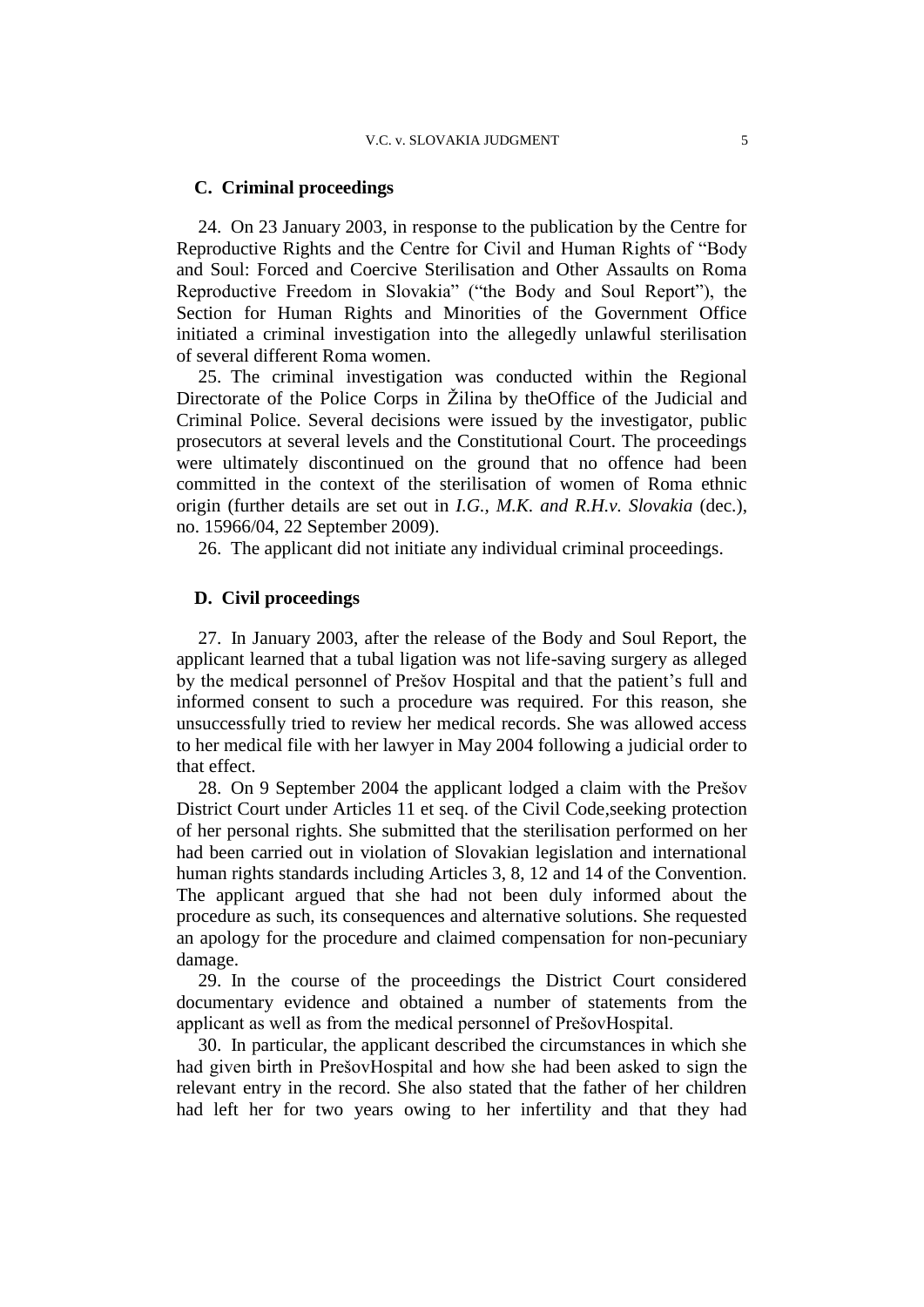## C. Criminal proceedings

24. On 23 January 2003, in response to the publication by the Centre for Reproductive Rights and the Centre for Civil and Human Rights of "Body and Soul: Forced and Coercive Sterilisation and Other Assaults on Roma Reproductive Freedom in Slovakia" ("the Body and Soul Report"), the Section for Human Rights and Minorities of the Government Office initiated a criminal investigation into the allegedly unlawful sterilisation of several different Roma women.

25. The criminal investigation was conducted within the Regional Directorate of the Police Corps in Žilina by theOffice of the Judicial and Criminal Police. Several decisions were issued by the investigator, public prosecutors at several levels and the Constitutional Court. The proceedings were ultimately discontinued on the ground that no offence had been committed in the context of the sterilisation of women of Roma ethnic origin (further details are set out in *I.G., M.K. and R.H.v. Slovakia* (dec.), no. 15966/04, 22 September 2009).

26. The applicant did not initiate any individual criminal proceedings.

## D. Civil proceedings

27. In January 2003, after the release of the Body and Soul Report, the applicant learned that a tubal ligation was not life-saving surgery as alleged by the medical personnel of Prešov Hospital and that the patient's full and informed consent to such a procedure was required. For this reason, she unsuccessfully tried to review her medical records. She was allowed access to her medical file with her lawyer in May 2004 following a judicial order to that effect.

28. On 9 September 2004 the applicant lodged a claim with the Prešov District Court under Articles 11 et seq. of the Civil Code,seeking protection of her personal rights. She submitted that the sterilisation performed on her had been carried out in violation of Slovakian legislation and international human rights standards including Articles 3, 8, 12 and 14 of the Convention. The applicant argued that she had not been duly informed about the procedure as such, its consequences and alternative solutions. She requested an apology for the procedure and claimed compensation for non-pecuniary damage.

29. In the course of the proceedings the District Court considered documentary evidence and obtained a number of statements from the applicant as well as from the medical personnel of PrešovHospital.

30. In particular, the applicant described the circumstances in which she had given birth in PrešovHospital and how she had been asked to sign the relevant entry in the record. She also stated that the father of her children had left her for two years owing to her infertility and that they had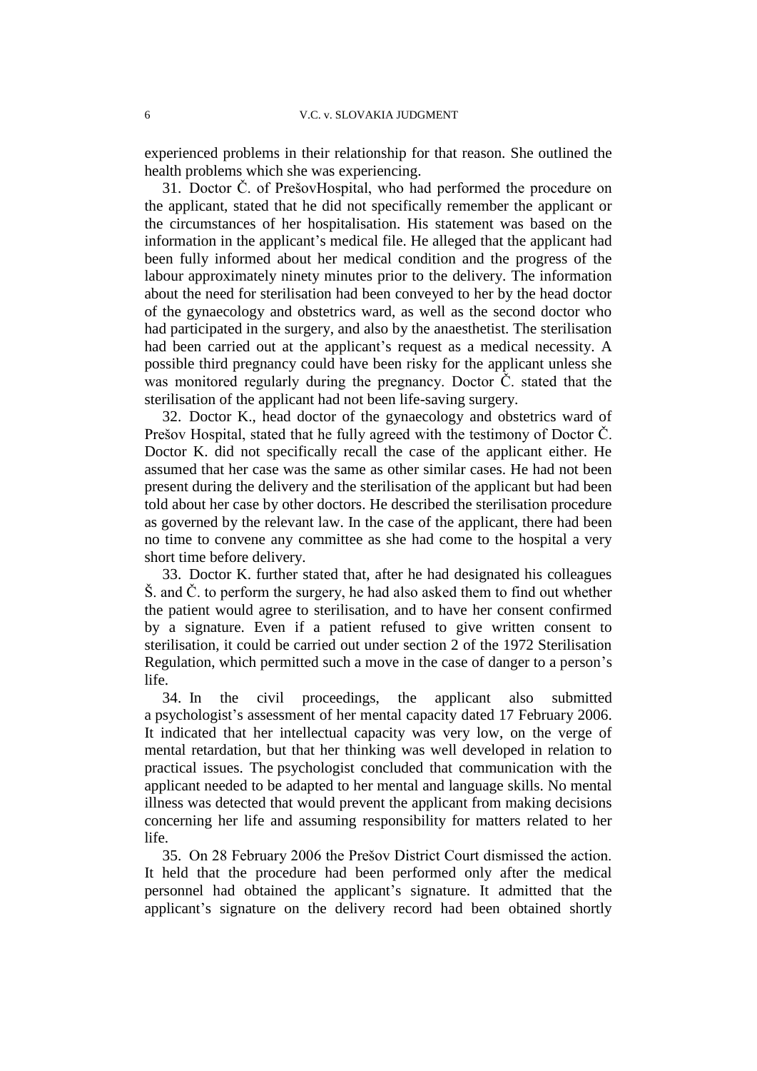experienced problems in their relationship for that reason. She outlined the health problems which she was experiencing.

31. Doctor Č. of PrešovHospital, who had performed the procedure on the applicant, stated that he did not specifically remember the applicant or the circumstances of her hospitalisation. His statement was based on the information in the applicant's medical file. He alleged that the applicant had been fully informed about her medical condition and the progress of the labour approximately ninety minutes prior to the delivery. The information about the need for sterilisation had been conveyed to her by the head doctor of the gynaecology and obstetrics ward, as well as the second doctor who had participated in the surgery, and also by the anaesthetist. The sterilisation had been carried out at the applicant's request as a medical necessity. A possible third pregnancy could have been risky for the applicant unless she was monitored regularly during the pregnancy. Doctor Č. stated that the sterilisation of the applicant had not been life-saving surgery.

32. Doctor K., head doctor of the gynaecology and obstetrics ward of Prešov Hospital, stated that he fully agreed with the testimony of Doctor Č. Doctor K. did not specifically recall the case of the applicant either. He assumed that her case was the same as other similar cases. He had not been present during the delivery and the sterilisation of the applicant but had been told about her case by other doctors. He described the sterilisation procedure as governed by the relevant law. In the case of the applicant, there had been no time to convene any committee as she had come to the hospital a very short time before delivery.

33. Doctor K. further stated that, after he had designated his colleagues Š. and Č. to perform the surgery, he had also asked them to find out whether the patient would agree to sterilisation, and to have her consent confirmed by a signature. Even if a patient refused to give written consent to sterilisation, it could be carried out under section 2 of the 1972 Sterilisation Regulation, which permitted such a move in the case of danger to a person's life.

34. In the civil proceedings, the applicant also submitted a psychologist's assessment of her mental capacity dated 17 February 2006. It indicated that her intellectual capacity was very low, on the verge of mental retardation, but that her thinking was well developed in relation to practical issues. The psychologist concluded that communication with the applicant needed to be adapted to her mental and language skills. No mental illness was detected that would prevent the applicant from making decisions concerning her life and assuming responsibility for matters related to her life.

35. On 28 February 2006 the Prešov District Court dismissed the action. It held that the procedure had been performed only after the medical personnel had obtained the applicant's signature. It admitted that the applicant's signature on the delivery record had been obtained shortly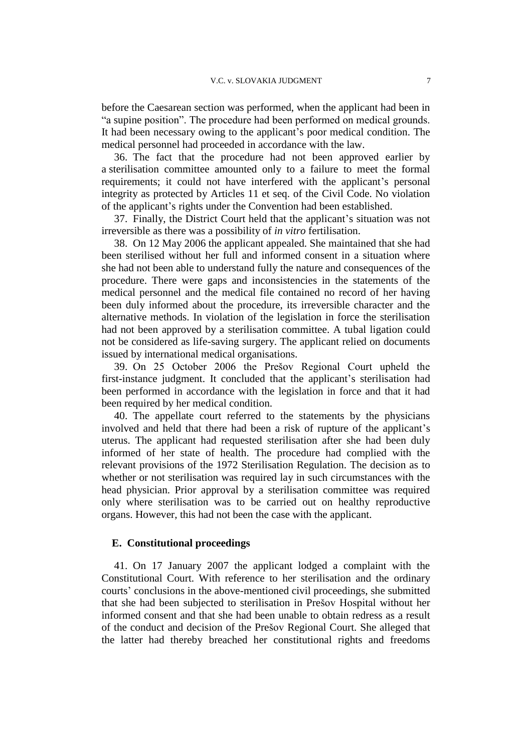before the Caesarean section was performed, when the applicant had been in "a supine position". The procedure had been performed on medical grounds. It had been necessary owing to the applicant's poor medical condition. The medical personnel had proceeded in accordance with the law.

36. The fact that the procedure had not been approved earlier by a sterilisation committee amounted only to a failure to meet the formal requirements; it could not have interfered with the applicant's personal integrity as protected by Articles 11 et seq. of the Civil Code. No violation of the applicant's rights under the Convention had been established.

37. Finally, the District Court held that the applicant's situation was not irreversible as there was a possibility of *in vitro* fertilisation.

38. On 12 May 2006 the applicant appealed. She maintained that she had been sterilised without her full and informed consent in a situation where she had not been able to understand fully the nature and consequences of the procedure. There were gaps and inconsistencies in the statements of the medical personnel and the medical file contained no record of her having been duly informed about the procedure, its irreversible character and the alternative methods. In violation of the legislation in force the sterilisation had not been approved by a sterilisation committee. A tubal ligation could not be considered as life-saving surgery. The applicant relied on documents issued by international medical organisations.

39. On 25 October 2006 the Prešov Regional Court upheld the first-instance judgment. It concluded that the applicant's sterilisation had been performed in accordance with the legislation in force and that it had been required by her medical condition.

40. The appellate court referred to the statements by the physicians involved and held that there had been a risk of rupture of the applicant's uterus. The applicant had requested sterilisation after she had been duly informed of her state of health. The procedure had complied with the relevant provisions of the 1972 Sterilisation Regulation. The decision as to whether or not sterilisation was required lay in such circumstances with the head physician. Prior approval by a sterilisation committee was required only where sterilisation was to be carried out on healthy reproductive organs. However, this had not been the case with the applicant.

### E. Constitutional proceedings

41. On 17 January 2007 the applicant lodged a complaint with the Constitutional Court. With reference to her sterilisation and the ordinary courts' conclusions in the above-mentioned civil proceedings, she submitted that she had been subjected to sterilisation in Prešov Hospital without her informed consent and that she had been unable to obtain redress as a result of the conduct and decision of the Prešov Regional Court. She alleged that the latter had thereby breached her constitutional rights and freedoms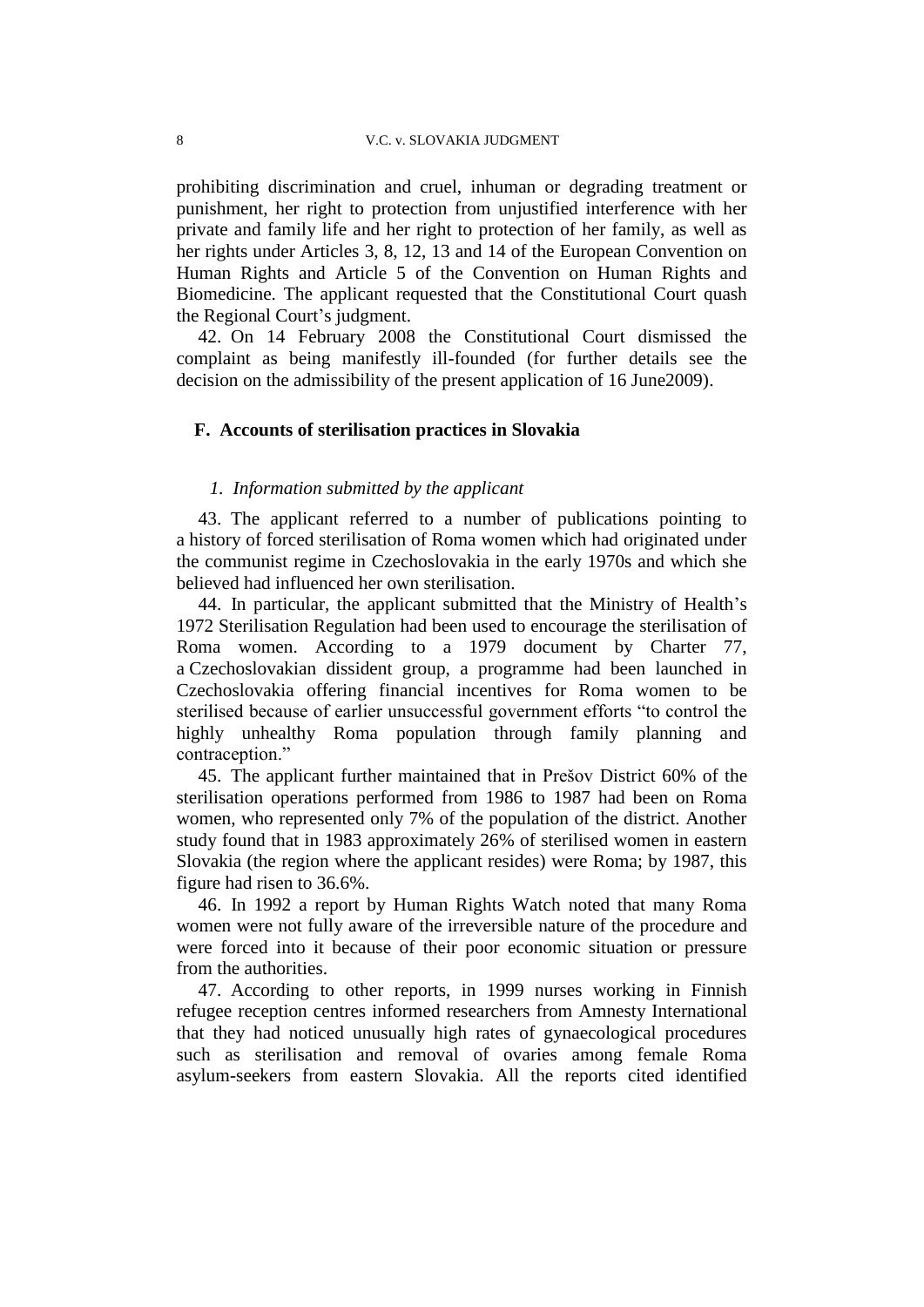prohibiting discrimination and cruel, inhuman or degrading treatment or punishment, her right to protection from unjustified interference with her private and family life and her right to protection of her family, as well as her rights under Articles 3, 8, 12, 13 and 14 of the European Convention on Human Rights and Article 5 of the Convention on Human Rights and Biomedicine. The applicant requested that the Constitutional Court quash the Regional Court's judgment.

42. On 14 February 2008 the Constitutional Court dismissed the complaint as being manifestly ill-founded (for further details see the decision on the admissibility of the present application of 16 June2009).

## F. Accounts of sterilisation practices in Slovakia

### *1. Information submitted by the applicant*

43. The applicant referred to a number of publications pointing to a history of forced sterilisation of Roma women which had originated under the communist regime in Czechoslovakia in the early 1970s and which she believed had influenced her own sterilisation.

44. In particular, the applicant submitted that the Ministry of Health's 1972 Sterilisation Regulation had been used to encourage the sterilisation of Roma women. According to a 1979 document by Charter 77, a Czechoslovakian dissident group, a programme had been launched in Czechoslovakia offering financial incentives for Roma women to be sterilised because of earlier unsuccessful government efforts "to control the highly unhealthy Roma population through family planning and contraception."

45. The applicant further maintained that in Prešov District 60% of the sterilisation operations performed from 1986 to 1987 had been on Roma women, who represented only 7% of the population of the district. Another study found that in 1983 approximately 26% of sterilised women in eastern Slovakia (the region where the applicant resides) were Roma; by 1987, this figure had risen to 36.6%.

46. In 1992 a report by Human Rights Watch noted that many Roma women were not fully aware of the irreversible nature of the procedure and were forced into it because of their poor economic situation or pressure from the authorities.

47. According to other reports, in 1999 nurses working in Finnish refugee reception centres informed researchers from Amnesty International that they had noticed unusually high rates of gynaecological procedures such as sterilisation and removal of ovaries among female Roma asylum-seekers from eastern Slovakia. All the reports cited identified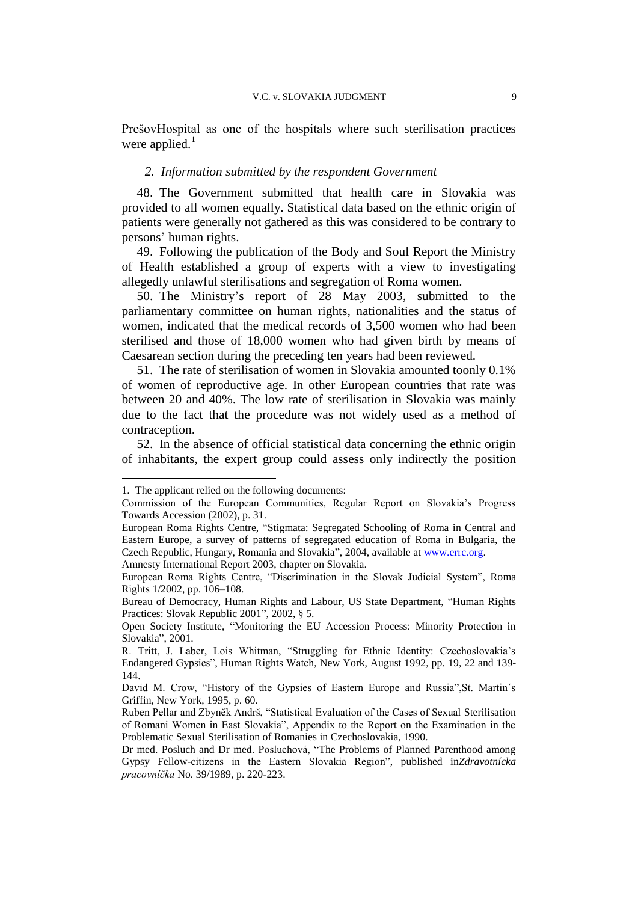PrešovHospital as one of the hospitals where such sterilisation practices were applied.[1]

*2. Information submitted by the respondent Government*

48. The Government submitted that health care in Slovakia was provided to all women equally. Statistical data based on the ethnic origin of patients were generally not gathered as this was considered to be contrary to persons' human rights.

49. Following the publication of the Body and Soul Report the Ministry of Health established a group of experts with a view to investigating allegedly unlawful sterilisations and segregation of Roma women.

50. The Ministry's report of 28 May 2003, submitted to the parliamentary committee on human rights, nationalities and the status of women, indicated that the medical records of 3,500 women who had been sterilised and those of 18,000 women who had given birth by means of Caesarean section during the preceding ten years had been reviewed.

51. The rate of sterilisation of women in Slovakia amounted toonly 0.1% of women of reproductive age. In other European countries that rate was between 20 and 40%. The low rate of sterilisation in Slovakia was mainly due to the fact that the procedure was not widely used as a method of contraception.

52. In the absence of official statistical data concerning the ethnic origin of inhabitants, the expert group could assess only indirectly the position

---

1. The applicant relied on the following documents:

Commission of the European Communities, Regular Report on Slovakia's Progress Towards Accession (2002), p. 31.

European Roma Rights Centre, "Stigmata: Segregated Schooling of Roma in Central and Eastern Europe, a survey of patterns of segregated education of Roma in Bulgaria, the Czech Republic, Hungary, Romania and Slovakia", 2004, available at www.errc.org.

Amnesty International Report 2003, chapter on Slovakia.

European Roma Rights Centre, "Discrimination in the Slovak Judicial System", Roma Rights 1/2002, pp. 106–108.

Bureau of Democracy, Human Rights and Labour, US State Department, "Human Rights Practices: Slovak Republic 2001", 2002, § 5.

Open Society Institute, "Monitoring the EU Accession Process: Minority Protection in Slovakia", 2001.

R. Tritt, J. Laber, Lois Whitman, "Struggling for Ethnic Identity: Czechoslovakia's Endangered Gypsies", Human Rights Watch, New York, August 1992, pp. 19, 22 and 139-144.

David M. Crow, "History of the Gypsies of Eastern Europe and Russia",St. Martin´s Griffin, New York, 1995, p. 60.

Ruben Pellar and Zbyněk Andrš, "Statistical Evaluation of the Cases of Sexual Sterilisation of Romani Women in East Slovakia", Appendix to the Report on the Examination in the Problematic Sexual Sterilisation of Romanies in Czechoslovakia, 1990.

Dr med. Posluch and Dr med. Posluchová, "The Problems of Planned Parenthood among Gypsy Fellow-citizens in the Eastern Slovakia Region", published in*Zdravotnícka pracovníčka* No. 39/1989, p. 220-223.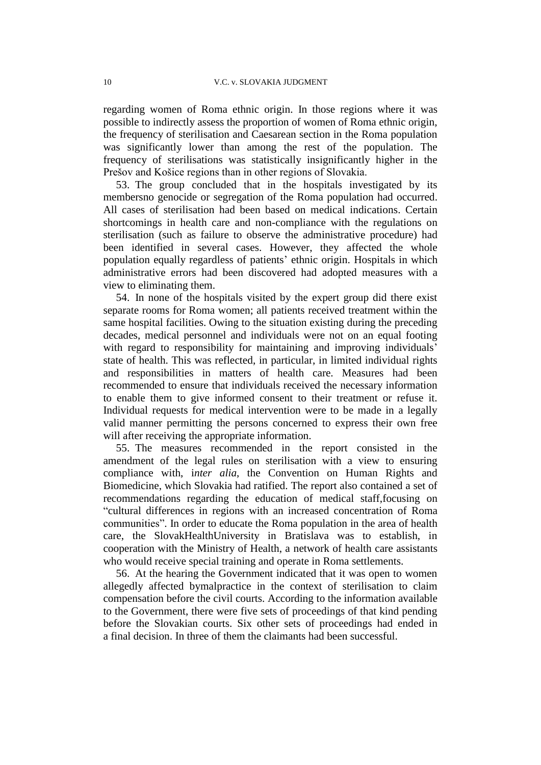regarding women of Roma ethnic origin. In those regions where it was possible to indirectly assess the proportion of women of Roma ethnic origin, the frequency of sterilisation and Caesarean section in the Roma population was significantly lower than among the rest of the population. The frequency of sterilisations was statistically insignificantly higher in the Prešov and Košice regions than in other regions of Slovakia.

53. The group concluded that in the hospitals investigated by its membersno genocide or segregation of the Roma population had occurred. All cases of sterilisation had been based on medical indications. Certain shortcomings in health care and non-compliance with the regulations on sterilisation (such as failure to observe the administrative procedure) had been identified in several cases. However, they affected the whole population equally regardless of patients' ethnic origin. Hospitals in which administrative errors had been discovered had adopted measures with a view to eliminating them.

54. In none of the hospitals visited by the expert group did there exist separate rooms for Roma women; all patients received treatment within the same hospital facilities. Owing to the situation existing during the preceding decades, medical personnel and individuals were not on an equal footing with regard to responsibility for maintaining and improving individuals' state of health. This was reflected, in particular, in limited individual rights and responsibilities in matters of health care. Measures had been recommended to ensure that individuals received the necessary information to enable them to give informed consent to their treatment or refuse it. Individual requests for medical intervention were to be made in a legally valid manner permitting the persons concerned to express their own free will after receiving the appropriate information.

55. The measures recommended in the report consisted in the amendment of the legal rules on sterilisation with a view to ensuring compliance with, i*nter alia*, the Convention on Human Rights and Biomedicine, which Slovakia had ratified. The report also contained a set of recommendations regarding the education of medical staff,focusing on "cultural differences in regions with an increased concentration of Roma communities". In order to educate the Roma population in the area of health care, the SlovakHealthUniversity in Bratislava was to establish, in cooperation with the Ministry of Health, a network of health care assistants who would receive special training and operate in Roma settlements.

56. At the hearing the Government indicated that it was open to women allegedly affected bymalpractice in the context of sterilisation to claim compensation before the civil courts. According to the information available to the Government, there were five sets of proceedings of that kind pending before the Slovakian courts. Six other sets of proceedings had ended in a final decision. In three of them the claimants had been successful.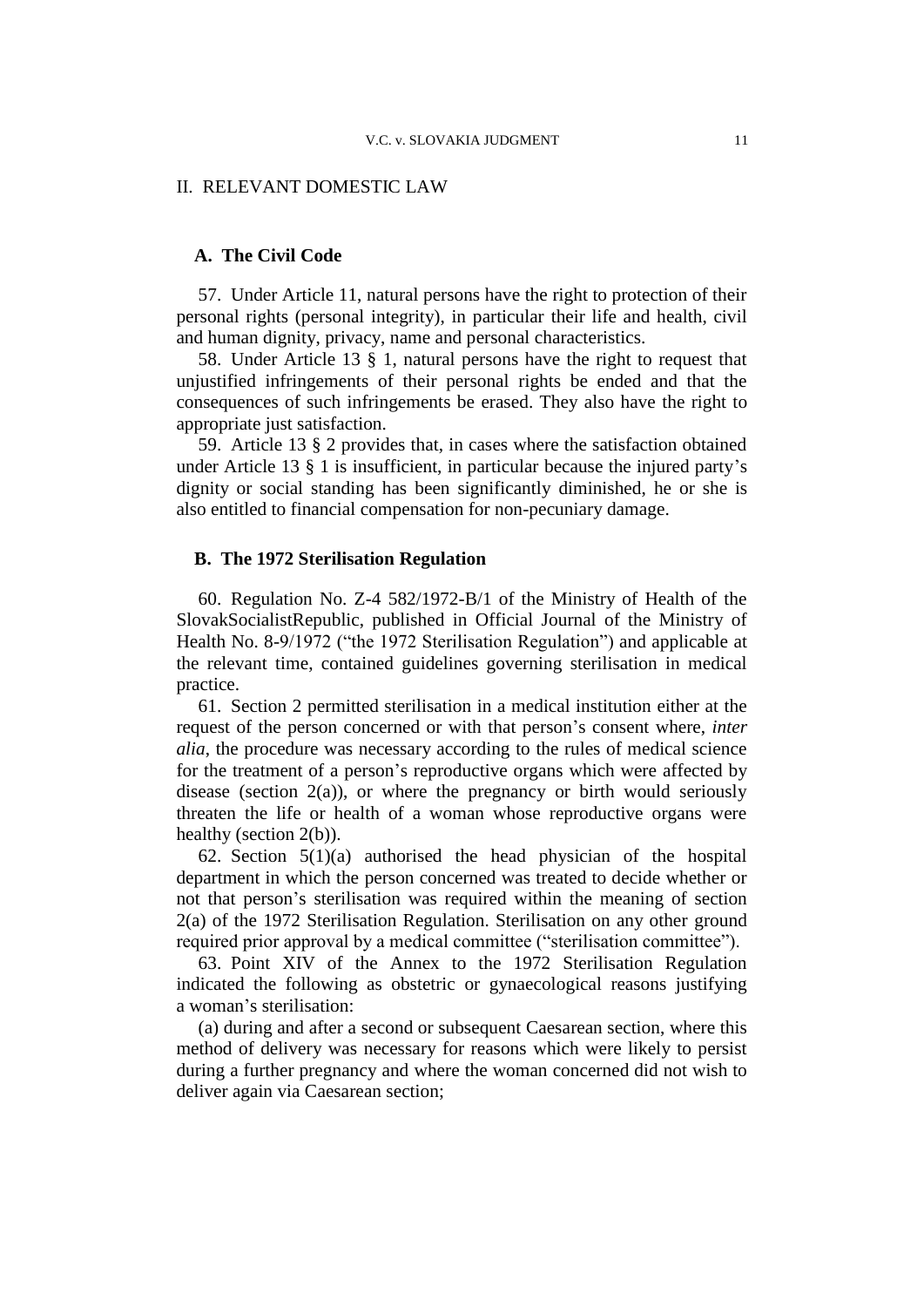## II. RELEVANT DOMESTIC LAW

### A. The Civil Code

57. Under Article 11, natural persons have the right to protection of their personal rights (personal integrity), in particular their life and health, civil and human dignity, privacy, name and personal characteristics.

58. Under Article 13 § 1, natural persons have the right to request that unjustified infringements of their personal rights be ended and that the consequences of such infringements be erased. They also have the right to appropriate just satisfaction.

59. Article 13 § 2 provides that, in cases where the satisfaction obtained under Article 13 § 1 is insufficient, in particular because the injured party's dignity or social standing has been significantly diminished, he or she is also entitled to financial compensation for non-pecuniary damage.

### B. The 1972 Sterilisation Regulation

60. Regulation No. Z-4 582/1972-B/1 of the Ministry of Health of the SlovakSocialistRepublic, published in Official Journal of the Ministry of Health No. 8-9/1972 ("the 1972 Sterilisation Regulation") and applicable at the relevant time, contained guidelines governing sterilisation in medical practice.

61. Section 2 permitted sterilisation in a medical institution either at the request of the person concerned or with that person's consent where, *inter alia*, the procedure was necessary according to the rules of medical science for the treatment of a person's reproductive organs which were affected by disease (section 2(a)), or where the pregnancy or birth would seriously threaten the life or health of a woman whose reproductive organs were healthy (section 2(b)).

62. Section 5(1)(a) authorised the head physician of the hospital department in which the person concerned was treated to decide whether or not that person's sterilisation was required within the meaning of section 2(a) of the 1972 Sterilisation Regulation. Sterilisation on any other ground required prior approval by a medical committee ("sterilisation committee").

63. Point XIV of the Annex to the 1972 Sterilisation Regulation indicated the following as obstetric or gynaecological reasons justifying a woman's sterilisation:

(a) during and after a second or subsequent Caesarean section, where this method of delivery was necessary for reasons which were likely to persist during a further pregnancy and where the woman concerned did not wish to deliver again via Caesarean section;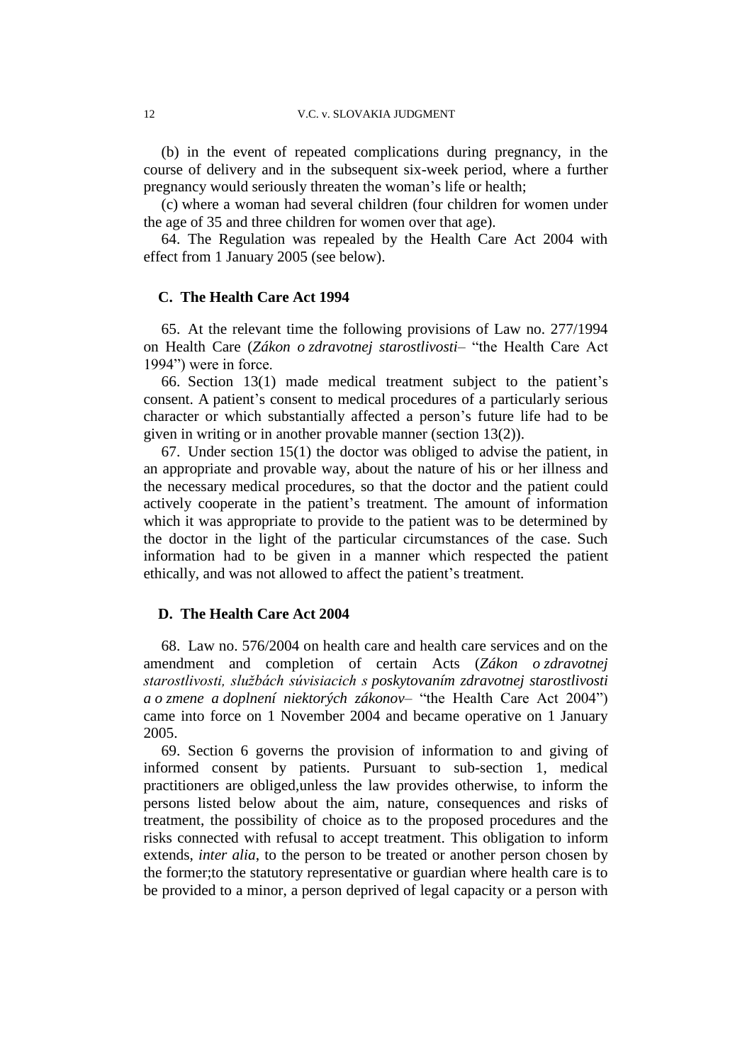(b) in the event of repeated complications during pregnancy, in the course of delivery and in the subsequent six-week period, where a further pregnancy would seriously threaten the woman's life or health;

(c) where a woman had several children (four children for women under the age of 35 and three children for women over that age).

64. The Regulation was repealed by the Health Care Act 2004 with effect from 1 January 2005 (see below).

## C. The Health Care Act 1994

65. At the relevant time the following provisions of Law no. 277/1994 on Health Care (*Zákon o zdravotnej starostlivosti*– "the Health Care Act 1994") were in force.

66. Section 13(1) made medical treatment subject to the patient's consent. A patient's consent to medical procedures of a particularly serious character or which substantially affected a person's future life had to be given in writing or in another provable manner (section 13(2)).

67. Under section 15(1) the doctor was obliged to advise the patient, in an appropriate and provable way, about the nature of his or her illness and the necessary medical procedures, so that the doctor and the patient could actively cooperate in the patient's treatment. The amount of information which it was appropriate to provide to the patient was to be determined by the doctor in the light of the particular circumstances of the case. Such information had to be given in a manner which respected the patient ethically, and was not allowed to affect the patient's treatment.

## D. The Health Care Act 2004

68. Law no. 576/2004 on health care and health care services and on the amendment and completion of certain Acts (*Zákon o zdravotnej starostlivosti, službách súvisiacich s poskytovaním zdravotnej starostlivosti a o zmene a doplnení niektorých zákonov*– "the Health Care Act 2004") came into force on 1 November 2004 and became operative on 1 January 2005.

69. Section 6 governs the provision of information to and giving of informed consent by patients. Pursuant to sub-section 1, medical practitioners are obliged,unless the law provides otherwise, to inform the persons listed below about the aim, nature, consequences and risks of treatment, the possibility of choice as to the proposed procedures and the risks connected with refusal to accept treatment. This obligation to inform extends, *inter alia*, to the person to be treated or another person chosen by the former;to the statutory representative or guardian where health care is to be provided to a minor, a person deprived of legal capacity or a person with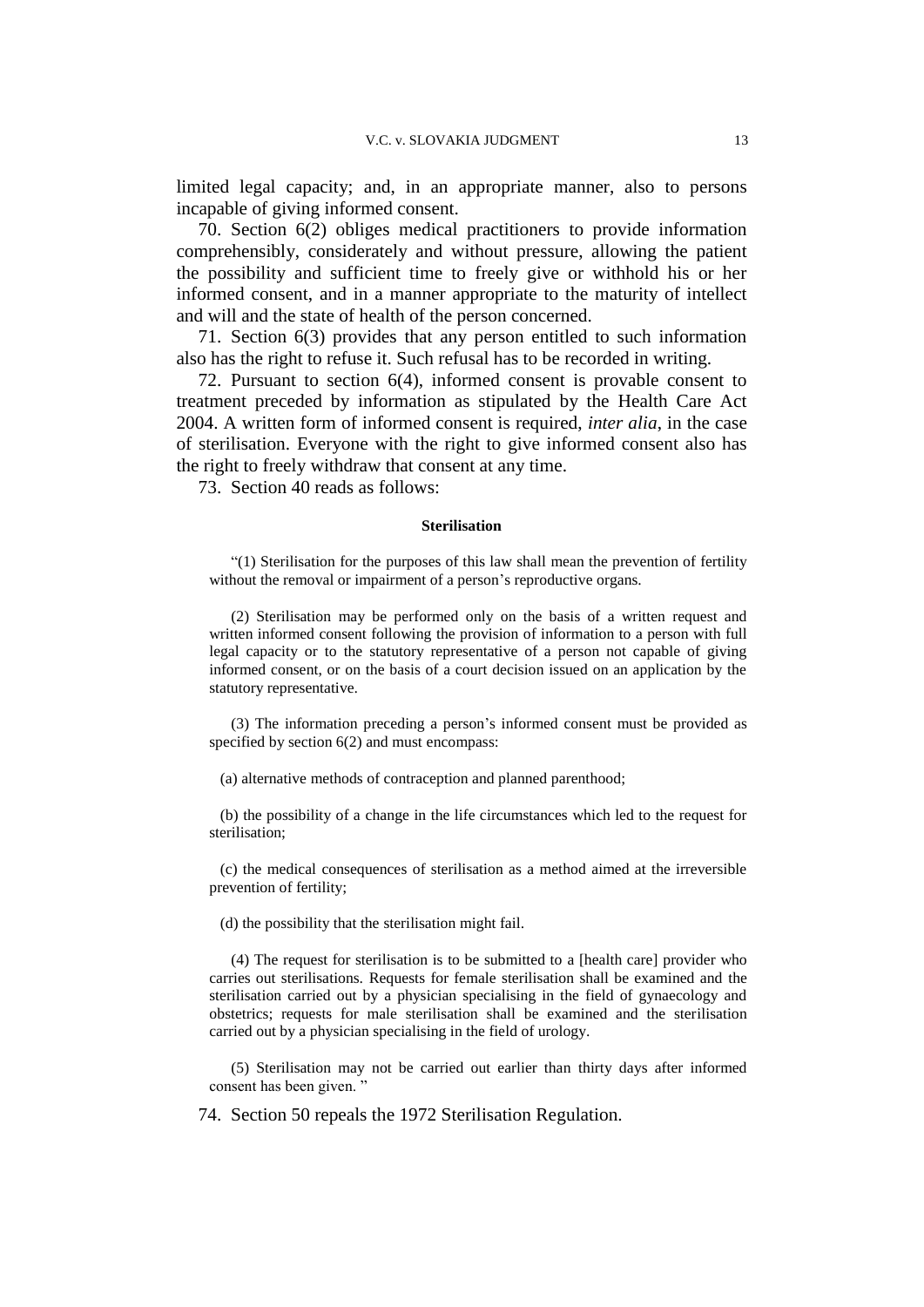limited legal capacity; and, in an appropriate manner, also to persons incapable of giving informed consent.

70. Section 6(2) obliges medical practitioners to provide information comprehensibly, considerately and without pressure, allowing the patient the possibility and sufficient time to freely give or withhold his or her informed consent, and in a manner appropriate to the maturity of intellect and will and the state of health of the person concerned.

71. Section 6(3) provides that any person entitled to such information also has the right to refuse it. Such refusal has to be recorded in writing.

72. Pursuant to section 6(4), informed consent is provable consent to treatment preceded by information as stipulated by the Health Care Act 2004. A written form of informed consent is required, *inter alia*, in the case of sterilisation. Everyone with the right to give informed consent also has the right to freely withdraw that consent at any time.

73. Section 40 reads as follows:

> **Sterilisation**
>
> "(1) Sterilisation for the purposes of this law shall mean the prevention of fertility without the removal or impairment of a person's reproductive organs.
>
> (2) Sterilisation may be performed only on the basis of a written request and written informed consent following the provision of information to a person with full legal capacity or to the statutory representative of a person not capable of giving informed consent, or on the basis of a court decision issued on an application by the statutory representative.
>
> (3) The information preceding a person's informed consent must be provided as specified by section 6(2) and must encompass:
>
> (a) alternative methods of contraception and planned parenthood;
>
> (b) the possibility of a change in the life circumstances which led to the request for sterilisation;
>
> (c) the medical consequences of sterilisation as a method aimed at the irreversible prevention of fertility;
>
> (d) the possibility that the sterilisation might fail.
>
> (4) The request for sterilisation is to be submitted to a [health care] provider who carries out sterilisations. Requests for female sterilisation shall be examined and the sterilisation carried out by a physician specialising in the field of gynaecology and obstetrics; requests for male sterilisation shall be examined and the sterilisation carried out by a physician specialising in the field of urology.
>
> (5) Sterilisation may not be carried out earlier than thirty days after informed consent has been given. "

74. Section 50 repeals the 1972 Sterilisation Regulation.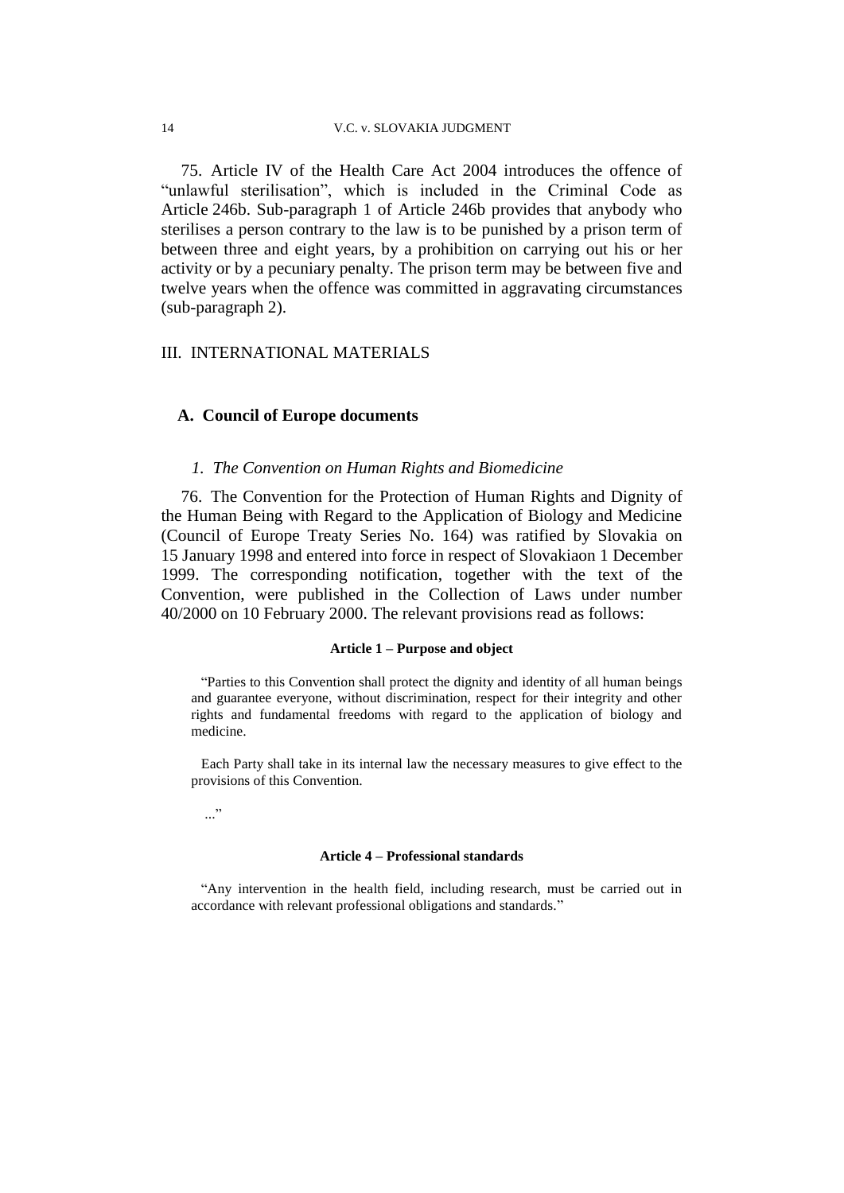75. Article IV of the Health Care Act 2004 introduces the offence of "unlawful sterilisation", which is included in the Criminal Code as Article 246b. Sub-paragraph 1 of Article 246b provides that anybody who sterilises a person contrary to the law is to be punished by a prison term of between three and eight years, by a prohibition on carrying out his or her activity or by a pecuniary penalty. The prison term may be between five and twelve years when the offence was committed in aggravating circumstances (sub-paragraph 2).

## III. INTERNATIONAL MATERIALS

### A. Council of Europe documents

#### *1. The Convention on Human Rights and Biomedicine*

76. The Convention for the Protection of Human Rights and Dignity of the Human Being with Regard to the Application of Biology and Medicine (Council of Europe Treaty Series No. 164) was ratified by Slovakia on 15 January 1998 and entered into force in respect of Slovakiaon 1 December 1999. The corresponding notification, together with the text of the Convention, were published in the Collection of Laws under number 40/2000 on 10 February 2000. The relevant provisions read as follows:

**Article 1 – Purpose and object**

"Parties to this Convention shall protect the dignity and identity of all human beings and guarantee everyone, without discrimination, respect for their integrity and other rights and fundamental freedoms with regard to the application of biology and medicine.

Each Party shall take in its internal law the necessary measures to give effect to the provisions of this Convention.

..."

**Article 4 – Professional standards**

"Any intervention in the health field, including research, must be carried out in accordance with relevant professional obligations and standards."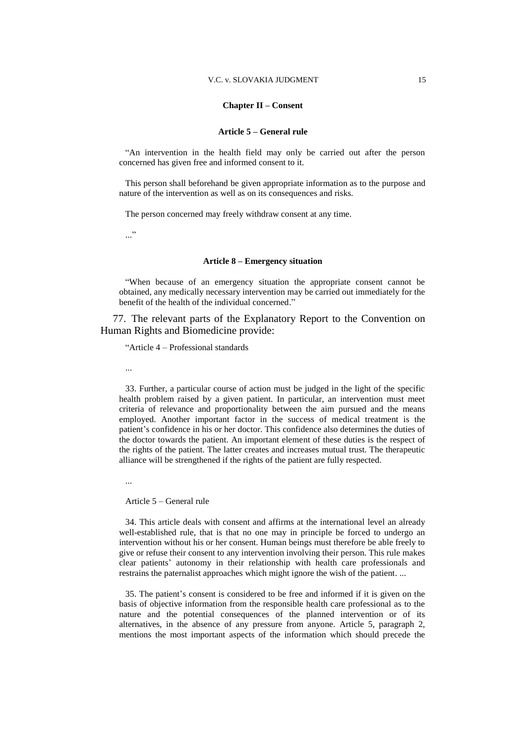**Chapter II – Consent**

**Article 5 – General rule**

"An intervention in the health field may only be carried out after the person concerned has given free and informed consent to it.

This person shall beforehand be given appropriate information as to the purpose and nature of the intervention as well as on its consequences and risks.

The person concerned may freely withdraw consent at any time.

..."

**Article 8 – Emergency situation**

"When because of an emergency situation the appropriate consent cannot be obtained, any medically necessary intervention may be carried out immediately for the benefit of the health of the individual concerned."

77. The relevant parts of the Explanatory Report to the Convention on Human Rights and Biomedicine provide:

"Article 4 – Professional standards

...

33. Further, a particular course of action must be judged in the light of the specific health problem raised by a given patient. In particular, an intervention must meet criteria of relevance and proportionality between the aim pursued and the means employed. Another important factor in the success of medical treatment is the patient's confidence in his or her doctor. This confidence also determines the duties of the doctor towards the patient. An important element of these duties is the respect of the rights of the patient. The latter creates and increases mutual trust. The therapeutic alliance will be strengthened if the rights of the patient are fully respected.

...

Article 5 – General rule

34. This article deals with consent and affirms at the international level an already well-established rule, that is that no one may in principle be forced to undergo an intervention without his or her consent. Human beings must therefore be able freely to give or refuse their consent to any intervention involving their person. This rule makes clear patients' autonomy in their relationship with health care professionals and restrains the paternalist approaches which might ignore the wish of the patient. ...

35. The patient's consent is considered to be free and informed if it is given on the basis of objective information from the responsible health care professional as to the nature and the potential consequences of the planned intervention or of its alternatives, in the absence of any pressure from anyone. Article 5, paragraph 2, mentions the most important aspects of the information which should precede the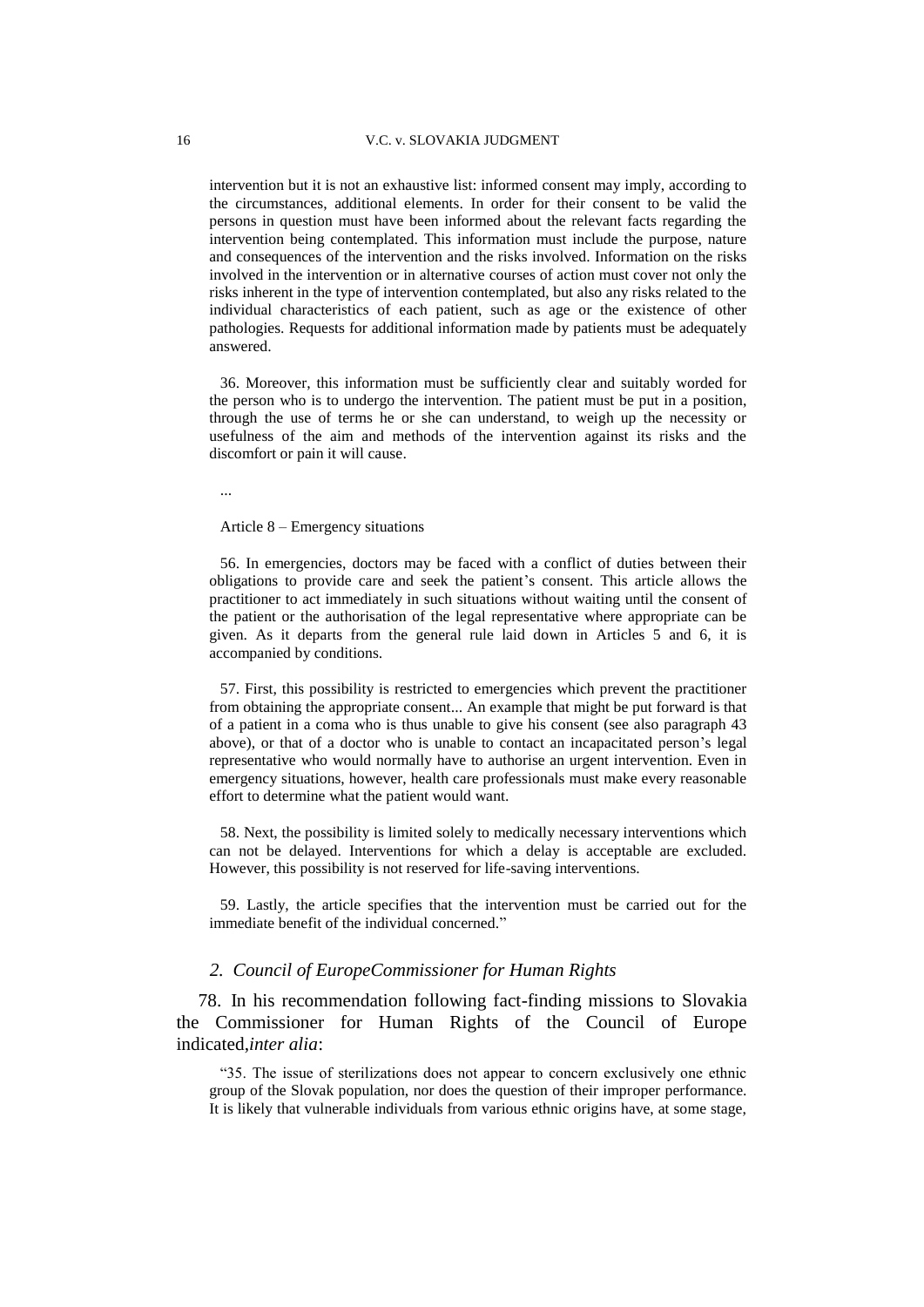intervention but it is not an exhaustive list: informed consent may imply, according to the circumstances, additional elements. In order for their consent to be valid the persons in question must have been informed about the relevant facts regarding the intervention being contemplated. This information must include the purpose, nature and consequences of the intervention and the risks involved. Information on the risks involved in the intervention or in alternative courses of action must cover not only the risks inherent in the type of intervention contemplated, but also any risks related to the individual characteristics of each patient, such as age or the existence of other pathologies. Requests for additional information made by patients must be adequately answered.

> 36. Moreover, this information must be sufficiently clear and suitably worded for the person who is to undergo the intervention. The patient must be put in a position, through the use of terms he or she can understand, to weigh up the necessity or usefulness of the aim and methods of the intervention against its risks and the discomfort or pain it will cause.
>
> ...
>
> Article 8 – Emergency situations
>
> 56. In emergencies, doctors may be faced with a conflict of duties between their obligations to provide care and seek the patient's consent. This article allows the practitioner to act immediately in such situations without waiting until the consent of the patient or the authorisation of the legal representative where appropriate can be given. As it departs from the general rule laid down in Articles 5 and 6, it is accompanied by conditions.
>
> 57. First, this possibility is restricted to emergencies which prevent the practitioner from obtaining the appropriate consent... An example that might be put forward is that of a patient in a coma who is thus unable to give his consent (see also paragraph 43 above), or that of a doctor who is unable to contact an incapacitated person's legal representative who would normally have to authorise an urgent intervention. Even in emergency situations, however, health care professionals must make every reasonable effort to determine what the patient would want.
>
> 58. Next, the possibility is limited solely to medically necessary interventions which can not be delayed. Interventions for which a delay is acceptable are excluded. However, this possibility is not reserved for life-saving interventions.
>
> 59. Lastly, the article specifies that the intervention must be carried out for the immediate benefit of the individual concerned."

### *2. Council of EuropeCommissioner for Human Rights*

78. In his recommendation following fact-finding missions to Slovakia the Commissioner for Human Rights of the Council of Europe indicated,*inter alia*:

> "35. The issue of sterilizations does not appear to concern exclusively one ethnic group of the Slovak population, nor does the question of their improper performance. It is likely that vulnerable individuals from various ethnic origins have, at some stage,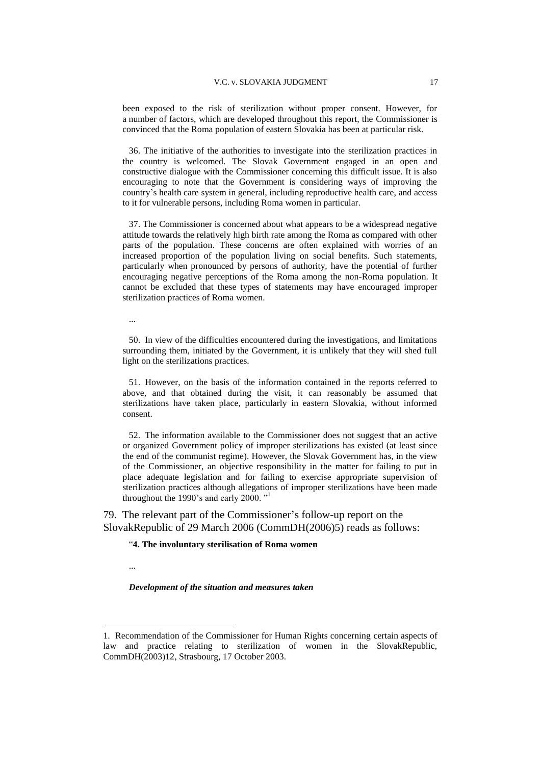been exposed to the risk of sterilization without proper consent. However, for a number of factors, which are developed throughout this report, the Commissioner is convinced that the Roma population of eastern Slovakia has been at particular risk.

36. The initiative of the authorities to investigate into the sterilization practices in the country is welcomed. The Slovak Government engaged in an open and constructive dialogue with the Commissioner concerning this difficult issue. It is also encouraging to note that the Government is considering ways of improving the country's health care system in general, including reproductive health care, and access to it for vulnerable persons, including Roma women in particular.

37. The Commissioner is concerned about what appears to be a widespread negative attitude towards the relatively high birth rate among the Roma as compared with other parts of the population. These concerns are often explained with worries of an increased proportion of the population living on social benefits. Such statements, particularly when pronounced by persons of authority, have the potential of further encouraging negative perceptions of the Roma among the non-Roma population. It cannot be excluded that these types of statements may have encouraged improper sterilization practices of Roma women.

...

50. In view of the difficulties encountered during the investigations, and limitations surrounding them, initiated by the Government, it is unlikely that they will shed full light on the sterilizations practices.

51. However, on the basis of the information contained in the reports referred to above, and that obtained during the visit, it can reasonably be assumed that sterilizations have taken place, particularly in eastern Slovakia, without informed consent.

52. The information available to the Commissioner does not suggest that an active or organized Government policy of improper sterilizations has existed (at least since the end of the communist regime). However, the Slovak Government has, in the view of the Commissioner, an objective responsibility in the matter for failing to put in place adequate legislation and for failing to exercise appropriate supervision of sterilization practices although allegations of improper sterilizations have been made throughout the 1990's and early 2000. "[1]

79. The relevant part of the Commissioner's follow-up report on the SlovakRepublic of 29 March 2006 (CommDH(2006)5) reads as follows:

"**4. The involuntary sterilisation of Roma women**

...

***Development of the situation and measures taken***

---

1. Recommendation of the Commissioner for Human Rights concerning certain aspects of law and practice relating to sterilization of women in the SlovakRepublic, CommDH(2003)12, Strasbourg, 17 October 2003.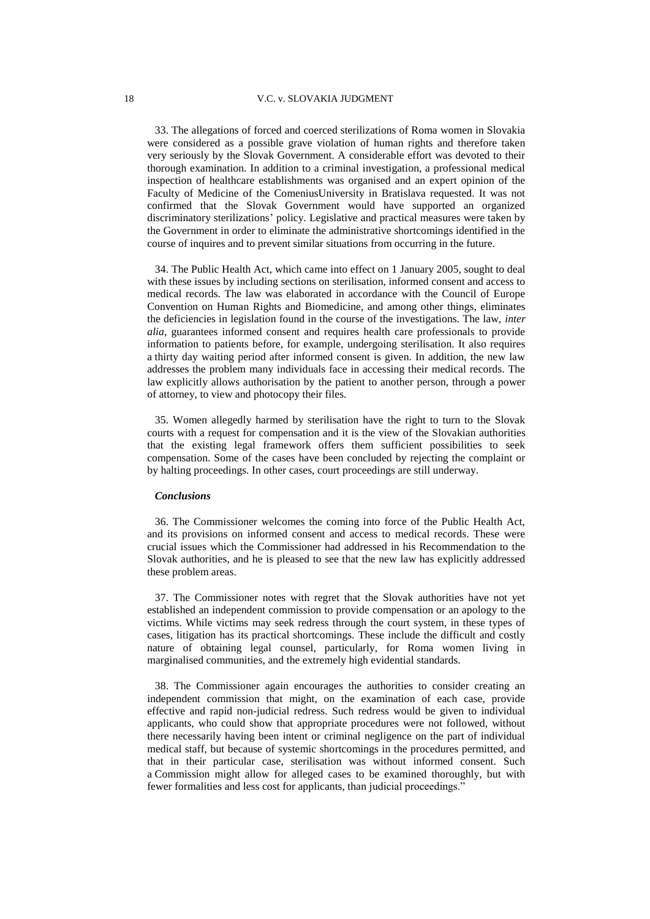33. The allegations of forced and coerced sterilizations of Roma women in Slovakia were considered as a possible grave violation of human rights and therefore taken very seriously by the Slovak Government. A considerable effort was devoted to their thorough examination. In addition to a criminal investigation, a professional medical inspection of healthcare establishments was organised and an expert opinion of the Faculty of Medicine of the ComeniusUniversity in Bratislava requested. It was not confirmed that the Slovak Government would have supported an organized discriminatory sterilizations' policy. Legislative and practical measures were taken by the Government in order to eliminate the administrative shortcomings identified in the course of inquires and to prevent similar situations from occurring in the future.

34. The Public Health Act, which came into effect on 1 January 2005, sought to deal with these issues by including sections on sterilisation, informed consent and access to medical records. The law was elaborated in accordance with the Council of Europe Convention on Human Rights and Biomedicine, and among other things, eliminates the deficiencies in legislation found in the course of the investigations. The law, *inter alia*, guarantees informed consent and requires health care professionals to provide information to patients before, for example, undergoing sterilisation. It also requires a thirty day waiting period after informed consent is given. In addition, the new law addresses the problem many individuals face in accessing their medical records. The law explicitly allows authorisation by the patient to another person, through a power of attorney, to view and photocopy their files.

35. Women allegedly harmed by sterilisation have the right to turn to the Slovak courts with a request for compensation and it is the view of the Slovakian authorities that the existing legal framework offers them sufficient possibilities to seek compensation. Some of the cases have been concluded by rejecting the complaint or by halting proceedings. In other cases, court proceedings are still underway.

***Conclusions***

36. The Commissioner welcomes the coming into force of the Public Health Act, and its provisions on informed consent and access to medical records. These were crucial issues which the Commissioner had addressed in his Recommendation to the Slovak authorities, and he is pleased to see that the new law has explicitly addressed these problem areas.

37. The Commissioner notes with regret that the Slovak authorities have not yet established an independent commission to provide compensation or an apology to the victims. While victims may seek redress through the court system, in these types of cases, litigation has its practical shortcomings. These include the difficult and costly nature of obtaining legal counsel, particularly, for Roma women living in marginalised communities, and the extremely high evidential standards.

38. The Commissioner again encourages the authorities to consider creating an independent commission that might, on the examination of each case, provide effective and rapid non-judicial redress. Such redress would be given to individual applicants, who could show that appropriate procedures were not followed, without there necessarily having been intent or criminal negligence on the part of individual medical staff, but because of systemic shortcomings in the procedures permitted, and that in their particular case, sterilisation was without informed consent. Such a Commission might allow for alleged cases to be examined thoroughly, but with fewer formalities and less cost for applicants, than judicial proceedings."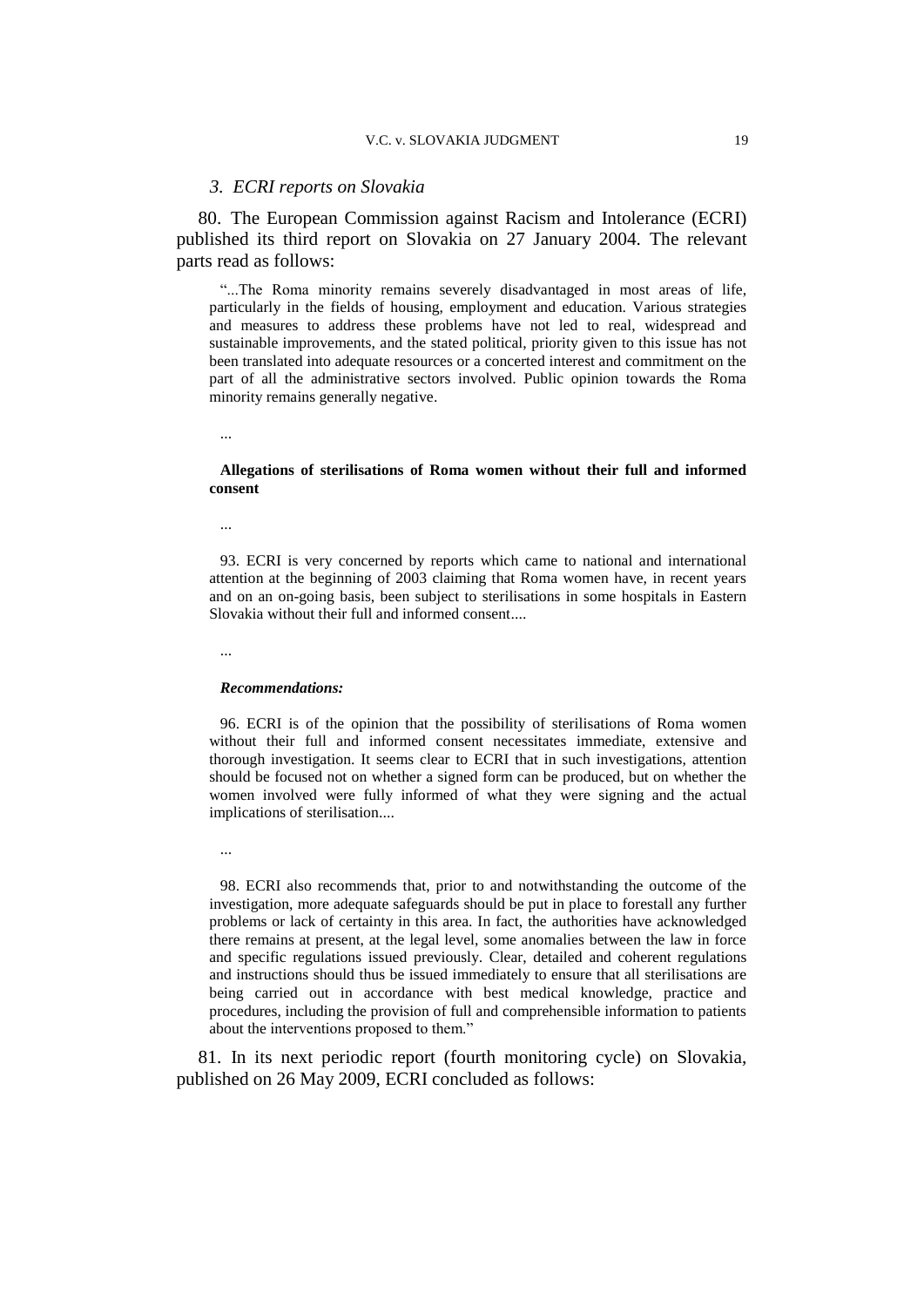### *3. ECRI reports on Slovakia*

80. The European Commission against Racism and Intolerance (ECRI) published its third report on Slovakia on 27 January 2004. The relevant parts read as follows:

> "...The Roma minority remains severely disadvantaged in most areas of life, particularly in the fields of housing, employment and education. Various strategies and measures to address these problems have not led to real, widespread and sustainable improvements, and the stated political, priority given to this issue has not been translated into adequate resources or a concerted interest and commitment on the part of all the administrative sectors involved. Public opinion towards the Roma minority remains generally negative.
>
> ...
>
> **Allegations of sterilisations of Roma women without their full and informed consent**
>
> ...
>
> 93. ECRI is very concerned by reports which came to national and international attention at the beginning of 2003 claiming that Roma women have, in recent years and on an on-going basis, been subject to sterilisations in some hospitals in Eastern Slovakia without their full and informed consent....
>
> ...
>
> ***Recommendations:***
>
> 96. ECRI is of the opinion that the possibility of sterilisations of Roma women without their full and informed consent necessitates immediate, extensive and thorough investigation. It seems clear to ECRI that in such investigations, attention should be focused not on whether a signed form can be produced, but on whether the women involved were fully informed of what they were signing and the actual implications of sterilisation....
>
> ...
>
> 98. ECRI also recommends that, prior to and notwithstanding the outcome of the investigation, more adequate safeguards should be put in place to forestall any further problems or lack of certainty in this area. In fact, the authorities have acknowledged there remains at present, at the legal level, some anomalies between the law in force and specific regulations issued previously. Clear, detailed and coherent regulations and instructions should thus be issued immediately to ensure that all sterilisations are being carried out in accordance with best medical knowledge, practice and procedures, including the provision of full and comprehensible information to patients about the interventions proposed to them."

81. In its next periodic report (fourth monitoring cycle) on Slovakia, published on 26 May 2009, ECRI concluded as follows: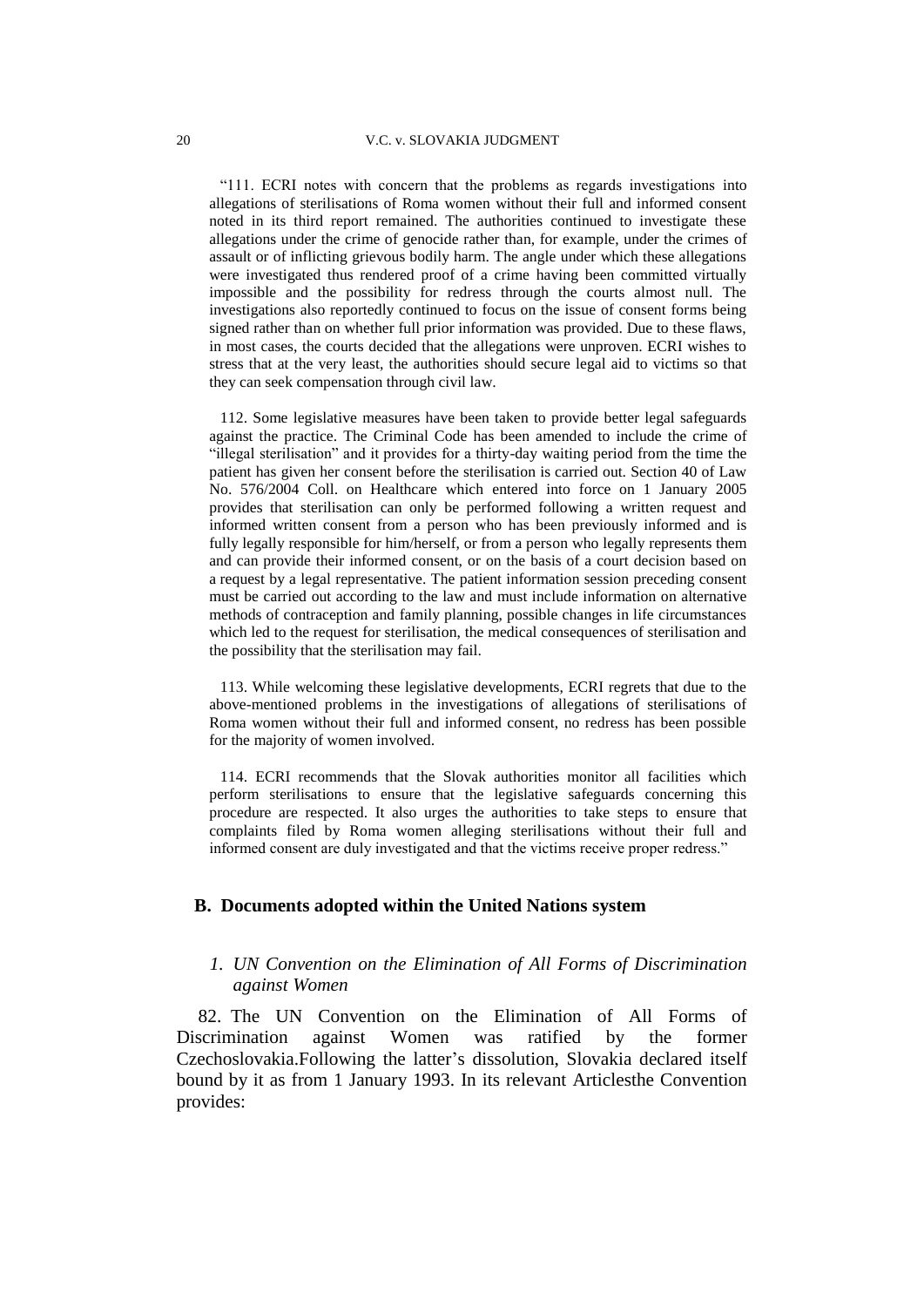"111. ECRI notes with concern that the problems as regards investigations into allegations of sterilisations of Roma women without their full and informed consent noted in its third report remained. The authorities continued to investigate these allegations under the crime of genocide rather than, for example, under the crimes of assault or of inflicting grievous bodily harm. The angle under which these allegations were investigated thus rendered proof of a crime having been committed virtually impossible and the possibility for redress through the courts almost null. The investigations also reportedly continued to focus on the issue of consent forms being signed rather than on whether full prior information was provided. Due to these flaws, in most cases, the courts decided that the allegations were unproven. ECRI wishes to stress that at the very least, the authorities should secure legal aid to victims so that they can seek compensation through civil law.

112. Some legislative measures have been taken to provide better legal safeguards against the practice. The Criminal Code has been amended to include the crime of "illegal sterilisation" and it provides for a thirty-day waiting period from the time the patient has given her consent before the sterilisation is carried out. Section 40 of Law No. 576/2004 Coll. on Healthcare which entered into force on 1 January 2005 provides that sterilisation can only be performed following a written request and informed written consent from a person who has been previously informed and is fully legally responsible for him/herself, or from a person who legally represents them and can provide their informed consent, or on the basis of a court decision based on a request by a legal representative. The patient information session preceding consent must be carried out according to the law and must include information on alternative methods of contraception and family planning, possible changes in life circumstances which led to the request for sterilisation, the medical consequences of sterilisation and the possibility that the sterilisation may fail.

113. While welcoming these legislative developments, ECRI regrets that due to the above-mentioned problems in the investigations of allegations of sterilisations of Roma women without their full and informed consent, no redress has been possible for the majority of women involved.

114. ECRI recommends that the Slovak authorities monitor all facilities which perform sterilisations to ensure that the legislative safeguards concerning this procedure are respected. It also urges the authorities to take steps to ensure that complaints filed by Roma women alleging sterilisations without their full and informed consent are duly investigated and that the victims receive proper redress."

## B. Documents adopted within the United Nations system

### *1. UN Convention on the Elimination of All Forms of Discrimination against Women*

82. The UN Convention on the Elimination of All Forms of Discrimination against Women was ratified by the former Czechoslovakia.Following the latter's dissolution, Slovakia declared itself bound by it as from 1 January 1993. In its relevant Articlesthe Convention provides: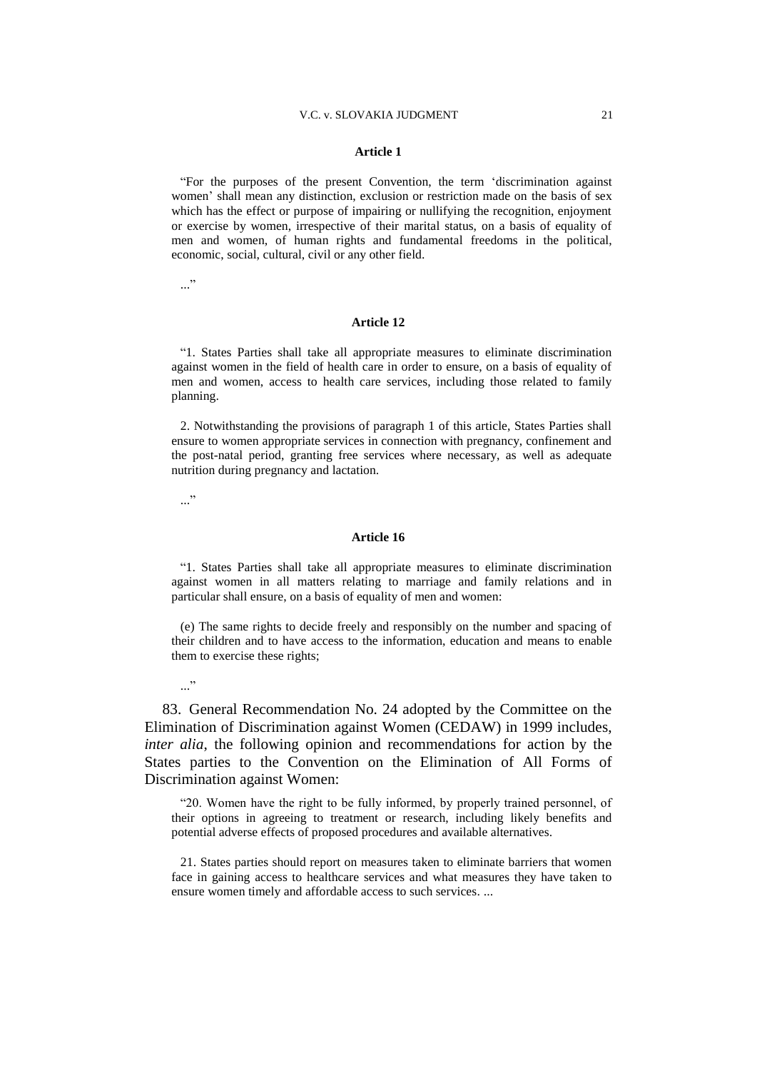**Article 1**

"For the purposes of the present Convention, the term 'discrimination against women' shall mean any distinction, exclusion or restriction made on the basis of sex which has the effect or purpose of impairing or nullifying the recognition, enjoyment or exercise by women, irrespective of their marital status, on a basis of equality of men and women, of human rights and fundamental freedoms in the political, economic, social, cultural, civil or any other field.

..."

**Article 12**

"1. States Parties shall take all appropriate measures to eliminate discrimination against women in the field of health care in order to ensure, on a basis of equality of men and women, access to health care services, including those related to family planning.

2. Notwithstanding the provisions of paragraph 1 of this article, States Parties shall ensure to women appropriate services in connection with pregnancy, confinement and the post-natal period, granting free services where necessary, as well as adequate nutrition during pregnancy and lactation.

..."

**Article 16**

"1. States Parties shall take all appropriate measures to eliminate discrimination against women in all matters relating to marriage and family relations and in particular shall ensure, on a basis of equality of men and women:

(e) The same rights to decide freely and responsibly on the number and spacing of their children and to have access to the information, education and means to enable them to exercise these rights;

..."

83. General Recommendation No. 24 adopted by the Committee on the Elimination of Discrimination against Women (CEDAW) in 1999 includes, *inter alia*, the following opinion and recommendations for action by the States parties to the Convention on the Elimination of All Forms of Discrimination against Women:

"20. Women have the right to be fully informed, by properly trained personnel, of their options in agreeing to treatment or research, including likely benefits and potential adverse effects of proposed procedures and available alternatives.

21. States parties should report on measures taken to eliminate barriers that women face in gaining access to healthcare services and what measures they have taken to ensure women timely and affordable access to such services. ...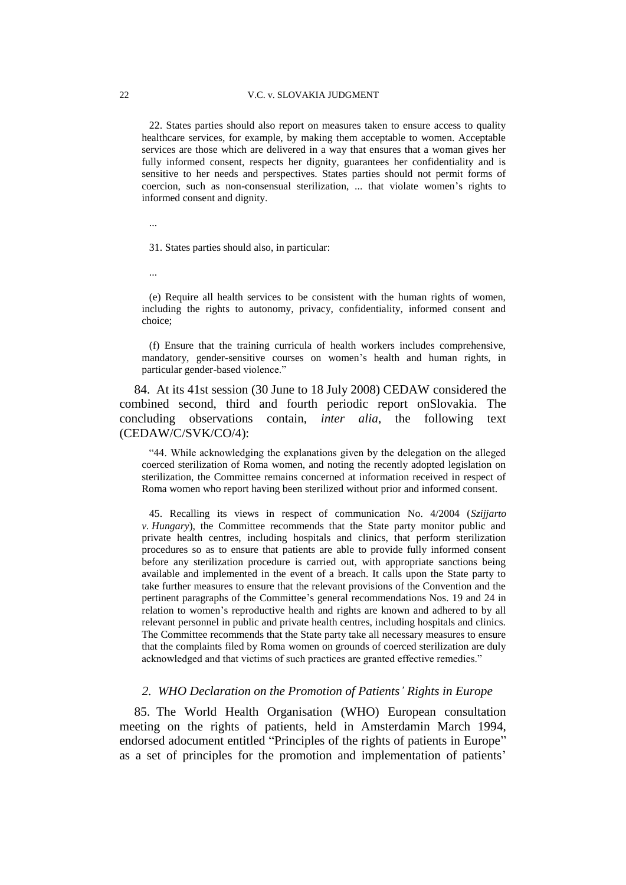22. States parties should also report on measures taken to ensure access to quality healthcare services, for example, by making them acceptable to women. Acceptable services are those which are delivered in a way that ensures that a woman gives her fully informed consent, respects her dignity, guarantees her confidentiality and is sensitive to her needs and perspectives. States parties should not permit forms of coercion, such as non-consensual sterilization, ... that violate women's rights to informed consent and dignity.

...

31. States parties should also, in particular:

...

(e) Require all health services to be consistent with the human rights of women, including the rights to autonomy, privacy, confidentiality, informed consent and choice;

(f) Ensure that the training curricula of health workers includes comprehensive, mandatory, gender-sensitive courses on women's health and human rights, in particular gender-based violence."

84. At its 41st session (30 June to 18 July 2008) CEDAW considered the combined second, third and fourth periodic report onSlovakia. The concluding observations contain, *inter alia*, the following text (CEDAW/C/SVK/CO/4):

"44. While acknowledging the explanations given by the delegation on the alleged coerced sterilization of Roma women, and noting the recently adopted legislation on sterilization, the Committee remains concerned at information received in respect of Roma women who report having been sterilized without prior and informed consent.

45. Recalling its views in respect of communication No. 4/2004 (*Szijjarto v. Hungary*), the Committee recommends that the State party monitor public and private health centres, including hospitals and clinics, that perform sterilization procedures so as to ensure that patients are able to provide fully informed consent before any sterilization procedure is carried out, with appropriate sanctions being available and implemented in the event of a breach. It calls upon the State party to take further measures to ensure that the relevant provisions of the Convention and the pertinent paragraphs of the Committee's general recommendations Nos. 19 and 24 in relation to women's reproductive health and rights are known and adhered to by all relevant personnel in public and private health centres, including hospitals and clinics. The Committee recommends that the State party take all necessary measures to ensure that the complaints filed by Roma women on grounds of coerced sterilization are duly acknowledged and that victims of such practices are granted effective remedies."

### *2. WHO Declaration on the Promotion of Patients' Rights in Europe*

85. The World Health Organisation (WHO) European consultation meeting on the rights of patients, held in Amsterdamin March 1994, endorsed adocument entitled "Principles of the rights of patients in Europe" as a set of principles for the promotion and implementation of patients'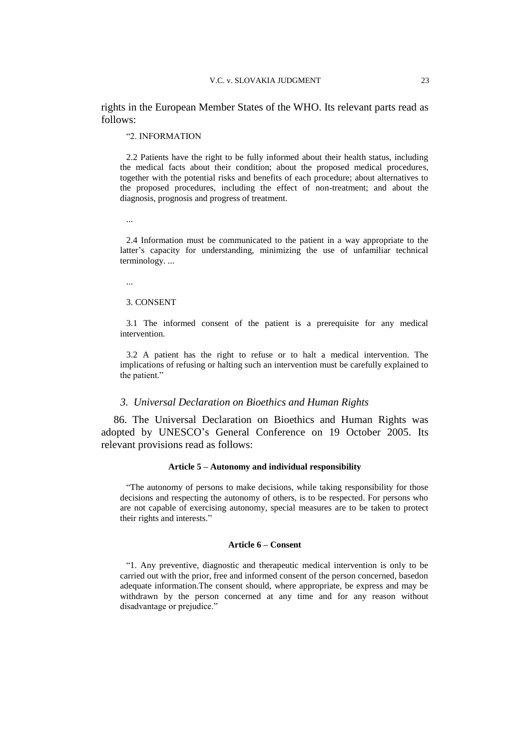rights in the European Member States of the WHO. Its relevant parts read as follows:

> "2. INFORMATION
>
> 2.2 Patients have the right to be fully informed about their health status, including the medical facts about their condition; about the proposed medical procedures, together with the potential risks and benefits of each procedure; about alternatives to the proposed procedures, including the effect of non-treatment; and about the diagnosis, prognosis and progress of treatment.
>
> ...
>
> 2.4 Information must be communicated to the patient in a way appropriate to the latter's capacity for understanding, minimizing the use of unfamiliar technical terminology. ...
>
> ...
>
> 3. CONSENT
>
> 3.1 The informed consent of the patient is a prerequisite for any medical intervention.
>
> 3.2 A patient has the right to refuse or to halt a medical intervention. The implications of refusing or halting such an intervention must be carefully explained to the patient."

### *3. Universal Declaration on Bioethics and Human Rights*

86. The Universal Declaration on Bioethics and Human Rights was adopted by UNESCO's General Conference on 19 October 2005. Its relevant provisions read as follows:

**Article 5 – Autonomy and individual responsibility**

> "The autonomy of persons to make decisions, while taking responsibility for those decisions and respecting the autonomy of others, is to be respected. For persons who are not capable of exercising autonomy, special measures are to be taken to protect their rights and interests."

**Article 6 – Consent**

> "1. Any preventive, diagnostic and therapeutic medical intervention is only to be carried out with the prior, free and informed consent of the person concerned, basedon adequate information.The consent should, where appropriate, be express and may be withdrawn by the person concerned at any time and for any reason without disadvantage or prejudice."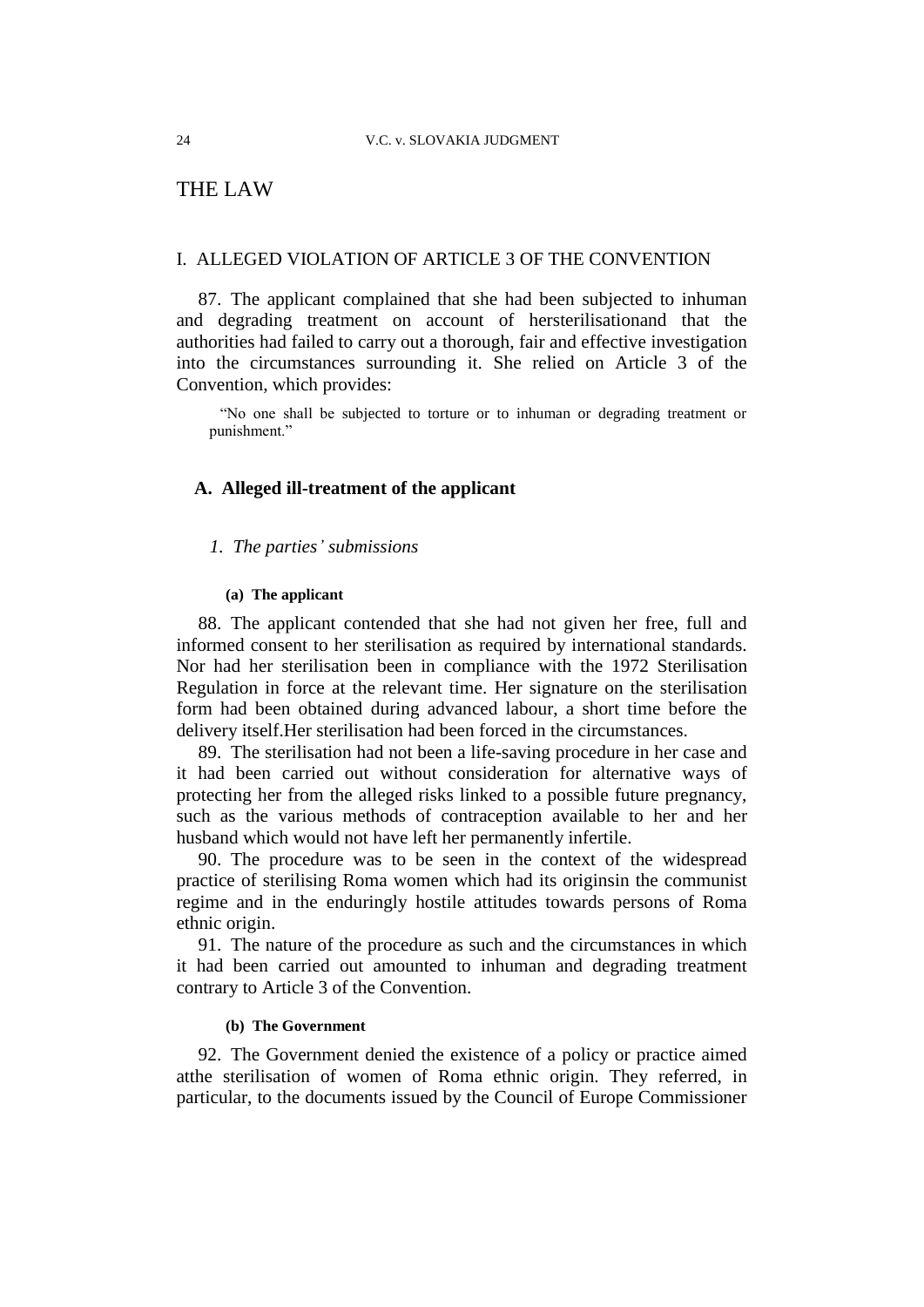# THE LAW

## I. ALLEGED VIOLATION OF ARTICLE 3 OF THE CONVENTION

87. The applicant complained that she had been subjected to inhuman and degrading treatment on account of hersterilisationand that the authorities had failed to carry out a thorough, fair and effective investigation into the circumstances surrounding it. She relied on Article 3 of the Convention, which provides:

> "No one shall be subjected to torture or to inhuman or degrading treatment or punishment."

### A. Alleged ill-treatment of the applicant

#### *1. The parties' submissions*

##### (a) The applicant

88. The applicant contended that she had not given her free, full and informed consent to her sterilisation as required by international standards. Nor had her sterilisation been in compliance with the 1972 Sterilisation Regulation in force at the relevant time. Her signature on the sterilisation form had been obtained during advanced labour, a short time before the delivery itself.Her sterilisation had been forced in the circumstances.

89. The sterilisation had not been a life-saving procedure in her case and it had been carried out without consideration for alternative ways of protecting her from the alleged risks linked to a possible future pregnancy, such as the various methods of contraception available to her and her husband which would not have left her permanently infertile.

90. The procedure was to be seen in the context of the widespread practice of sterilising Roma women which had its originsin the communist regime and in the enduringly hostile attitudes towards persons of Roma ethnic origin.

91. The nature of the procedure as such and the circumstances in which it had been carried out amounted to inhuman and degrading treatment contrary to Article 3 of the Convention.

##### (b) The Government

92. The Government denied the existence of a policy or practice aimed atthe sterilisation of women of Roma ethnic origin. They referred, in particular, to the documents issued by the Council of Europe Commissioner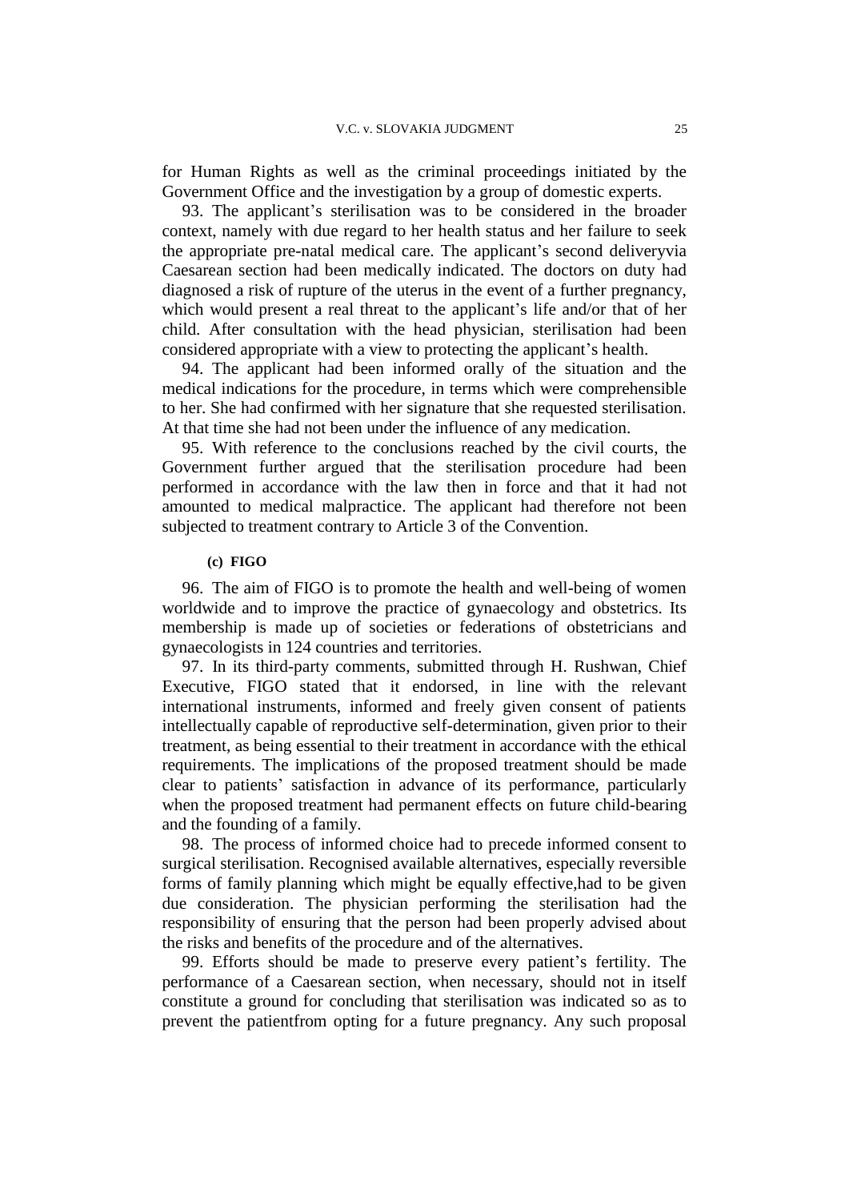for Human Rights as well as the criminal proceedings initiated by the Government Office and the investigation by a group of domestic experts.

93. The applicant's sterilisation was to be considered in the broader context, namely with due regard to her health status and her failure to seek the appropriate pre-natal medical care. The applicant's second deliveryvia Caesarean section had been medically indicated. The doctors on duty had diagnosed a risk of rupture of the uterus in the event of a further pregnancy, which would present a real threat to the applicant's life and/or that of her child. After consultation with the head physician, sterilisation had been considered appropriate with a view to protecting the applicant's health.

94. The applicant had been informed orally of the situation and the medical indications for the procedure, in terms which were comprehensible to her. She had confirmed with her signature that she requested sterilisation. At that time she had not been under the influence of any medication.

95. With reference to the conclusions reached by the civil courts, the Government further argued that the sterilisation procedure had been performed in accordance with the law then in force and that it had not amounted to medical malpractice. The applicant had therefore not been subjected to treatment contrary to Article 3 of the Convention.

#### (c) FIGO

96. The aim of FIGO is to promote the health and well-being of women worldwide and to improve the practice of gynaecology and obstetrics. Its membership is made up of societies or federations of obstetricians and gynaecologists in 124 countries and territories.

97. In its third-party comments, submitted through H. Rushwan, Chief Executive, FIGO stated that it endorsed, in line with the relevant international instruments, informed and freely given consent of patients intellectually capable of reproductive self-determination, given prior to their treatment, as being essential to their treatment in accordance with the ethical requirements. The implications of the proposed treatment should be made clear to patients' satisfaction in advance of its performance, particularly when the proposed treatment had permanent effects on future child-bearing and the founding of a family.

98. The process of informed choice had to precede informed consent to surgical sterilisation. Recognised available alternatives, especially reversible forms of family planning which might be equally effective,had to be given due consideration. The physician performing the sterilisation had the responsibility of ensuring that the person had been properly advised about the risks and benefits of the procedure and of the alternatives.

99. Efforts should be made to preserve every patient's fertility. The performance of a Caesarean section, when necessary, should not in itself constitute a ground for concluding that sterilisation was indicated so as to prevent the patientfrom opting for a future pregnancy. Any such proposal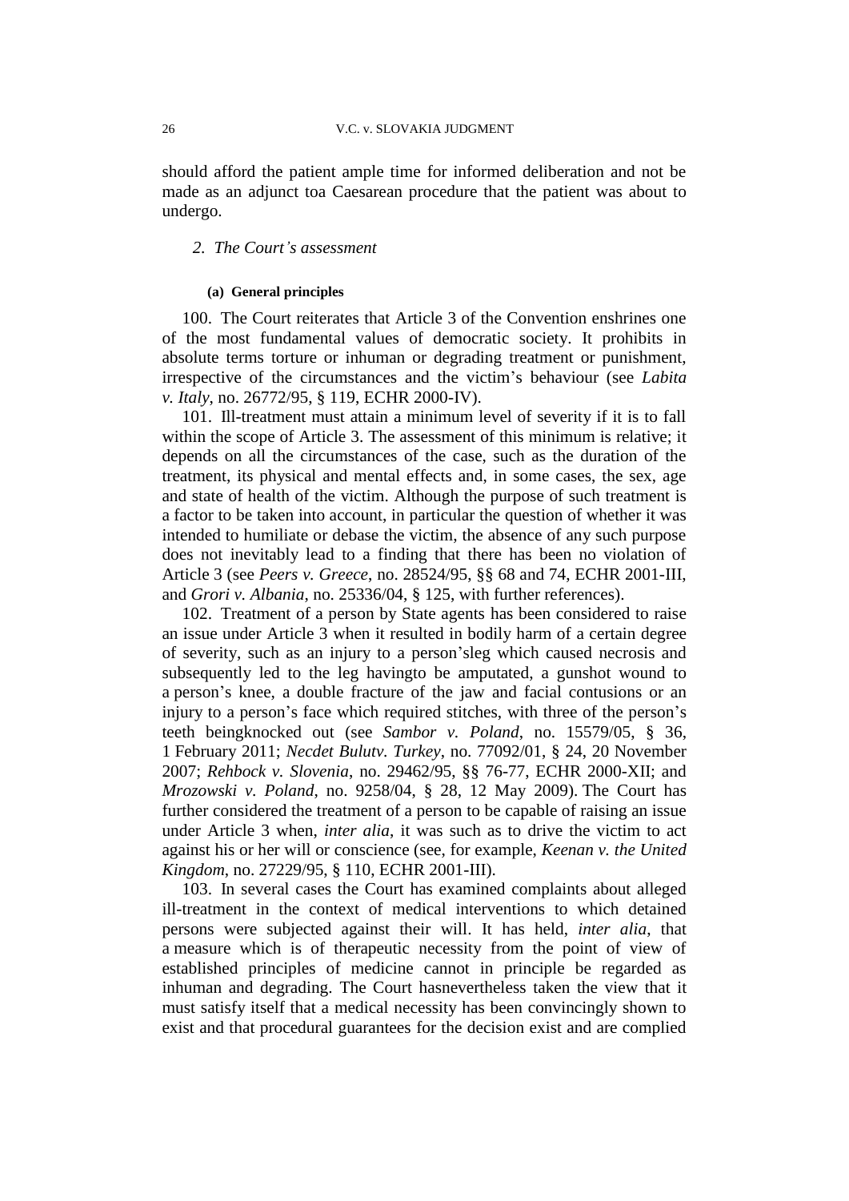should afford the patient ample time for informed deliberation and not be made as an adjunct toa Caesarean procedure that the patient was about to undergo.

### *2. The Court's assessment*

#### (a) General principles

100. The Court reiterates that Article 3 of the Convention enshrines one of the most fundamental values of democratic society. It prohibits in absolute terms torture or inhuman or degrading treatment or punishment, irrespective of the circumstances and the victim's behaviour (see *Labita v. Italy*, no. 26772/95, § 119, ECHR 2000-IV).

101. Ill-treatment must attain a minimum level of severity if it is to fall within the scope of Article 3. The assessment of this minimum is relative; it depends on all the circumstances of the case, such as the duration of the treatment, its physical and mental effects and, in some cases, the sex, age and state of health of the victim. Although the purpose of such treatment is a factor to be taken into account, in particular the question of whether it was intended to humiliate or debase the victim, the absence of any such purpose does not inevitably lead to a finding that there has been no violation of Article 3 (see *Peers v. Greece*, no. 28524/95, §§ 68 and 74, ECHR 2001-III, and *Grori v. Albania*, no. 25336/04, § 125, with further references).

102. Treatment of a person by State agents has been considered to raise an issue under Article 3 when it resulted in bodily harm of a certain degree of severity, such as an injury to a person'sleg which caused necrosis and subsequently led to the leg havingto be amputated, a gunshot wound to a person's knee, a double fracture of the jaw and facial contusions or an injury to a person's face which required stitches, with three of the person's teeth beingknocked out (see *Sambor v. Poland*, no. 15579/05, § 36, 1 February 2011; *Necdet Bulutv. Turkey*, no. 77092/01, § 24, 20 November 2007; *Rehbock v. Slovenia*, no. 29462/95, §§ 76-77, ECHR 2000-XII; and *Mrozowski v. Poland*, no. 9258/04, § 28, 12 May 2009). The Court has further considered the treatment of a person to be capable of raising an issue under Article 3 when, *inter alia*, it was such as to drive the victim to act against his or her will or conscience (see, for example, *Keenan v. the United Kingdom*, no. 27229/95, § 110, ECHR 2001-III).

103. In several cases the Court has examined complaints about alleged ill-treatment in the context of medical interventions to which detained persons were subjected against their will. It has held, *inter alia*, that a measure which is of therapeutic necessity from the point of view of established principles of medicine cannot in principle be regarded as inhuman and degrading. The Court hasnevertheless taken the view that it must satisfy itself that a medical necessity has been convincingly shown to exist and that procedural guarantees for the decision exist and are complied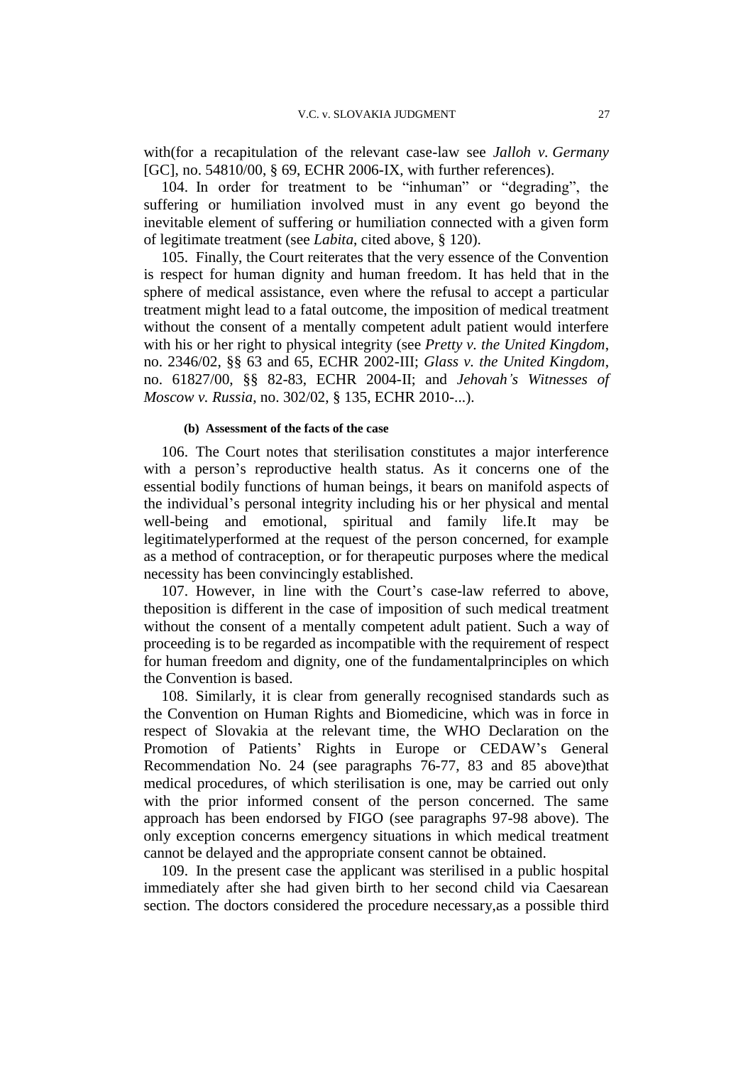with(for a recapitulation of the relevant case-law see *Jalloh v. Germany* [GC], no. 54810/00, § 69, ECHR 2006-IX, with further references).

104. In order for treatment to be "inhuman" or "degrading", the suffering or humiliation involved must in any event go beyond the inevitable element of suffering or humiliation connected with a given form of legitimate treatment (see *Labita*, cited above, § 120).

105. Finally, the Court reiterates that the very essence of the Convention is respect for human dignity and human freedom. It has held that in the sphere of medical assistance, even where the refusal to accept a particular treatment might lead to a fatal outcome, the imposition of medical treatment without the consent of a mentally competent adult patient would interfere with his or her right to physical integrity (see *Pretty v. the United Kingdom*, no. 2346/02, §§ 63 and 65, ECHR 2002-III; *Glass v. the United Kingdom*, no. 61827/00, §§ 82-83, ECHR 2004-II; and *Jehovah's Witnesses of Moscow v. Russia*, no. 302/02, § 135, ECHR 2010-...).

#### (b) Assessment of the facts of the case

106. The Court notes that sterilisation constitutes a major interference with a person's reproductive health status. As it concerns one of the essential bodily functions of human beings, it bears on manifold aspects of the individual's personal integrity including his or her physical and mental well-being and emotional, spiritual and family life.It may be legitimatelyperformed at the request of the person concerned, for example as a method of contraception, or for therapeutic purposes where the medical necessity has been convincingly established.

107. However, in line with the Court's case-law referred to above, theposition is different in the case of imposition of such medical treatment without the consent of a mentally competent adult patient. Such a way of proceeding is to be regarded as incompatible with the requirement of respect for human freedom and dignity, one of the fundamentalprinciples on which the Convention is based.

108. Similarly, it is clear from generally recognised standards such as the Convention on Human Rights and Biomedicine, which was in force in respect of Slovakia at the relevant time, the WHO Declaration on the Promotion of Patients' Rights in Europe or CEDAW's General Recommendation No. 24 (see paragraphs 76-77, 83 and 85 above)that medical procedures, of which sterilisation is one, may be carried out only with the prior informed consent of the person concerned. The same approach has been endorsed by FIGO (see paragraphs 97-98 above). The only exception concerns emergency situations in which medical treatment cannot be delayed and the appropriate consent cannot be obtained.

109. In the present case the applicant was sterilised in a public hospital immediately after she had given birth to her second child via Caesarean section. The doctors considered the procedure necessary,as a possible third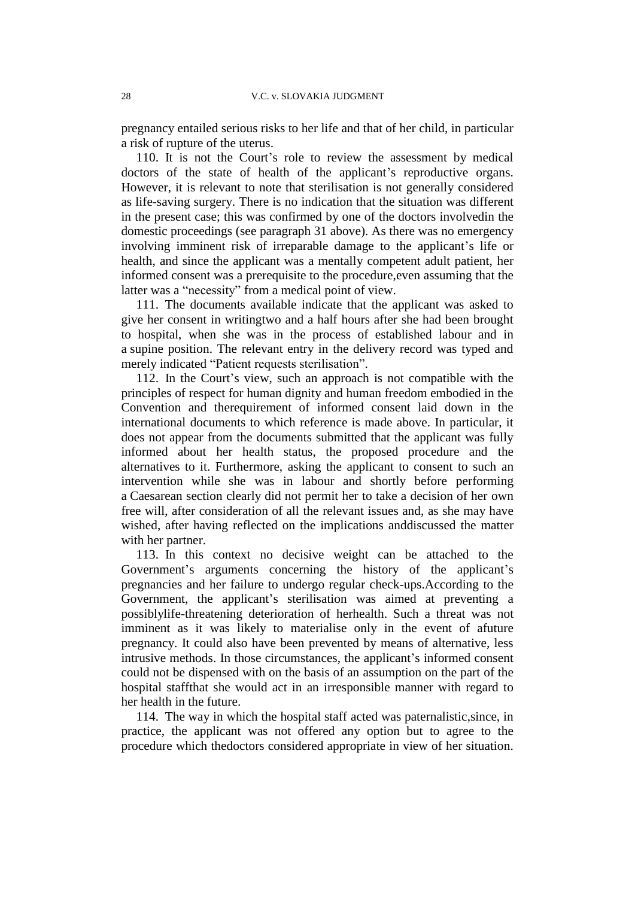pregnancy entailed serious risks to her life and that of her child, in particular a risk of rupture of the uterus.

110. It is not the Court's role to review the assessment by medical doctors of the state of health of the applicant's reproductive organs. However, it is relevant to note that sterilisation is not generally considered as life-saving surgery. There is no indication that the situation was different in the present case; this was confirmed by one of the doctors involvedin the domestic proceedings (see paragraph 31 above). As there was no emergency involving imminent risk of irreparable damage to the applicant's life or health, and since the applicant was a mentally competent adult patient, her informed consent was a prerequisite to the procedure,even assuming that the latter was a "necessity" from a medical point of view.

111. The documents available indicate that the applicant was asked to give her consent in writingtwo and a half hours after she had been brought to hospital, when she was in the process of established labour and in a supine position. The relevant entry in the delivery record was typed and merely indicated "Patient requests sterilisation".

112. In the Court's view, such an approach is not compatible with the principles of respect for human dignity and human freedom embodied in the Convention and therequirement of informed consent laid down in the international documents to which reference is made above. In particular, it does not appear from the documents submitted that the applicant was fully informed about her health status, the proposed procedure and the alternatives to it. Furthermore, asking the applicant to consent to such an intervention while she was in labour and shortly before performing a Caesarean section clearly did not permit her to take a decision of her own free will, after consideration of all the relevant issues and, as she may have wished, after having reflected on the implications anddiscussed the matter with her partner.

113. In this context no decisive weight can be attached to the Government's arguments concerning the history of the applicant's pregnancies and her failure to undergo regular check-ups.According to the Government, the applicant's sterilisation was aimed at preventing a possiblylife-threatening deterioration of herhealth. Such a threat was not imminent as it was likely to materialise only in the event of afuture pregnancy. It could also have been prevented by means of alternative, less intrusive methods. In those circumstances, the applicant's informed consent could not be dispensed with on the basis of an assumption on the part of the hospital staffthat she would act in an irresponsible manner with regard to her health in the future.

114. The way in which the hospital staff acted was paternalistic,since, in practice, the applicant was not offered any option but to agree to the procedure which thedoctors considered appropriate in view of her situation.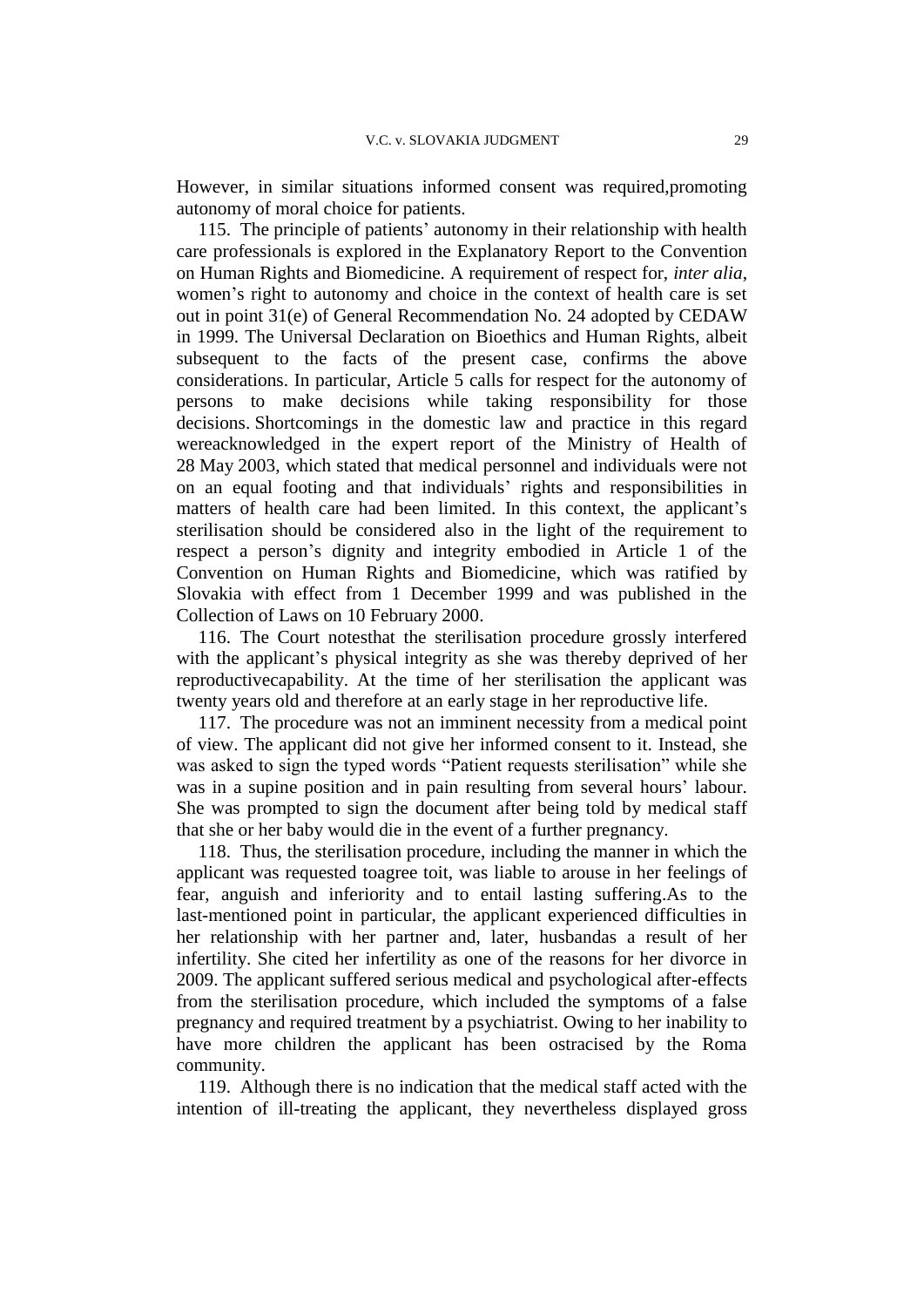However, in similar situations informed consent was required,promoting autonomy of moral choice for patients.

115. The principle of patients' autonomy in their relationship with health care professionals is explored in the Explanatory Report to the Convention on Human Rights and Biomedicine. A requirement of respect for, *inter alia*, women's right to autonomy and choice in the context of health care is set out in point 31(e) of General Recommendation No. 24 adopted by CEDAW in 1999. The Universal Declaration on Bioethics and Human Rights, albeit subsequent to the facts of the present case, confirms the above considerations. In particular, Article 5 calls for respect for the autonomy of persons to make decisions while taking responsibility for those decisions. Shortcomings in the domestic law and practice in this regard wereacknowledged in the expert report of the Ministry of Health of 28 May 2003, which stated that medical personnel and individuals were not on an equal footing and that individuals' rights and responsibilities in matters of health care had been limited. In this context, the applicant's sterilisation should be considered also in the light of the requirement to respect a person's dignity and integrity embodied in Article 1 of the Convention on Human Rights and Biomedicine, which was ratified by Slovakia with effect from 1 December 1999 and was published in the Collection of Laws on 10 February 2000.

116. The Court notesthat the sterilisation procedure grossly interfered with the applicant's physical integrity as she was thereby deprived of her reproductivecapability. At the time of her sterilisation the applicant was twenty years old and therefore at an early stage in her reproductive life.

117. The procedure was not an imminent necessity from a medical point of view. The applicant did not give her informed consent to it. Instead, she was asked to sign the typed words "Patient requests sterilisation" while she was in a supine position and in pain resulting from several hours' labour. She was prompted to sign the document after being told by medical staff that she or her baby would die in the event of a further pregnancy.

118. Thus, the sterilisation procedure, including the manner in which the applicant was requested toagree toit, was liable to arouse in her feelings of fear, anguish and inferiority and to entail lasting suffering.As to the last-mentioned point in particular, the applicant experienced difficulties in her relationship with her partner and, later, husbandas a result of her infertility. She cited her infertility as one of the reasons for her divorce in 2009. The applicant suffered serious medical and psychological after-effects from the sterilisation procedure, which included the symptoms of a false pregnancy and required treatment by a psychiatrist. Owing to her inability to have more children the applicant has been ostracised by the Roma community.

119. Although there is no indication that the medical staff acted with the intention of ill-treating the applicant, they nevertheless displayed gross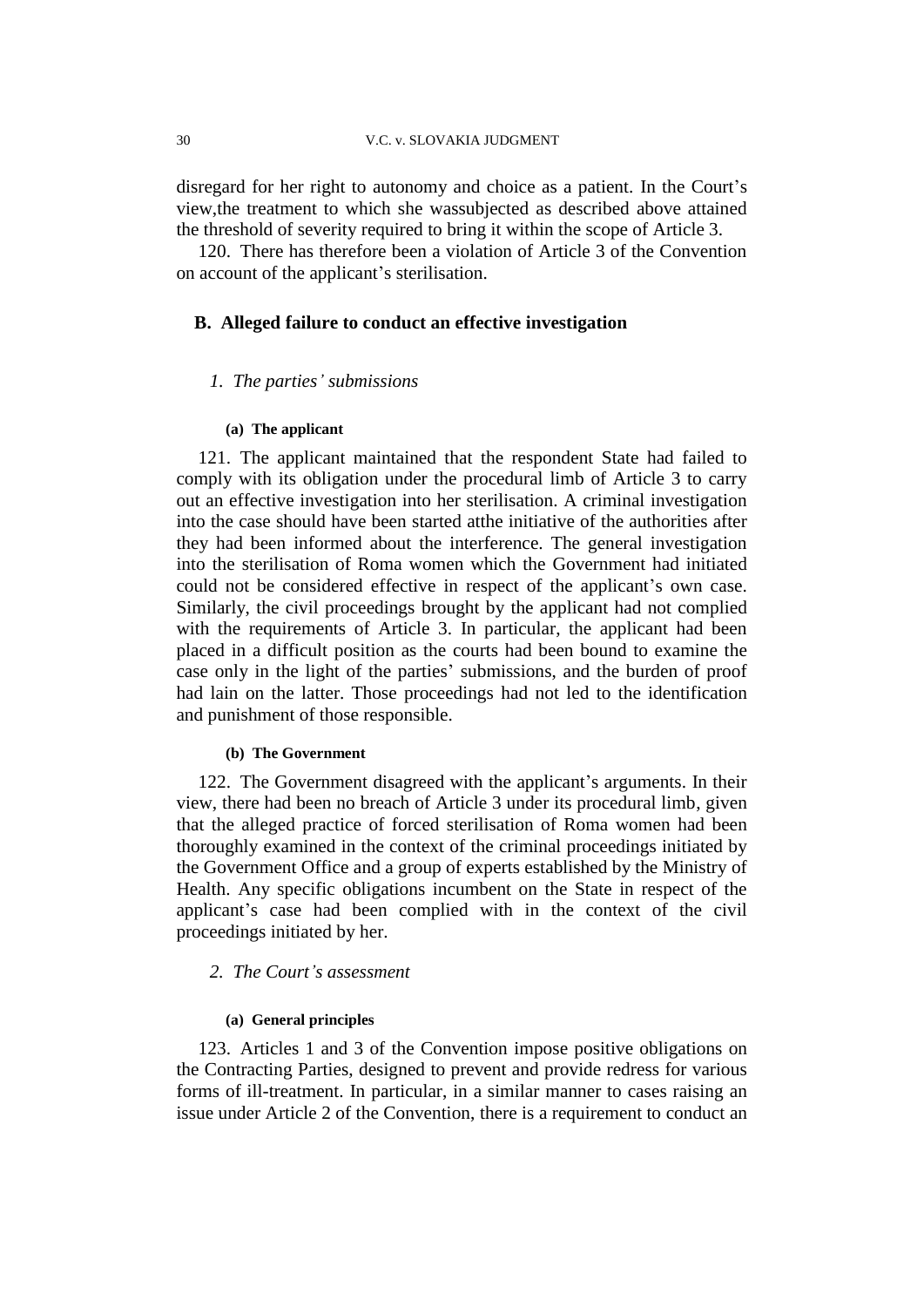disregard for her right to autonomy and choice as a patient. In the Court's view,the treatment to which she wassubjected as described above attained the threshold of severity required to bring it within the scope of Article 3.

120. There has therefore been a violation of Article 3 of the Convention on account of the applicant's sterilisation.

## B. Alleged failure to conduct an effective investigation

### *1. The parties' submissions*

#### (a) The applicant

121. The applicant maintained that the respondent State had failed to comply with its obligation under the procedural limb of Article 3 to carry out an effective investigation into her sterilisation. A criminal investigation into the case should have been started atthe initiative of the authorities after they had been informed about the interference. The general investigation into the sterilisation of Roma women which the Government had initiated could not be considered effective in respect of the applicant's own case. Similarly, the civil proceedings brought by the applicant had not complied with the requirements of Article 3. In particular, the applicant had been placed in a difficult position as the courts had been bound to examine the case only in the light of the parties' submissions, and the burden of proof had lain on the latter. Those proceedings had not led to the identification and punishment of those responsible.

#### (b) The Government

122. The Government disagreed with the applicant's arguments. In their view, there had been no breach of Article 3 under its procedural limb, given that the alleged practice of forced sterilisation of Roma women had been thoroughly examined in the context of the criminal proceedings initiated by the Government Office and a group of experts established by the Ministry of Health. Any specific obligations incumbent on the State in respect of the applicant's case had been complied with in the context of the civil proceedings initiated by her.

### *2. The Court's assessment*

#### (a) General principles

123. Articles 1 and 3 of the Convention impose positive obligations on the Contracting Parties, designed to prevent and provide redress for various forms of ill-treatment. In particular, in a similar manner to cases raising an issue under Article 2 of the Convention, there is a requirement to conduct an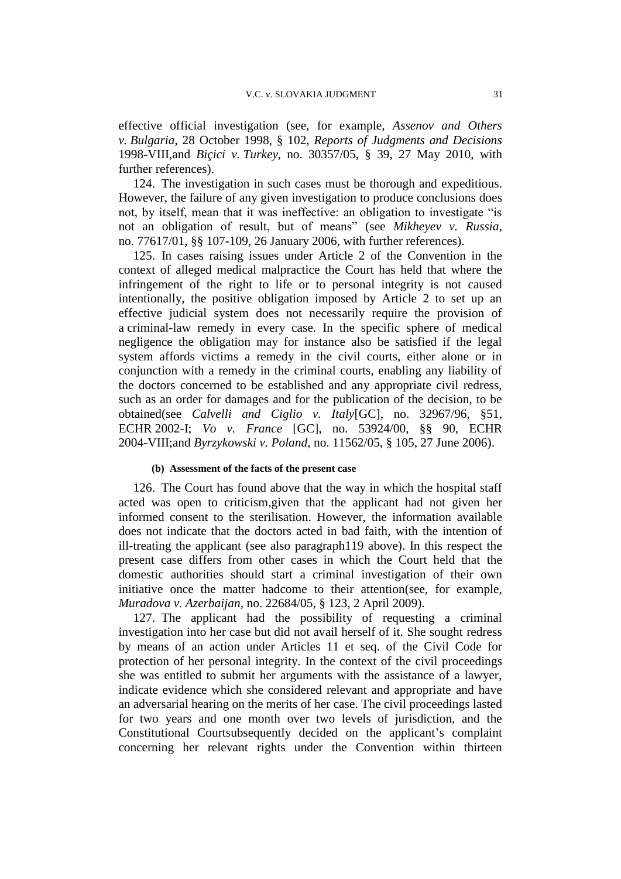effective official investigation (see, for example, *Assenov and Others v. Bulgaria*, 28 October 1998, § 102, *Reports of Judgments and Decisions* 1998-VIII,and *Biçici v. Turkey*, no. 30357/05, § 39, 27 May 2010, with further references).

124. The investigation in such cases must be thorough and expeditious. However, the failure of any given investigation to produce conclusions does not, by itself, mean that it was ineffective: an obligation to investigate "is not an obligation of result, but of means" (see *Mikheyev v. Russia*, no. 77617/01, §§ 107-109, 26 January 2006, with further references).

125. In cases raising issues under Article 2 of the Convention in the context of alleged medical malpractice the Court has held that where the infringement of the right to life or to personal integrity is not caused intentionally, the positive obligation imposed by Article 2 to set up an effective judicial system does not necessarily require the provision of a criminal-law remedy in every case. In the specific sphere of medical negligence the obligation may for instance also be satisfied if the legal system affords victims a remedy in the civil courts, either alone or in conjunction with a remedy in the criminal courts, enabling any liability of the doctors concerned to be established and any appropriate civil redress, such as an order for damages and for the publication of the decision, to be obtained(see *Calvelli and Ciglio v. Italy*[GC], no. 32967/96, §51, ECHR 2002-I; *Vo v. France* [GC], no. 53924/00, §§ 90, ECHR 2004-VIII;and *Byrzykowski v. Poland*, no. 11562/05, § 105, 27 June 2006).

#### (b) Assessment of the facts of the present case

126. The Court has found above that the way in which the hospital staff acted was open to criticism,given that the applicant had not given her informed consent to the sterilisation. However, the information available does not indicate that the doctors acted in bad faith, with the intention of ill-treating the applicant (see also paragraph119 above). In this respect the present case differs from other cases in which the Court held that the domestic authorities should start a criminal investigation of their own initiative once the matter hadcome to their attention(see, for example, *Muradova v. Azerbaijan*, no. 22684/05, § 123, 2 April 2009).

127. The applicant had the possibility of requesting a criminal investigation into her case but did not avail herself of it. She sought redress by means of an action under Articles 11 et seq. of the Civil Code for protection of her personal integrity. In the context of the civil proceedings she was entitled to submit her arguments with the assistance of a lawyer, indicate evidence which she considered relevant and appropriate and have an adversarial hearing on the merits of her case. The civil proceedings lasted for two years and one month over two levels of jurisdiction, and the Constitutional Courtsubsequently decided on the applicant's complaint concerning her relevant rights under the Convention within thirteen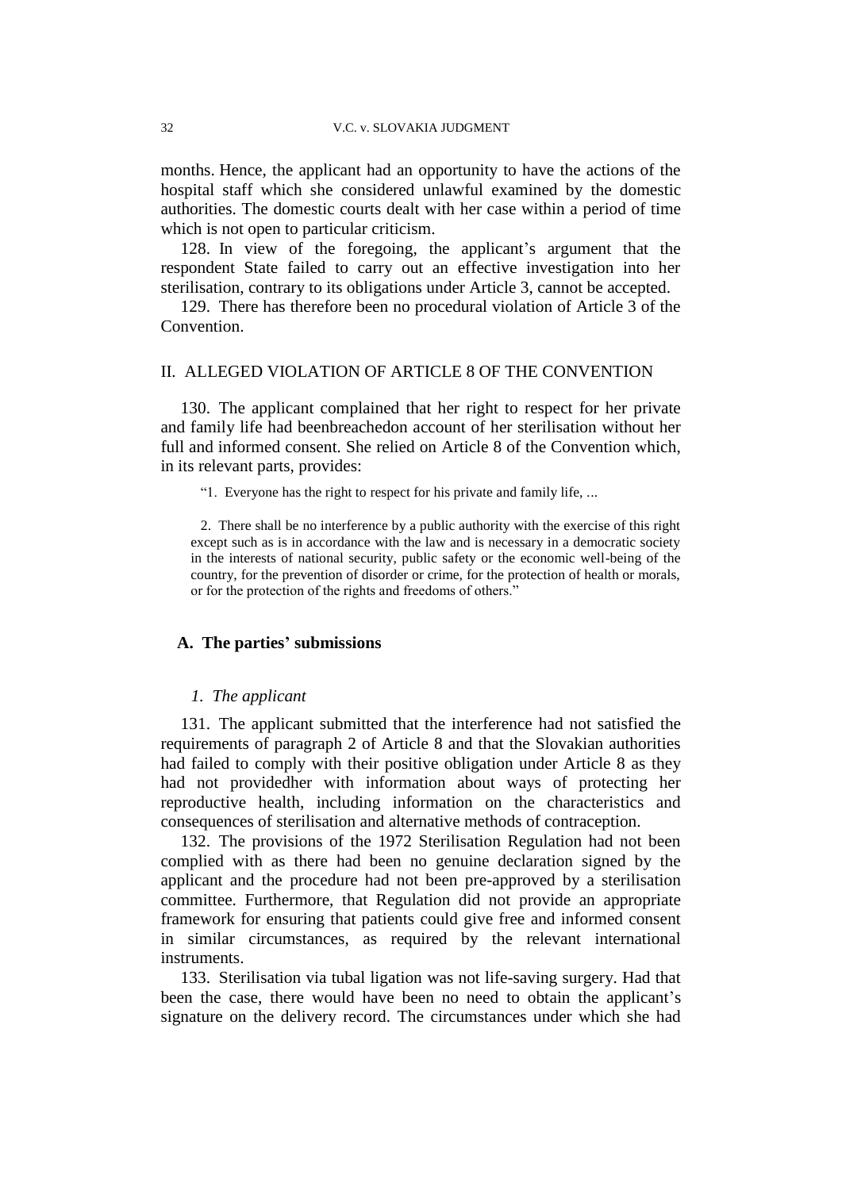months. Hence, the applicant had an opportunity to have the actions of the hospital staff which she considered unlawful examined by the domestic authorities. The domestic courts dealt with her case within a period of time which is not open to particular criticism.

128. In view of the foregoing, the applicant's argument that the respondent State failed to carry out an effective investigation into her sterilisation, contrary to its obligations under Article 3, cannot be accepted.

129. There has therefore been no procedural violation of Article 3 of the Convention.

## II. ALLEGED VIOLATION OF ARTICLE 8 OF THE CONVENTION

130. The applicant complained that her right to respect for her private and family life had beenbreachedon account of her sterilisation without her full and informed consent. She relied on Article 8 of the Convention which, in its relevant parts, provides:

> "1. Everyone has the right to respect for his private and family life, ...
>
> 2. There shall be no interference by a public authority with the exercise of this right except such as is in accordance with the law and is necessary in a democratic society in the interests of national security, public safety or the economic well-being of the country, for the prevention of disorder or crime, for the protection of health or morals, or for the protection of the rights and freedoms of others."

### A. The parties' submissions

#### *1. The applicant*

131. The applicant submitted that the interference had not satisfied the requirements of paragraph 2 of Article 8 and that the Slovakian authorities had failed to comply with their positive obligation under Article 8 as they had not providedher with information about ways of protecting her reproductive health, including information on the characteristics and consequences of sterilisation and alternative methods of contraception.

132. The provisions of the 1972 Sterilisation Regulation had not been complied with as there had been no genuine declaration signed by the applicant and the procedure had not been pre-approved by a sterilisation committee. Furthermore, that Regulation did not provide an appropriate framework for ensuring that patients could give free and informed consent in similar circumstances, as required by the relevant international instruments.

133. Sterilisation via tubal ligation was not life-saving surgery. Had that been the case, there would have been no need to obtain the applicant's signature on the delivery record. The circumstances under which she had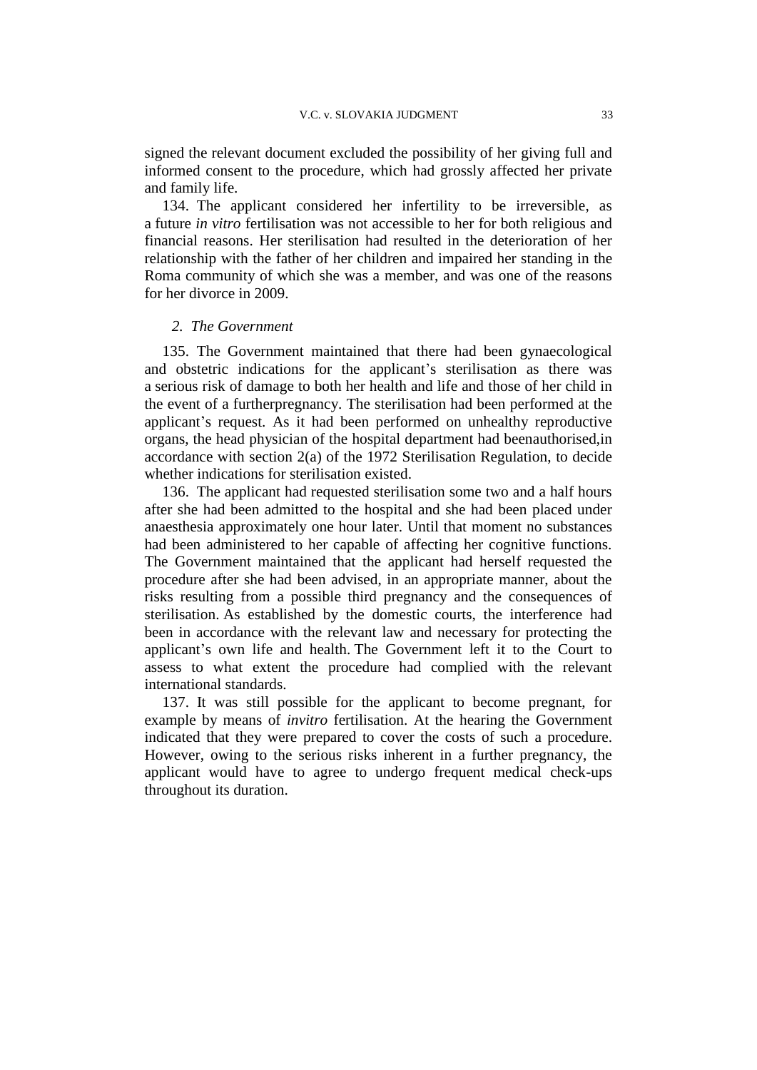signed the relevant document excluded the possibility of her giving full and informed consent to the procedure, which had grossly affected her private and family life.

134. The applicant considered her infertility to be irreversible, as a future *in vitro* fertilisation was not accessible to her for both religious and financial reasons. Her sterilisation had resulted in the deterioration of her relationship with the father of her children and impaired her standing in the Roma community of which she was a member, and was one of the reasons for her divorce in 2009.

### *2. The Government*

135. The Government maintained that there had been gynaecological and obstetric indications for the applicant's sterilisation as there was a serious risk of damage to both her health and life and those of her child in the event of a furtherpregnancy. The sterilisation had been performed at the applicant's request. As it had been performed on unhealthy reproductive organs, the head physician of the hospital department had beenauthorised,in accordance with section 2(a) of the 1972 Sterilisation Regulation, to decide whether indications for sterilisation existed.

136. The applicant had requested sterilisation some two and a half hours after she had been admitted to the hospital and she had been placed under anaesthesia approximately one hour later. Until that moment no substances had been administered to her capable of affecting her cognitive functions. The Government maintained that the applicant had herself requested the procedure after she had been advised, in an appropriate manner, about the risks resulting from a possible third pregnancy and the consequences of sterilisation. As established by the domestic courts, the interference had been in accordance with the relevant law and necessary for protecting the applicant's own life and health. The Government left it to the Court to assess to what extent the procedure had complied with the relevant international standards.

137. It was still possible for the applicant to become pregnant, for example by means of *invitro* fertilisation. At the hearing the Government indicated that they were prepared to cover the costs of such a procedure. However, owing to the serious risks inherent in a further pregnancy, the applicant would have to agree to undergo frequent medical check-ups throughout its duration.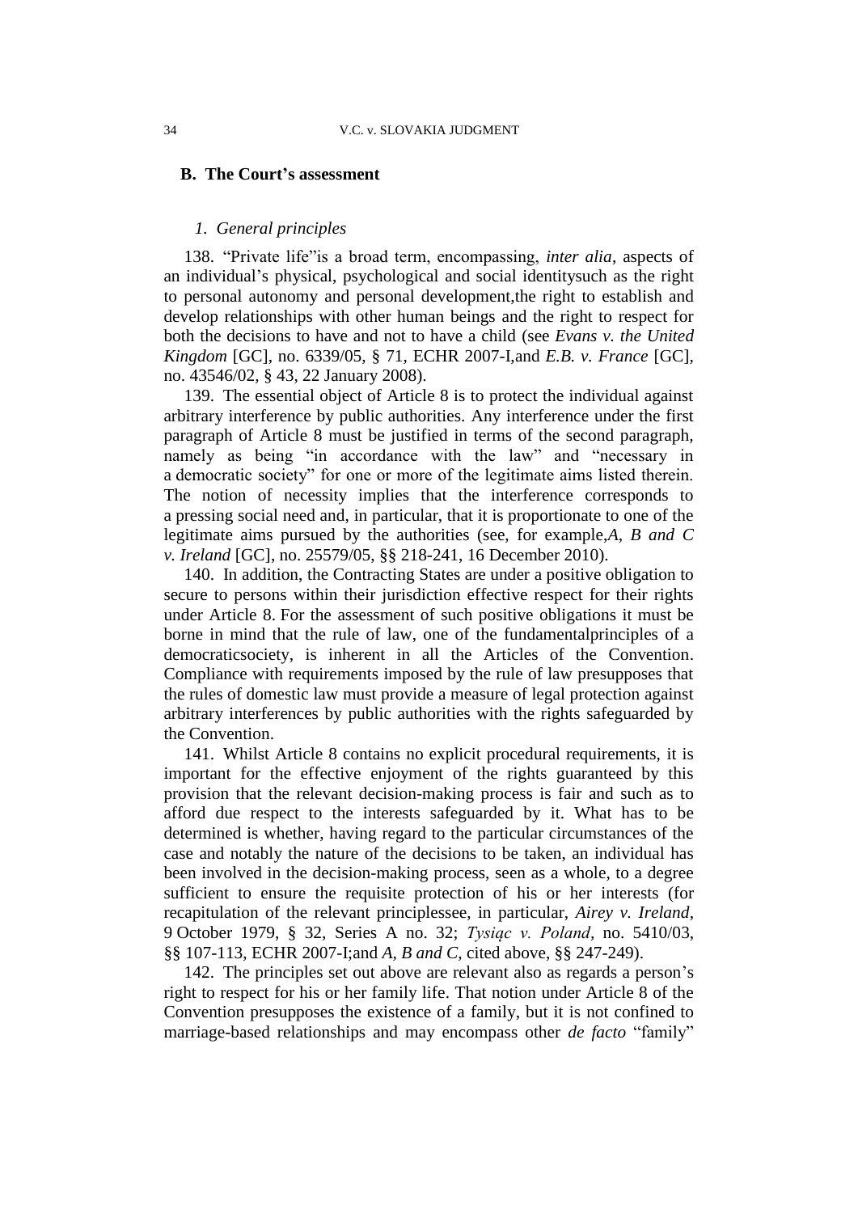### B. The Court's assessment

#### 1. General principles

138. "Private life"is a broad term, encompassing, *inter alia*, aspects of an individual's physical, psychological and social identitysuch as the right to personal autonomy and personal development,the right to establish and develop relationships with other human beings and the right to respect for both the decisions to have and not to have a child (see *Evans v. the United Kingdom* [GC], no. 6339/05, § 71, ECHR 2007-I,and *E.B. v. France* [GC], no. 43546/02, § 43, 22 January 2008).

139. The essential object of Article 8 is to protect the individual against arbitrary interference by public authorities. Any interference under the first paragraph of Article 8 must be justified in terms of the second paragraph, namely as being "in accordance with the law" and "necessary in a democratic society" for one or more of the legitimate aims listed therein. The notion of necessity implies that the interference corresponds to a pressing social need and, in particular, that it is proportionate to one of the legitimate aims pursued by the authorities (see, for example,*A, B and C v. Ireland* [GC], no. 25579/05, §§ 218-241, 16 December 2010).

140. In addition, the Contracting States are under a positive obligation to secure to persons within their jurisdiction effective respect for their rights under Article 8. For the assessment of such positive obligations it must be borne in mind that the rule of law, one of the fundamentalprinciples of a democraticsociety, is inherent in all the Articles of the Convention. Compliance with requirements imposed by the rule of law presupposes that the rules of domestic law must provide a measure of legal protection against arbitrary interferences by public authorities with the rights safeguarded by the Convention.

141. Whilst Article 8 contains no explicit procedural requirements, it is important for the effective enjoyment of the rights guaranteed by this provision that the relevant decision-making process is fair and such as to afford due respect to the interests safeguarded by it. What has to be determined is whether, having regard to the particular circumstances of the case and notably the nature of the decisions to be taken, an individual has been involved in the decision-making process, seen as a whole, to a degree sufficient to ensure the requisite protection of his or her interests (for recapitulation of the relevant principlessee, in particular, *Airey v. Ireland*, 9 October 1979, § 32, Series A no. 32; *Tysiąc v. Poland*, no. 5410/03, §§ 107-113, ECHR 2007-I;and *A, B and C,* cited above, §§ 247-249).

142. The principles set out above are relevant also as regards a person's right to respect for his or her family life. That notion under Article 8 of the Convention presupposes the existence of a family, but it is not confined to marriage-based relationships and may encompass other *de facto* "family"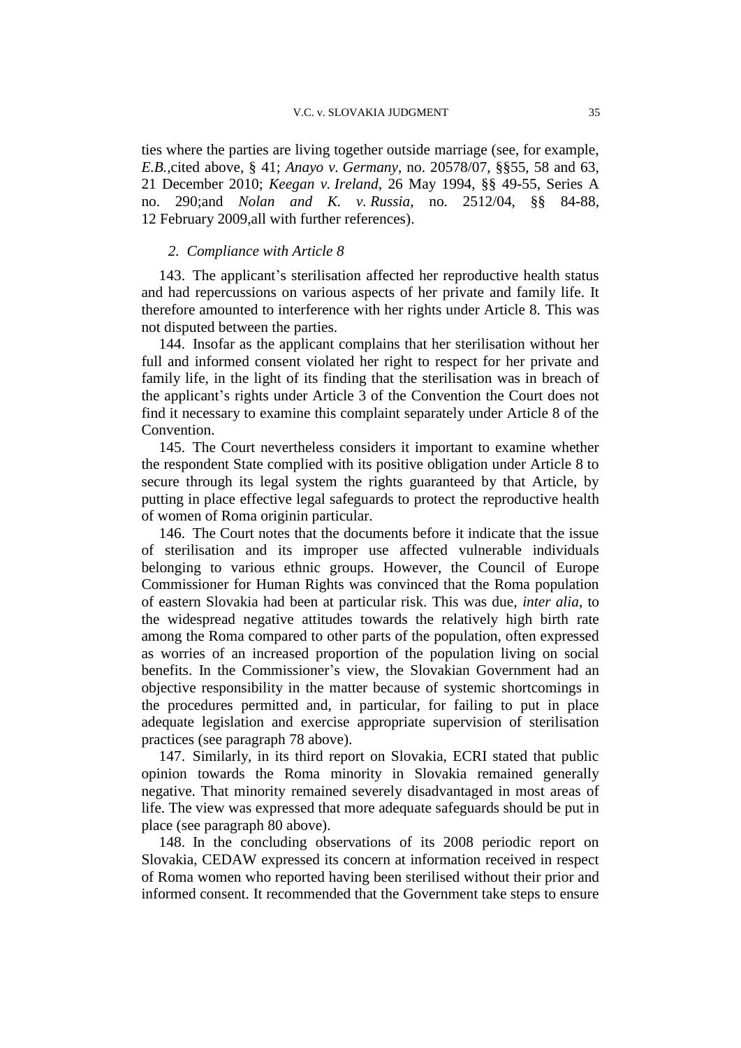ties where the parties are living together outside marriage (see, for example, *E.B.*,cited above, § 41; *Anayo v. Germany*, no. 20578/07, §§55, 58 and 63, 21 December 2010; *Keegan v. Ireland*, 26 May 1994, §§ 49-55, Series A no. 290;and *Nolan and K. v. Russia*, no. 2512/04, §§ 84-88, 12 February 2009,all with further references).

### *2. Compliance with Article 8*

143. The applicant's sterilisation affected her reproductive health status and had repercussions on various aspects of her private and family life. It therefore amounted to interference with her rights under Article 8. This was not disputed between the parties.

144. Insofar as the applicant complains that her sterilisation without her full and informed consent violated her right to respect for her private and family life, in the light of its finding that the sterilisation was in breach of the applicant's rights under Article 3 of the Convention the Court does not find it necessary to examine this complaint separately under Article 8 of the Convention.

145. The Court nevertheless considers it important to examine whether the respondent State complied with its positive obligation under Article 8 to secure through its legal system the rights guaranteed by that Article, by putting in place effective legal safeguards to protect the reproductive health of women of Roma originin particular.

146. The Court notes that the documents before it indicate that the issue of sterilisation and its improper use affected vulnerable individuals belonging to various ethnic groups. However, the Council of Europe Commissioner for Human Rights was convinced that the Roma population of eastern Slovakia had been at particular risk. This was due, *inter alia*, to the widespread negative attitudes towards the relatively high birth rate among the Roma compared to other parts of the population, often expressed as worries of an increased proportion of the population living on social benefits. In the Commissioner's view, the Slovakian Government had an objective responsibility in the matter because of systemic shortcomings in the procedures permitted and, in particular, for failing to put in place adequate legislation and exercise appropriate supervision of sterilisation practices (see paragraph 78 above).

147. Similarly, in its third report on Slovakia, ECRI stated that public opinion towards the Roma minority in Slovakia remained generally negative. That minority remained severely disadvantaged in most areas of life. The view was expressed that more adequate safeguards should be put in place (see paragraph 80 above).

148. In the concluding observations of its 2008 periodic report on Slovakia, CEDAW expressed its concern at information received in respect of Roma women who reported having been sterilised without their prior and informed consent. It recommended that the Government take steps to ensure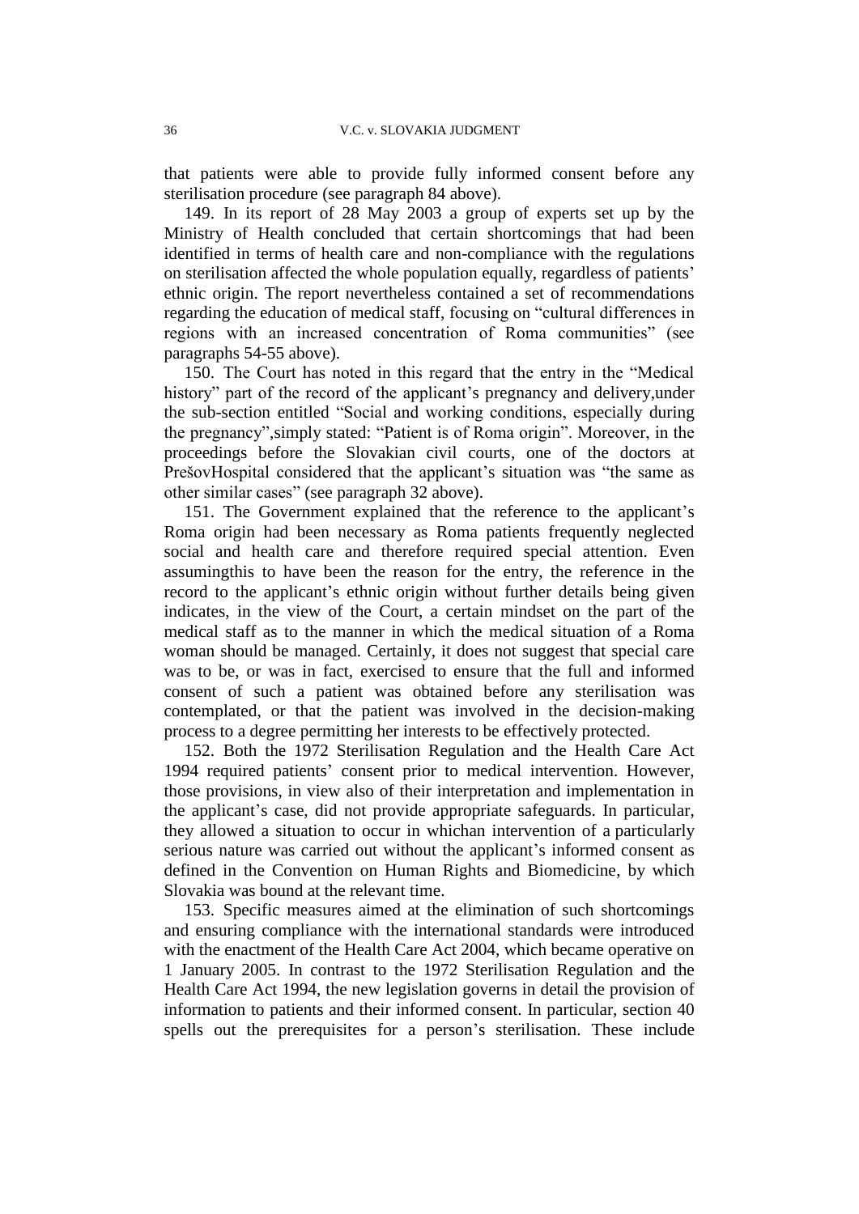that patients were able to provide fully informed consent before any sterilisation procedure (see paragraph 84 above).

149. In its report of 28 May 2003 a group of experts set up by the Ministry of Health concluded that certain shortcomings that had been identified in terms of health care and non-compliance with the regulations on sterilisation affected the whole population equally, regardless of patients' ethnic origin. The report nevertheless contained a set of recommendations regarding the education of medical staff, focusing on "cultural differences in regions with an increased concentration of Roma communities" (see paragraphs 54-55 above).

150. The Court has noted in this regard that the entry in the "Medical history" part of the record of the applicant's pregnancy and delivery,under the sub-section entitled "Social and working conditions, especially during the pregnancy",simply stated: "Patient is of Roma origin". Moreover, in the proceedings before the Slovakian civil courts, one of the doctors at PrešovHospital considered that the applicant's situation was "the same as other similar cases" (see paragraph 32 above).

151. The Government explained that the reference to the applicant's Roma origin had been necessary as Roma patients frequently neglected social and health care and therefore required special attention. Even assumingthis to have been the reason for the entry, the reference in the record to the applicant's ethnic origin without further details being given indicates, in the view of the Court, a certain mindset on the part of the medical staff as to the manner in which the medical situation of a Roma woman should be managed. Certainly, it does not suggest that special care was to be, or was in fact, exercised to ensure that the full and informed consent of such a patient was obtained before any sterilisation was contemplated, or that the patient was involved in the decision-making process to a degree permitting her interests to be effectively protected.

152. Both the 1972 Sterilisation Regulation and the Health Care Act 1994 required patients' consent prior to medical intervention. However, those provisions, in view also of their interpretation and implementation in the applicant's case, did not provide appropriate safeguards. In particular, they allowed a situation to occur in whichan intervention of a particularly serious nature was carried out without the applicant's informed consent as defined in the Convention on Human Rights and Biomedicine, by which Slovakia was bound at the relevant time.

153. Specific measures aimed at the elimination of such shortcomings and ensuring compliance with the international standards were introduced with the enactment of the Health Care Act 2004, which became operative on 1 January 2005. In contrast to the 1972 Sterilisation Regulation and the Health Care Act 1994, the new legislation governs in detail the provision of information to patients and their informed consent. In particular, section 40 spells out the prerequisites for a person's sterilisation. These include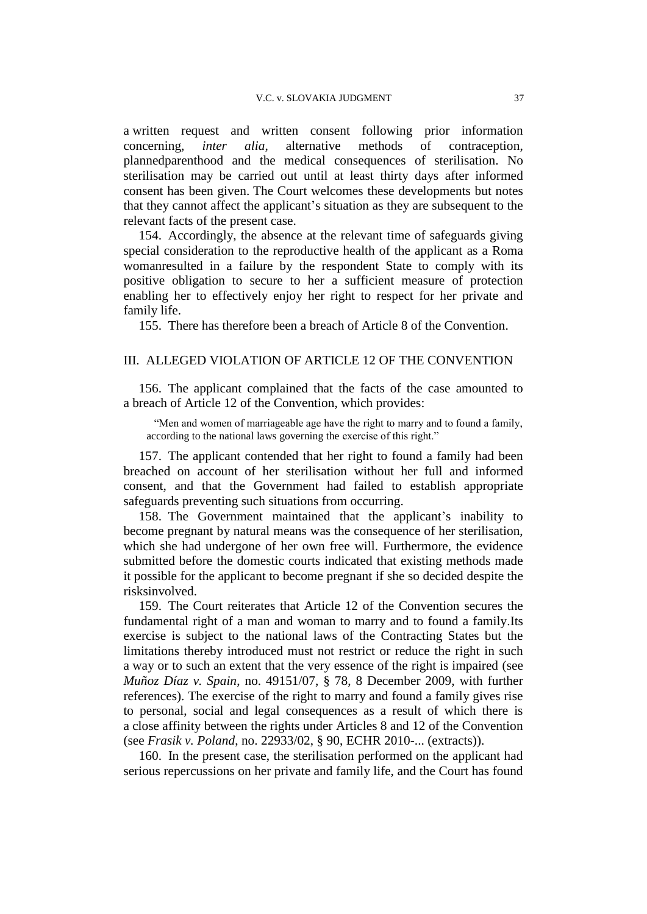a written request and written consent following prior information concerning, *inter alia*, alternative methods of contraception, plannedparenthood and the medical consequences of sterilisation. No sterilisation may be carried out until at least thirty days after informed consent has been given. The Court welcomes these developments but notes that they cannot affect the applicant's situation as they are subsequent to the relevant facts of the present case.

154. Accordingly, the absence at the relevant time of safeguards giving special consideration to the reproductive health of the applicant as a Roma womanresulted in a failure by the respondent State to comply with its positive obligation to secure to her a sufficient measure of protection enabling her to effectively enjoy her right to respect for her private and family life.

155. There has therefore been a breach of Article 8 of the Convention.

## III. ALLEGED VIOLATION OF ARTICLE 12 OF THE CONVENTION

156. The applicant complained that the facts of the case amounted to a breach of Article 12 of the Convention, which provides:

> "Men and women of marriageable age have the right to marry and to found a family, according to the national laws governing the exercise of this right."

157. The applicant contended that her right to found a family had been breached on account of her sterilisation without her full and informed consent, and that the Government had failed to establish appropriate safeguards preventing such situations from occurring.

158. The Government maintained that the applicant's inability to become pregnant by natural means was the consequence of her sterilisation, which she had undergone of her own free will. Furthermore, the evidence submitted before the domestic courts indicated that existing methods made it possible for the applicant to become pregnant if she so decided despite the risksinvolved.

159. The Court reiterates that Article 12 of the Convention secures the fundamental right of a man and woman to marry and to found a family.Its exercise is subject to the national laws of the Contracting States but the limitations thereby introduced must not restrict or reduce the right in such a way or to such an extent that the very essence of the right is impaired (see *Muñoz Díaz v. Spain*, no. 49151/07, § 78, 8 December 2009, with further references). The exercise of the right to marry and found a family gives rise to personal, social and legal consequences as a result of which there is a close affinity between the rights under Articles 8 and 12 of the Convention (see *Frasik v. Poland*, no. 22933/02, § 90, ECHR 2010-... (extracts)).

160. In the present case, the sterilisation performed on the applicant had serious repercussions on her private and family life, and the Court has found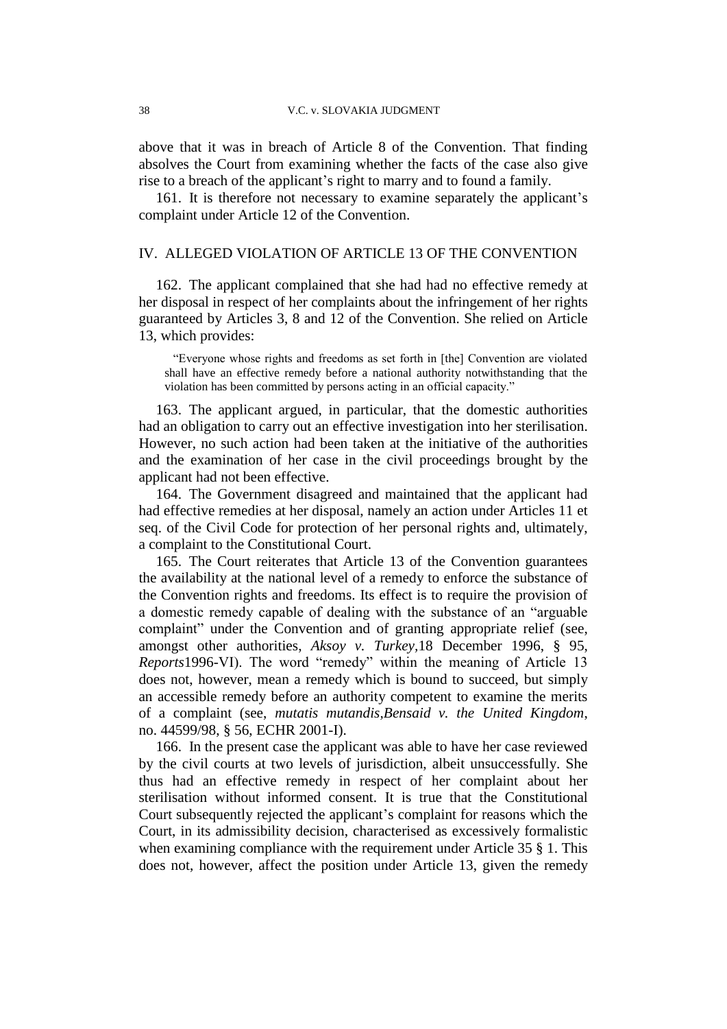above that it was in breach of Article 8 of the Convention. That finding absolves the Court from examining whether the facts of the case also give rise to a breach of the applicant's right to marry and to found a family.

161. It is therefore not necessary to examine separately the applicant's complaint under Article 12 of the Convention.

## IV. ALLEGED VIOLATION OF ARTICLE 13 OF THE CONVENTION

162. The applicant complained that she had had no effective remedy at her disposal in respect of her complaints about the infringement of her rights guaranteed by Articles 3, 8 and 12 of the Convention. She relied on Article 13, which provides:

> "Everyone whose rights and freedoms as set forth in [the] Convention are violated shall have an effective remedy before a national authority notwithstanding that the violation has been committed by persons acting in an official capacity."

163. The applicant argued, in particular, that the domestic authorities had an obligation to carry out an effective investigation into her sterilisation. However, no such action had been taken at the initiative of the authorities and the examination of her case in the civil proceedings brought by the applicant had not been effective.

164. The Government disagreed and maintained that the applicant had had effective remedies at her disposal, namely an action under Articles 11 et seq. of the Civil Code for protection of her personal rights and, ultimately, a complaint to the Constitutional Court.

165. The Court reiterates that Article 13 of the Convention guarantees the availability at the national level of a remedy to enforce the substance of the Convention rights and freedoms. Its effect is to require the provision of a domestic remedy capable of dealing with the substance of an "arguable complaint" under the Convention and of granting appropriate relief (see, amongst other authorities, *Aksoy v. Turkey*, 18 December 1996, § 95, *Reports* 1996-VI). The word "remedy" within the meaning of Article 13 does not, however, mean a remedy which is bound to succeed, but simply an accessible remedy before an authority competent to examine the merits of a complaint (see, *mutatis mutandis*, *Bensaid v. the United Kingdom*, no. 44599/98, § 56, ECHR 2001-I).

166. In the present case the applicant was able to have her case reviewed by the civil courts at two levels of jurisdiction, albeit unsuccessfully. She thus had an effective remedy in respect of her complaint about her sterilisation without informed consent. It is true that the Constitutional Court subsequently rejected the applicant's complaint for reasons which the Court, in its admissibility decision, characterised as excessively formalistic when examining compliance with the requirement under Article 35 § 1. This does not, however, affect the position under Article 13, given the remedy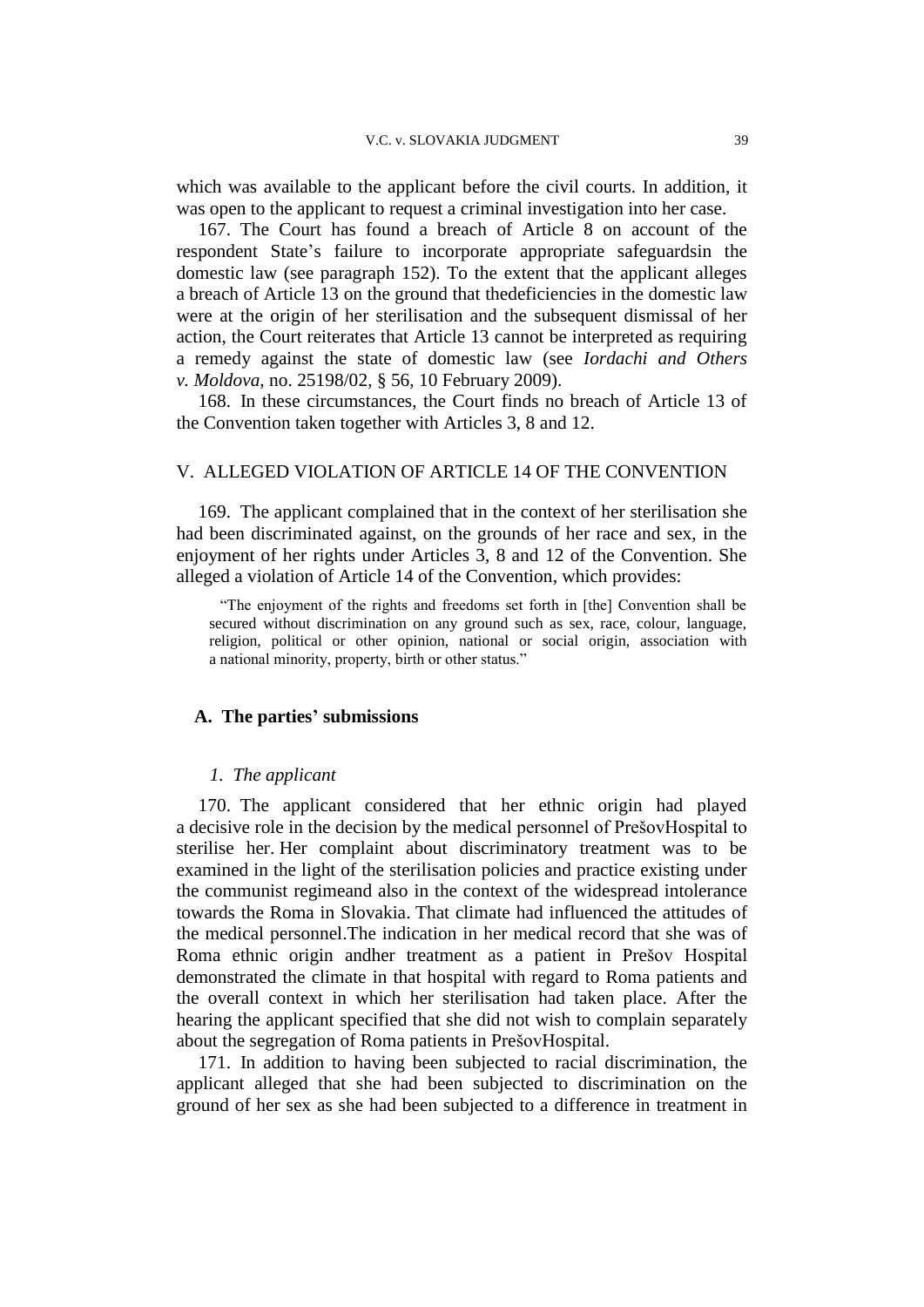which was available to the applicant before the civil courts. In addition, it was open to the applicant to request a criminal investigation into her case.

167. The Court has found a breach of Article 8 on account of the respondent State's failure to incorporate appropriate safeguardsin the domestic law (see paragraph 152). To the extent that the applicant alleges a breach of Article 13 on the ground that thedeficiencies in the domestic law were at the origin of her sterilisation and the subsequent dismissal of her action, the Court reiterates that Article 13 cannot be interpreted as requiring a remedy against the state of domestic law (see *Iordachi and Others v. Moldova*, no. 25198/02, § 56, 10 February 2009).

168. In these circumstances, the Court finds no breach of Article 13 of the Convention taken together with Articles 3, 8 and 12.

## V. ALLEGED VIOLATION OF ARTICLE 14 OF THE CONVENTION

169. The applicant complained that in the context of her sterilisation she had been discriminated against, on the grounds of her race and sex, in the enjoyment of her rights under Articles 3, 8 and 12 of the Convention. She alleged a violation of Article 14 of the Convention, which provides:

> "The enjoyment of the rights and freedoms set forth in [the] Convention shall be secured without discrimination on any ground such as sex, race, colour, language, religion, political or other opinion, national or social origin, association with a national minority, property, birth or other status."

### A. The parties' submissions

#### *1. The applicant*

170. The applicant considered that her ethnic origin had played a decisive role in the decision by the medical personnel of PrešovHospital to sterilise her. Her complaint about discriminatory treatment was to be examined in the light of the sterilisation policies and practice existing under the communist regimeand also in the context of the widespread intolerance towards the Roma in Slovakia. That climate had influenced the attitudes of the medical personnel.The indication in her medical record that she was of Roma ethnic origin andher treatment as a patient in Prešov Hospital demonstrated the climate in that hospital with regard to Roma patients and the overall context in which her sterilisation had taken place. After the hearing the applicant specified that she did not wish to complain separately about the segregation of Roma patients in PrešovHospital.

171. In addition to having been subjected to racial discrimination, the applicant alleged that she had been subjected to discrimination on the ground of her sex as she had been subjected to a difference in treatment in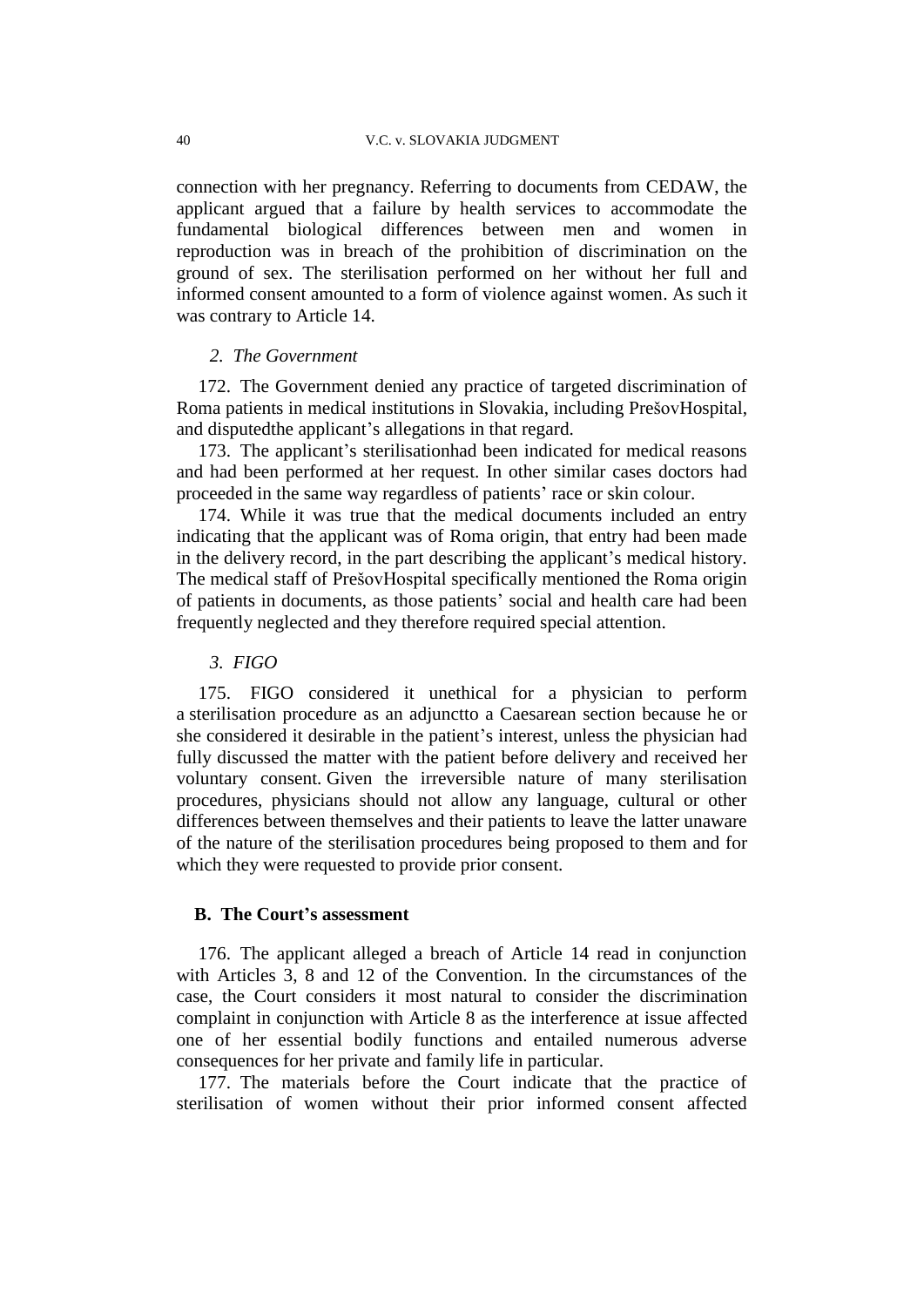connection with her pregnancy. Referring to documents from CEDAW, the applicant argued that a failure by health services to accommodate the fundamental biological differences between men and women in reproduction was in breach of the prohibition of discrimination on the ground of sex. The sterilisation performed on her without her full and informed consent amounted to a form of violence against women. As such it was contrary to Article 14.

### *2. The Government*

172. The Government denied any practice of targeted discrimination of Roma patients in medical institutions in Slovakia, including PrešovHospital, and disputedthe applicant's allegations in that regard.

173. The applicant's sterilisationhad been indicated for medical reasons and had been performed at her request. In other similar cases doctors had proceeded in the same way regardless of patients' race or skin colour.

174. While it was true that the medical documents included an entry indicating that the applicant was of Roma origin, that entry had been made in the delivery record, in the part describing the applicant's medical history. The medical staff of PrešovHospital specifically mentioned the Roma origin of patients in documents, as those patients' social and health care had been frequently neglected and they therefore required special attention.

### *3. FIGO*

175. FIGO considered it unethical for a physician to perform a sterilisation procedure as an adjunctto a Caesarean section because he or she considered it desirable in the patient's interest, unless the physician had fully discussed the matter with the patient before delivery and received her voluntary consent. Given the irreversible nature of many sterilisation procedures, physicians should not allow any language, cultural or other differences between themselves and their patients to leave the latter unaware of the nature of the sterilisation procedures being proposed to them and for which they were requested to provide prior consent.

## B. The Court's assessment

176. The applicant alleged a breach of Article 14 read in conjunction with Articles 3, 8 and 12 of the Convention. In the circumstances of the case, the Court considers it most natural to consider the discrimination complaint in conjunction with Article 8 as the interference at issue affected one of her essential bodily functions and entailed numerous adverse consequences for her private and family life in particular.

177. The materials before the Court indicate that the practice of sterilisation of women without their prior informed consent affected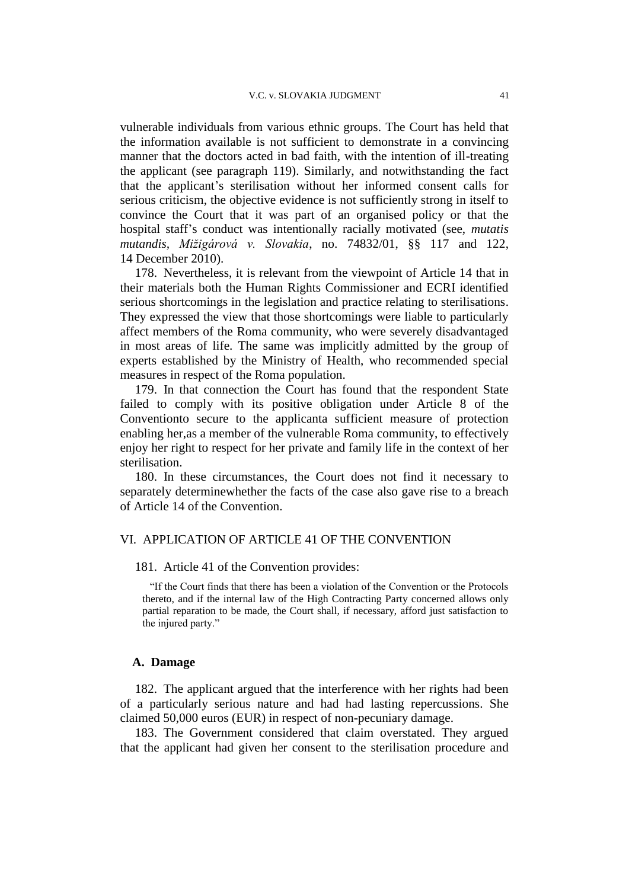vulnerable individuals from various ethnic groups. The Court has held that the information available is not sufficient to demonstrate in a convincing manner that the doctors acted in bad faith, with the intention of ill-treating the applicant (see paragraph 119). Similarly, and notwithstanding the fact that the applicant's sterilisation without her informed consent calls for serious criticism, the objective evidence is not sufficiently strong in itself to convince the Court that it was part of an organised policy or that the hospital staff's conduct was intentionally racially motivated (see, *mutatis mutandis*, *Mižigárová v. Slovakia*, no. 74832/01, §§ 117 and 122, 14 December 2010).

178. Nevertheless, it is relevant from the viewpoint of Article 14 that in their materials both the Human Rights Commissioner and ECRI identified serious shortcomings in the legislation and practice relating to sterilisations. They expressed the view that those shortcomings were liable to particularly affect members of the Roma community, who were severely disadvantaged in most areas of life. The same was implicitly admitted by the group of experts established by the Ministry of Health, who recommended special measures in respect of the Roma population.

179. In that connection the Court has found that the respondent State failed to comply with its positive obligation under Article 8 of the Conventionto secure to the applicanta sufficient measure of protection enabling her,as a member of the vulnerable Roma community, to effectively enjoy her right to respect for her private and family life in the context of her sterilisation.

180. In these circumstances, the Court does not find it necessary to separately determinewhether the facts of the case also gave rise to a breach of Article 14 of the Convention.

## VI. APPLICATION OF ARTICLE 41 OF THE CONVENTION

181. Article 41 of the Convention provides:

> "If the Court finds that there has been a violation of the Convention or the Protocols thereto, and if the internal law of the High Contracting Party concerned allows only partial reparation to be made, the Court shall, if necessary, afford just satisfaction to the injured party."

### A. Damage

182. The applicant argued that the interference with her rights had been of a particularly serious nature and had had lasting repercussions. She claimed 50,000 euros (EUR) in respect of non-pecuniary damage.

183. The Government considered that claim overstated. They argued that the applicant had given her consent to the sterilisation procedure and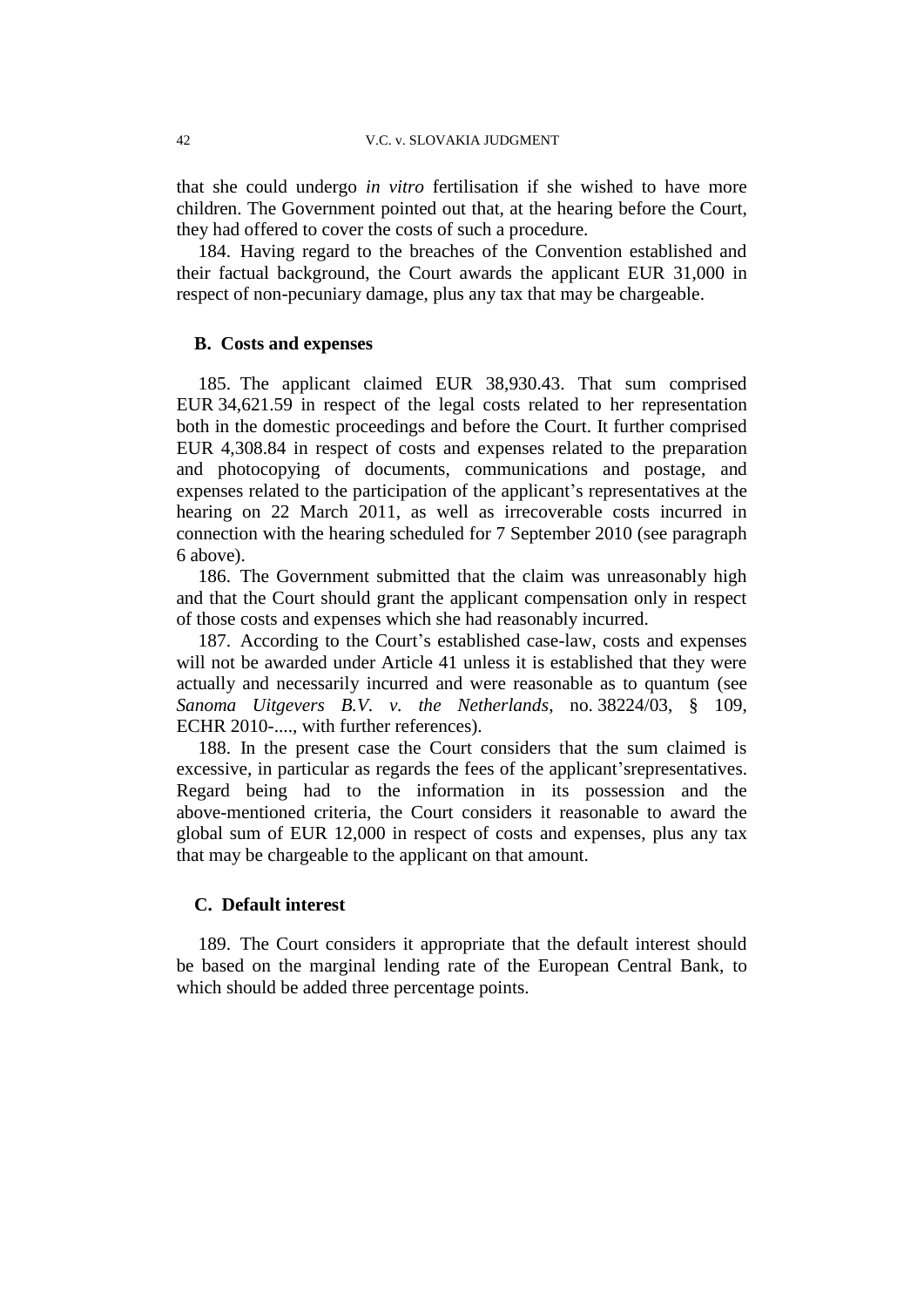that she could undergo *in vitro* fertilisation if she wished to have more children. The Government pointed out that, at the hearing before the Court, they had offered to cover the costs of such a procedure.

184. Having regard to the breaches of the Convention established and their factual background, the Court awards the applicant EUR 31,000 in respect of non-pecuniary damage, plus any tax that may be chargeable.

### B. Costs and expenses

185. The applicant claimed EUR 38,930.43. That sum comprised EUR 34,621.59 in respect of the legal costs related to her representation both in the domestic proceedings and before the Court. It further comprised EUR 4,308.84 in respect of costs and expenses related to the preparation and photocopying of documents, communications and postage, and expenses related to the participation of the applicant's representatives at the hearing on 22 March 2011, as well as irrecoverable costs incurred in connection with the hearing scheduled for 7 September 2010 (see paragraph 6 above).

186. The Government submitted that the claim was unreasonably high and that the Court should grant the applicant compensation only in respect of those costs and expenses which she had reasonably incurred.

187. According to the Court's established case-law, costs and expenses will not be awarded under Article 41 unless it is established that they were actually and necessarily incurred and were reasonable as to quantum (see *Sanoma Uitgevers B.V. v. the Netherlands*, no. 38224/03, § 109, ECHR 2010-...., with further references).

188. In the present case the Court considers that the sum claimed is excessive, in particular as regards the fees of the applicant'srepresentatives. Regard being had to the information in its possession and the above-mentioned criteria, the Court considers it reasonable to award the global sum of EUR 12,000 in respect of costs and expenses, plus any tax that may be chargeable to the applicant on that amount.

### C. Default interest

189. The Court considers it appropriate that the default interest should be based on the marginal lending rate of the European Central Bank, to which should be added three percentage points.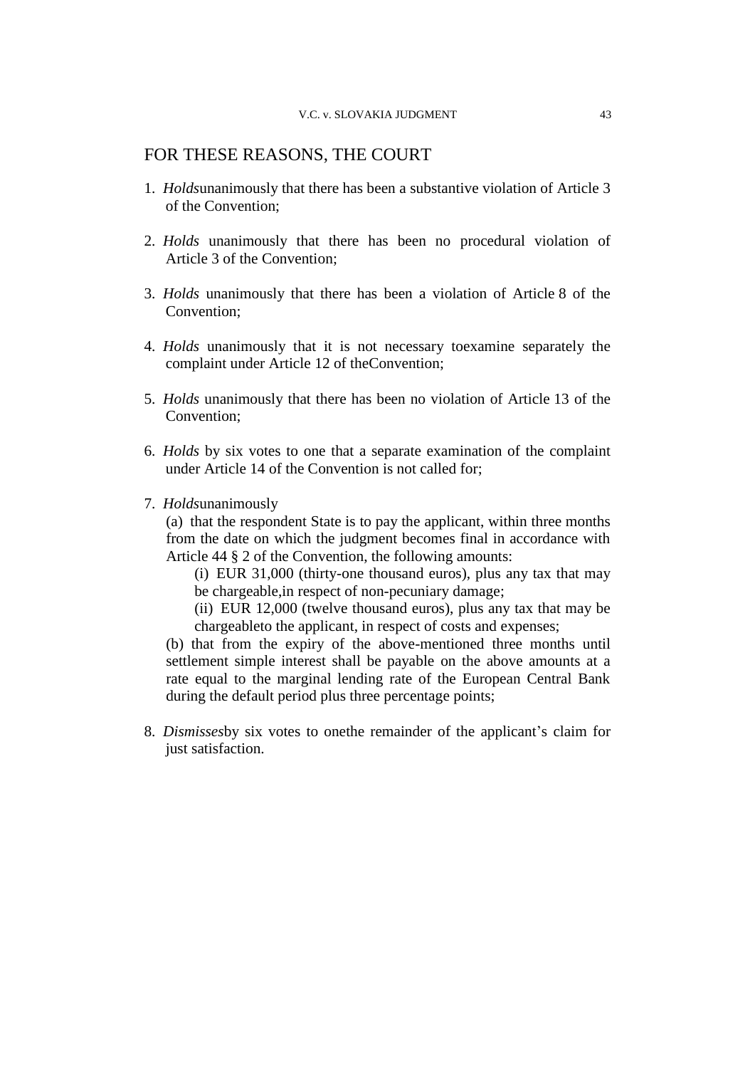# FOR THESE REASONS, THE COURT

1. *Holds*unanimously that there has been a substantive violation of Article 3 of the Convention;

2. *Holds* unanimously that there has been no procedural violation of Article 3 of the Convention;

3. *Holds* unanimously that there has been a violation of Article 8 of the Convention;

4. *Holds* unanimously that it is not necessary toexamine separately the complaint under Article 12 of theConvention;

5. *Holds* unanimously that there has been no violation of Article 13 of the Convention;

6. *Holds* by six votes to one that a separate examination of the complaint under Article 14 of the Convention is not called for;

7. *Holds*unanimously

   (a) that the respondent State is to pay the applicant, within three months from the date on which the judgment becomes final in accordance with Article 44 § 2 of the Convention, the following amounts:

   (i) EUR 31,000 (thirty-one thousand euros), plus any tax that may be chargeable,in respect of non-pecuniary damage;

   (ii) EUR 12,000 (twelve thousand euros), plus any tax that may be chargeableto the applicant, in respect of costs and expenses;

   (b) that from the expiry of the above-mentioned three months until settlement simple interest shall be payable on the above amounts at a rate equal to the marginal lending rate of the European Central Bank during the default period plus three percentage points;

8. *Dismisses*by six votes to onethe remainder of the applicant's claim for just satisfaction.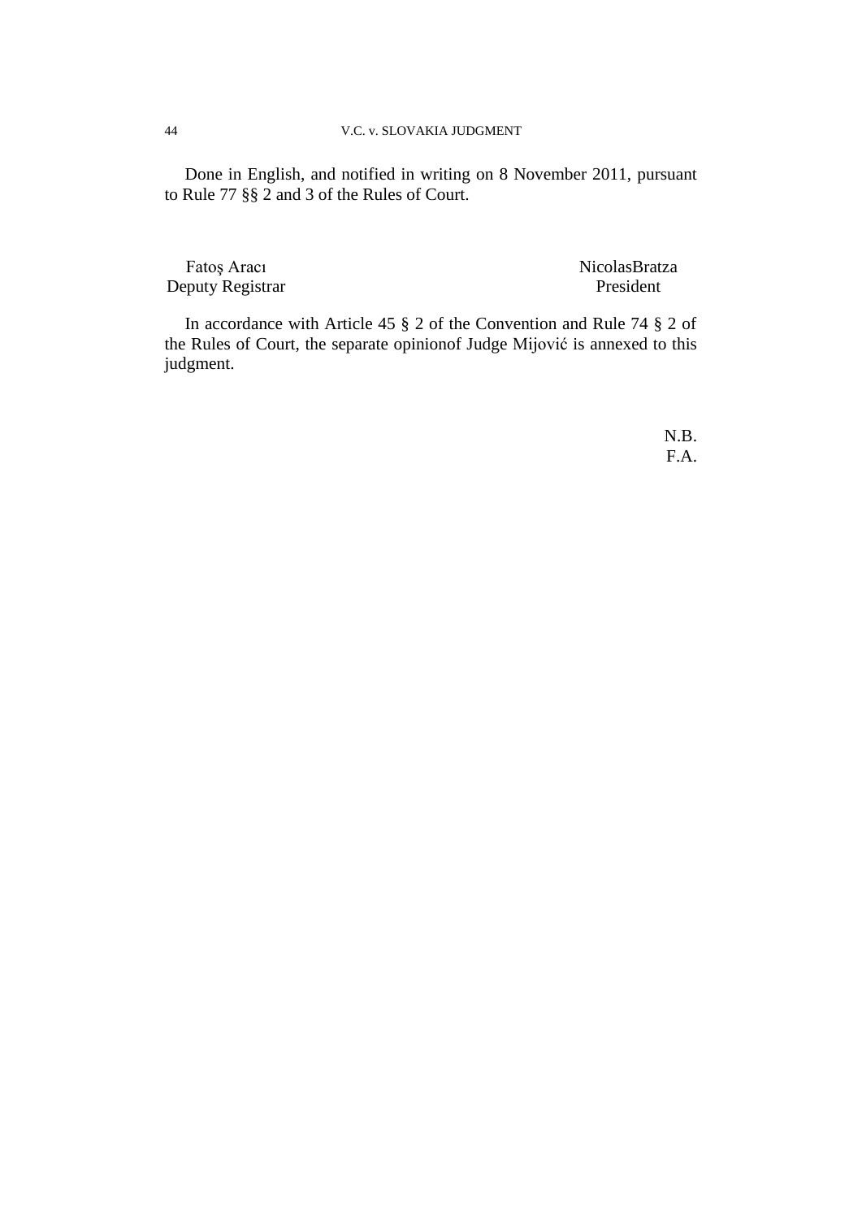Done in English, and notified in writing on 8 November 2011, pursuant to Rule 77 §§ 2 and 3 of the Rules of Court.

| | |
|---|---|
| Fatoş Aracı | NicolasBratza |
| Deputy Registrar | President |

In accordance with Article 45 § 2 of the Convention and Rule 74 § 2 of the Rules of Court, the separate opinionof Judge Mijović is annexed to this judgment.

N.B.
F.A.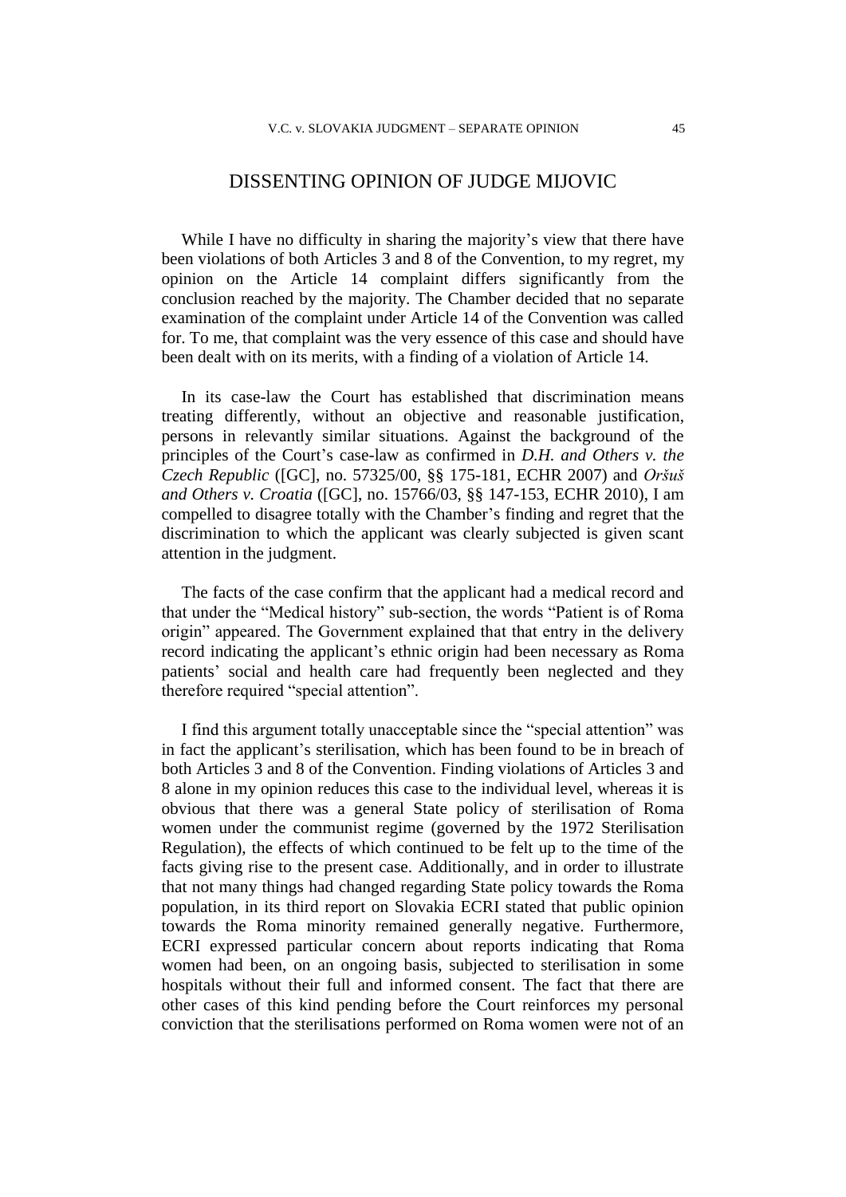# DISSENTING OPINION OF JUDGE MIJOVIC

While I have no difficulty in sharing the majority's view that there have been violations of both Articles 3 and 8 of the Convention, to my regret, my opinion on the Article 14 complaint differs significantly from the conclusion reached by the majority. The Chamber decided that no separate examination of the complaint under Article 14 of the Convention was called for. To me, that complaint was the very essence of this case and should have been dealt with on its merits, with a finding of a violation of Article 14.

In its case-law the Court has established that discrimination means treating differently, without an objective and reasonable justification, persons in relevantly similar situations. Against the background of the principles of the Court's case-law as confirmed in *D.H. and Others v. the Czech Republic* ([GC], no. 57325/00, §§ 175-181, ECHR 2007) and *Oršuš and Others v. Croatia* ([GC], no. 15766/03, §§ 147-153, ECHR 2010), I am compelled to disagree totally with the Chamber's finding and regret that the discrimination to which the applicant was clearly subjected is given scant attention in the judgment.

The facts of the case confirm that the applicant had a medical record and that under the "Medical history" sub-section, the words "Patient is of Roma origin" appeared. The Government explained that that entry in the delivery record indicating the applicant's ethnic origin had been necessary as Roma patients' social and health care had frequently been neglected and they therefore required "special attention".

I find this argument totally unacceptable since the "special attention" was in fact the applicant's sterilisation, which has been found to be in breach of both Articles 3 and 8 of the Convention. Finding violations of Articles 3 and 8 alone in my opinion reduces this case to the individual level, whereas it is obvious that there was a general State policy of sterilisation of Roma women under the communist regime (governed by the 1972 Sterilisation Regulation), the effects of which continued to be felt up to the time of the facts giving rise to the present case. Additionally, and in order to illustrate that not many things had changed regarding State policy towards the Roma population, in its third report on Slovakia ECRI stated that public opinion towards the Roma minority remained generally negative. Furthermore, ECRI expressed particular concern about reports indicating that Roma women had been, on an ongoing basis, subjected to sterilisation in some hospitals without their full and informed consent. The fact that there are other cases of this kind pending before the Court reinforces my personal conviction that the sterilisations performed on Roma women were not of an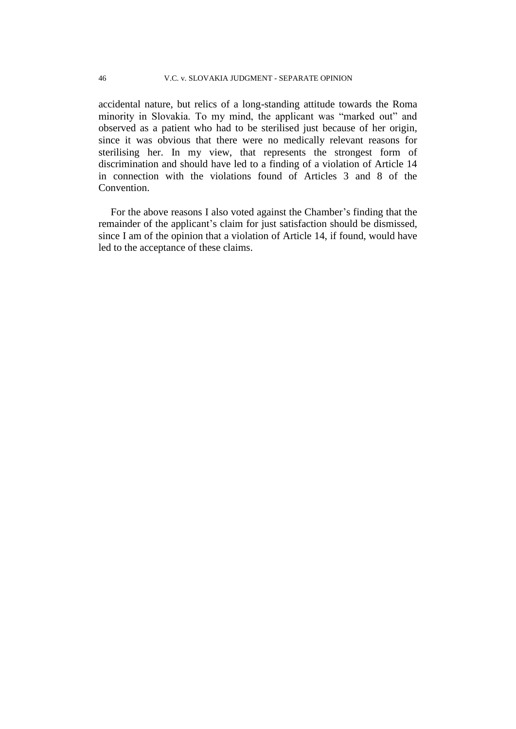accidental nature, but relics of a long-standing attitude towards the Roma minority in Slovakia. To my mind, the applicant was "marked out" and observed as a patient who had to be sterilised just because of her origin, since it was obvious that there were no medically relevant reasons for sterilising her. In my view, that represents the strongest form of discrimination and should have led to a finding of a violation of Article 14 in connection with the violations found of Articles 3 and 8 of the Convention.

For the above reasons I also voted against the Chamber's finding that the remainder of the applicant's claim for just satisfaction should be dismissed, since I am of the opinion that a violation of Article 14, if found, would have led to the acceptance of these claims.